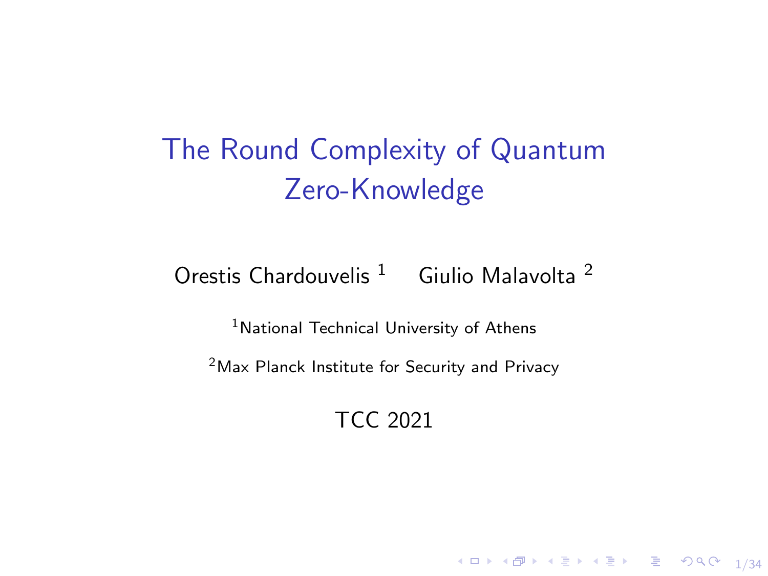# The Round Complexity of Quantum Zero-Knowledge

Orestis Chardouvelis [1] Giulio Malavolta [2]

[1] National Technical University of Athens

[2] Max Planck Institute for Security and Privacy

TCC 2021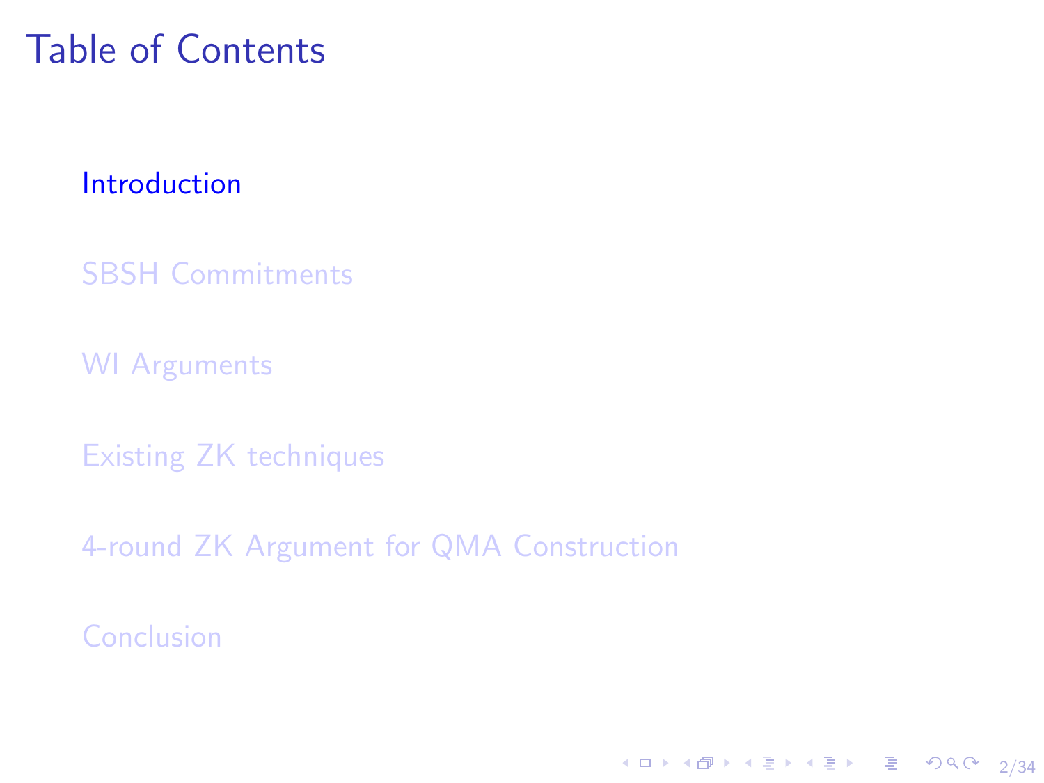# Table of Contents

- Introduction
- SBSH Commitments
- WI Arguments
- Existing ZK techniques
- 4-round ZK Argument for QMA Construction
- Conclusion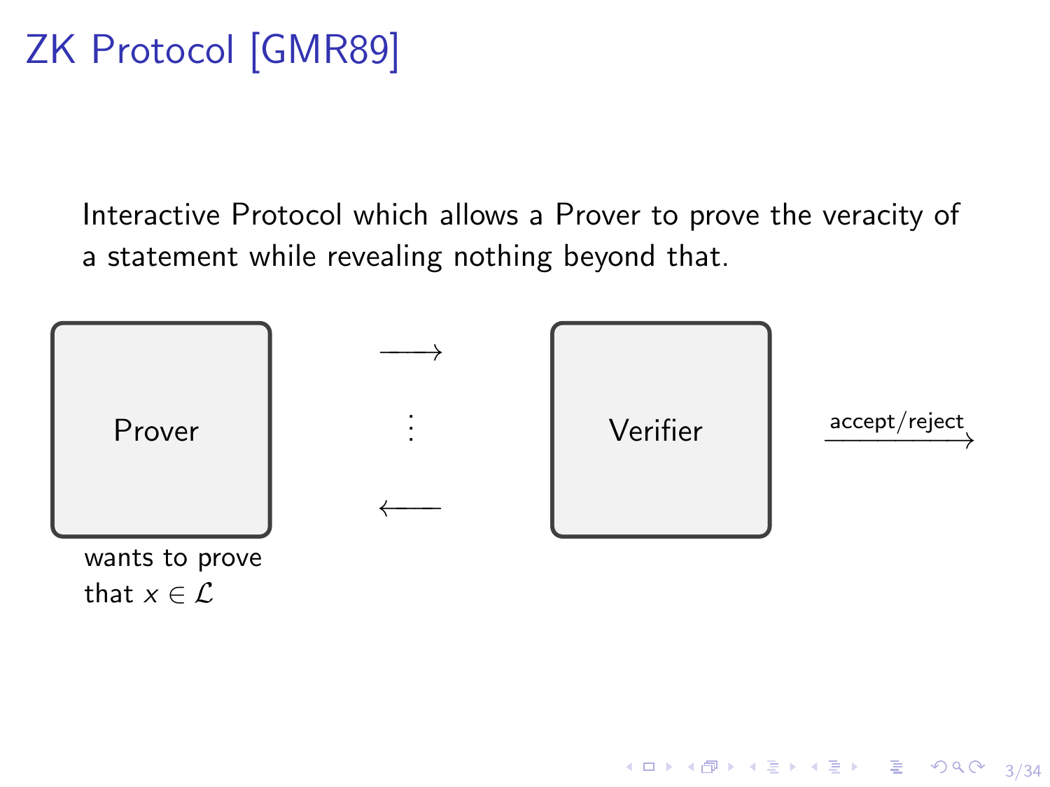# ZK Protocol [GMR89]

Interactive Protocol which allows a Prover to prove the veracity of a statement while revealing nothing beyond that.

Prover

wants to prove that $x \in \mathcal{L}$

$\longrightarrow$

$\vdots$

$\longleftarrow$

Verifier

$\xrightarrow{\text{accept/reject}}$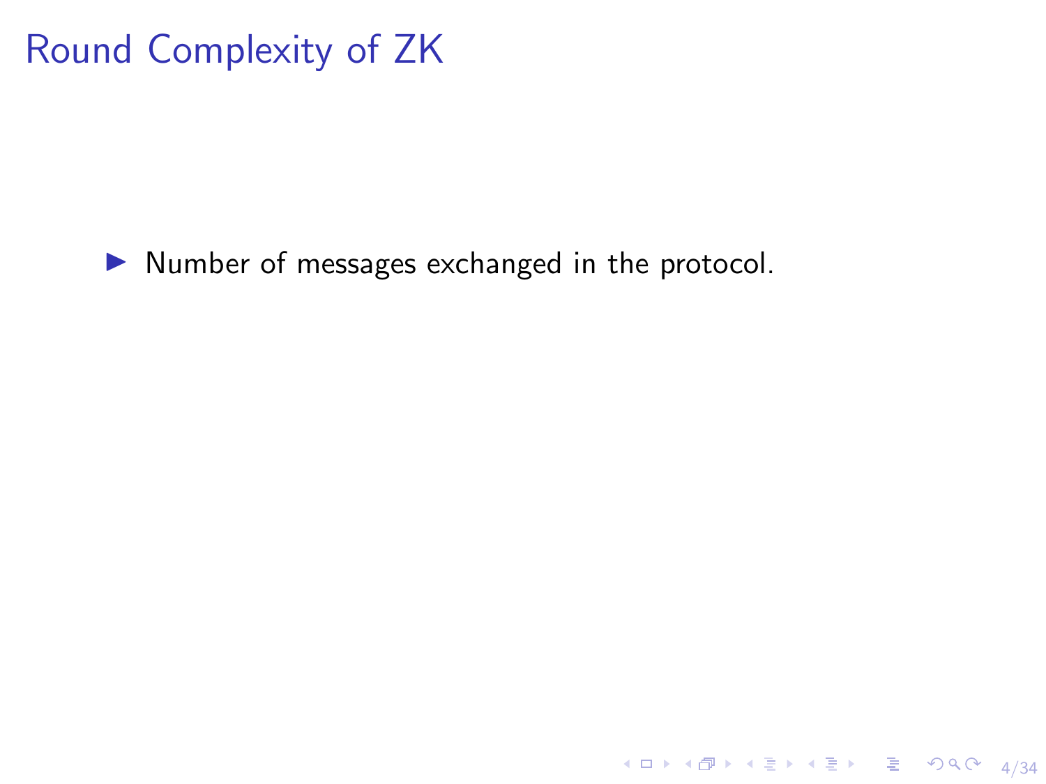# Round Complexity of ZK

- Number of messages exchanged in the protocol.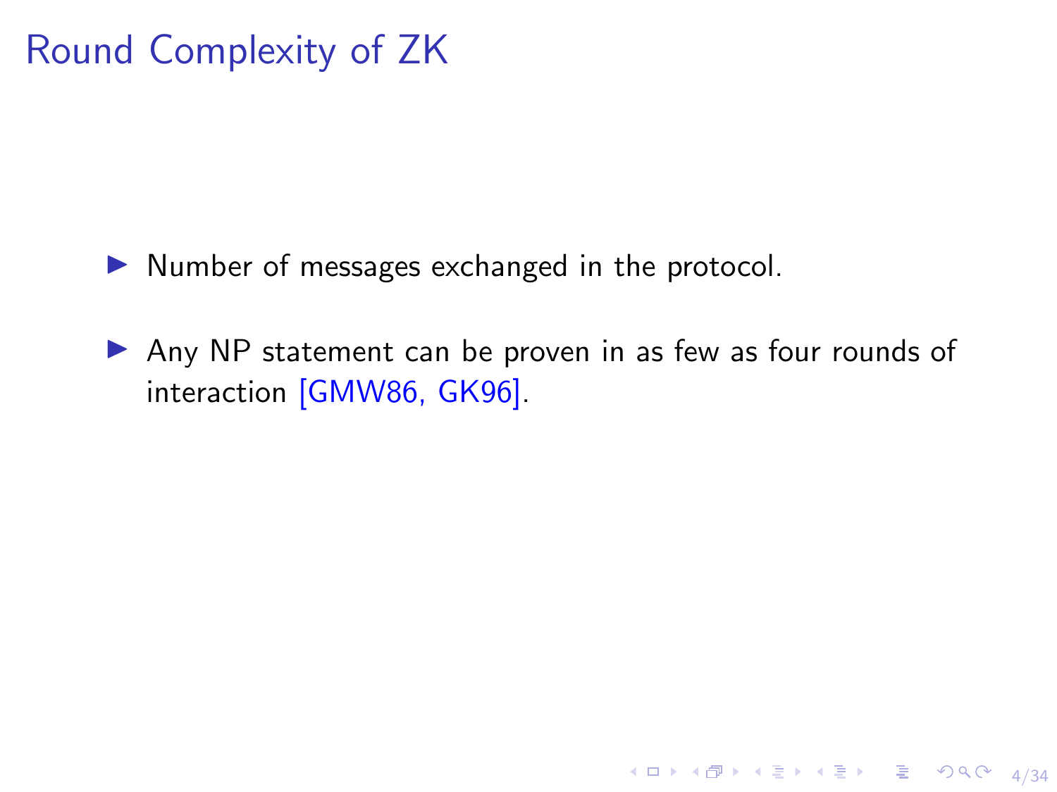# Round Complexity of ZK

- Number of messages exchanged in the protocol.
- Any NP statement can be proven in as few as four rounds of interaction [GMW86, GK96].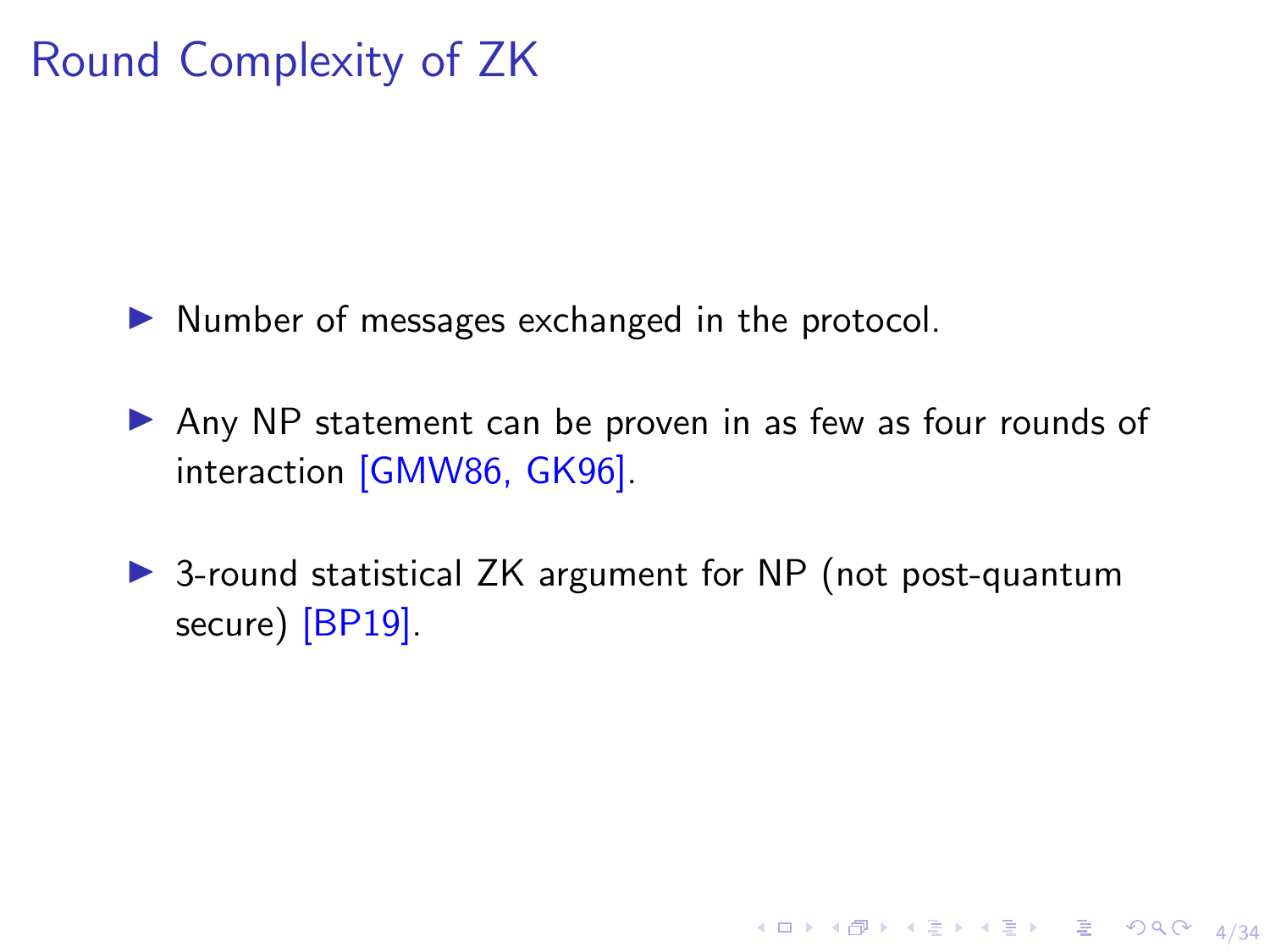# Round Complexity of ZK

- Number of messages exchanged in the protocol.
- Any NP statement can be proven in as few as four rounds of interaction [GMW86, GK96].
- 3-round statistical ZK argument for NP (not post-quantum secure) [BP19].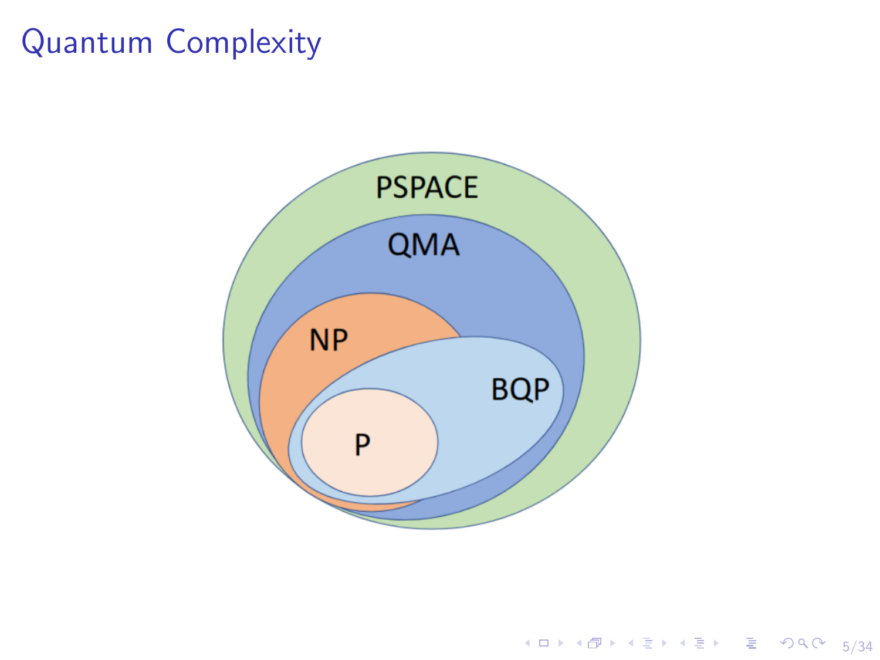# Quantum Complexity

PSPACE

QMA

NP

BQP

P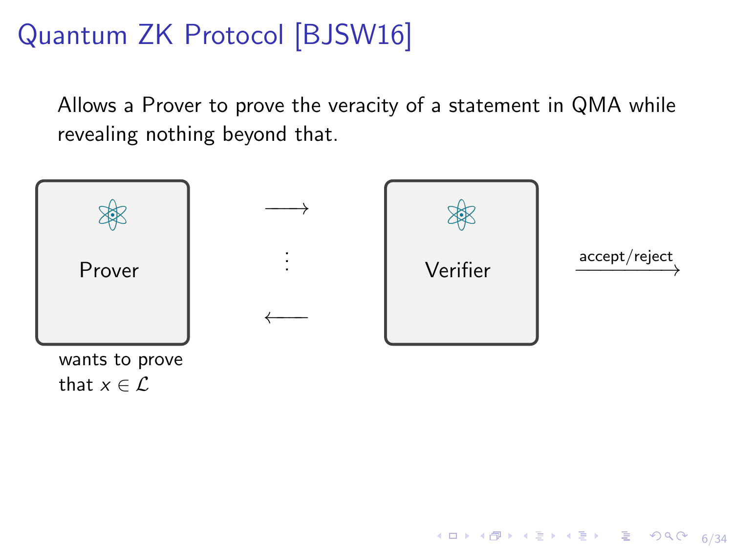# Quantum ZK Protocol [BJSW16]

Allows a Prover to prove the veracity of a statement in QMA while revealing nothing beyond that.

Prover

wants to prove that $x \in \mathcal{L}$

$\longrightarrow$

$\vdots$

$\longleftarrow$

Verifier

$\xrightarrow{\text{accept/reject}}$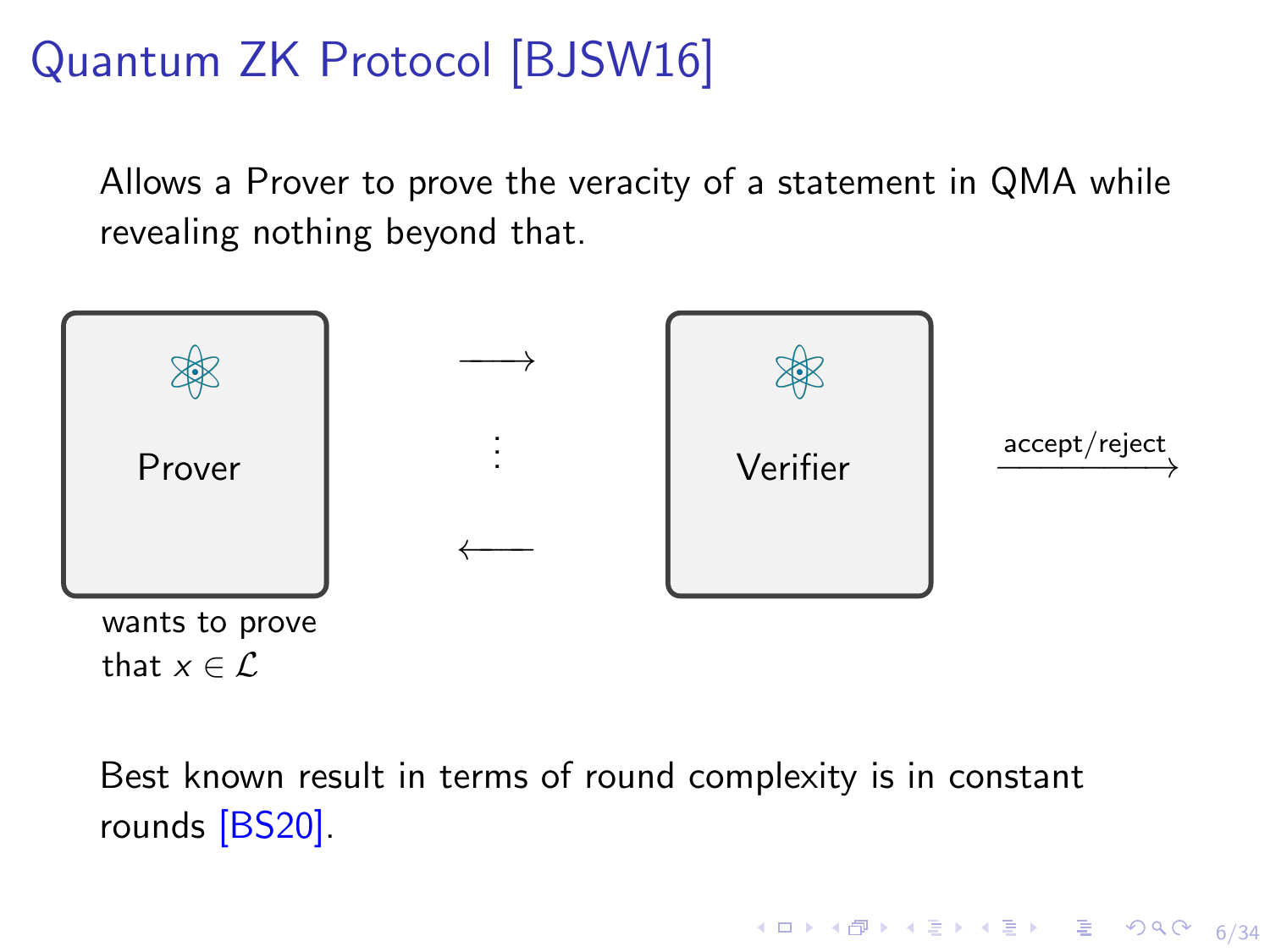# Quantum ZK Protocol [BJSW16]

Allows a Prover to prove the veracity of a statement in QMA while revealing nothing beyond that.

Prover

wants to prove that $x \in \mathcal{L}$

$\longrightarrow$

$\vdots$

$\longleftarrow$

Verifier

accept/reject $\longrightarrow$

Best known result in terms of round complexity is in constant rounds [BS20].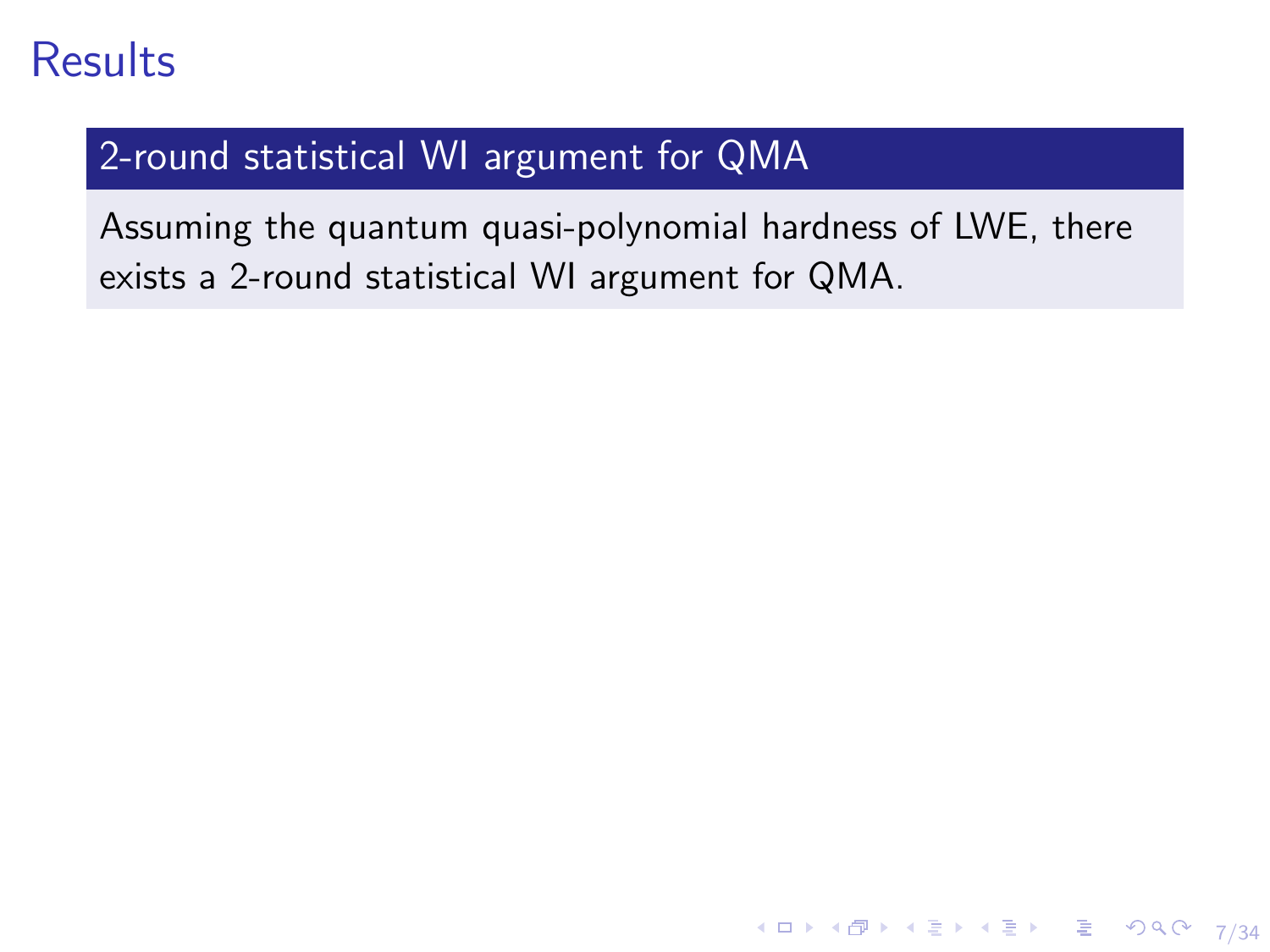# Results

## 2-round statistical WI argument for QMA

Assuming the quantum quasi-polynomial hardness of LWE, there exists a 2-round statistical WI argument for QMA.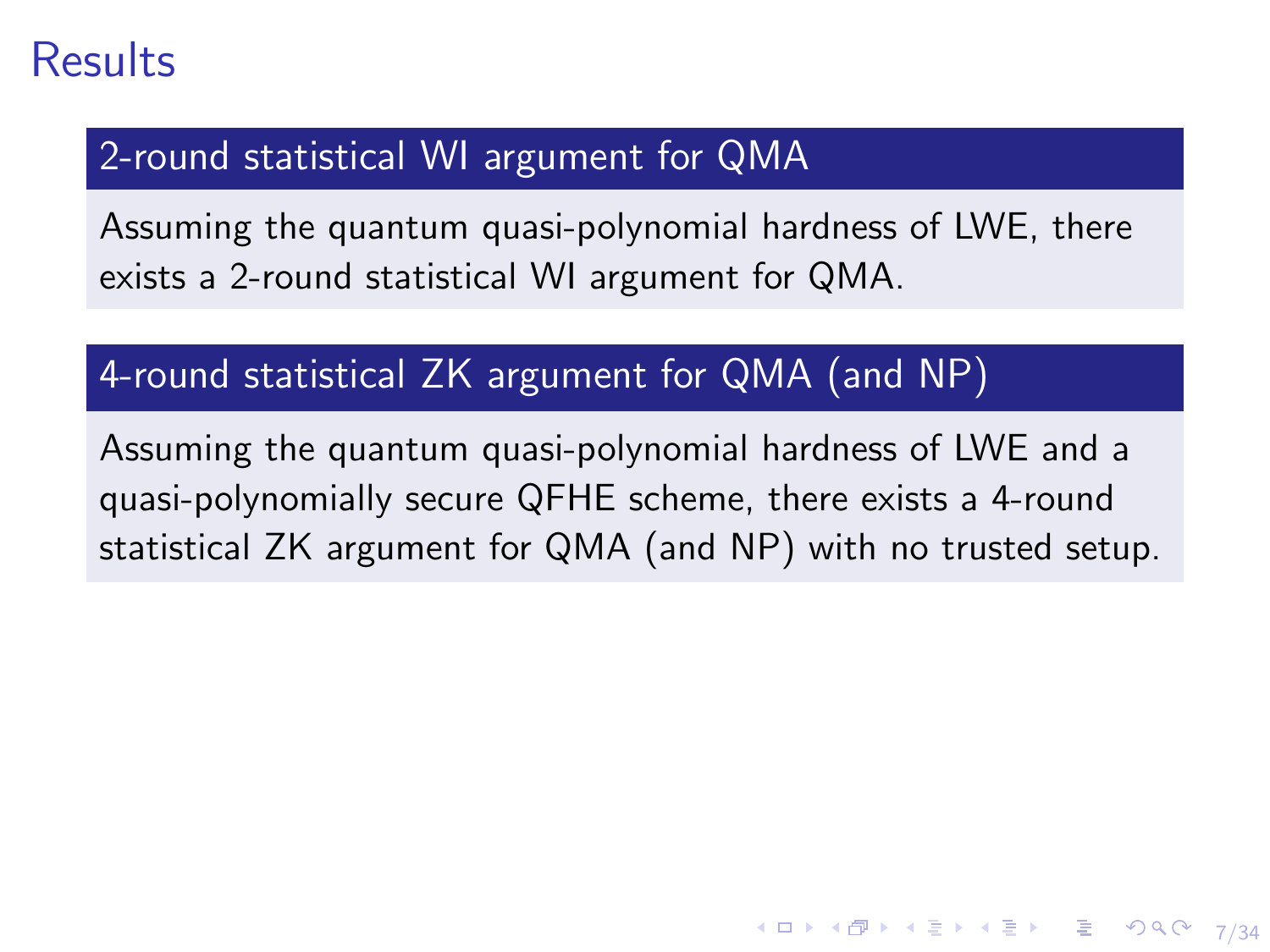# Results

### 2-round statistical WI argument for QMA

Assuming the quantum quasi-polynomial hardness of LWE, there exists a 2-round statistical WI argument for QMA.

### 4-round statistical ZK argument for QMA (and NP)

Assuming the quantum quasi-polynomial hardness of LWE and a quasi-polynomially secure QFHE scheme, there exists a 4-round statistical ZK argument for QMA (and NP) with no trusted setup.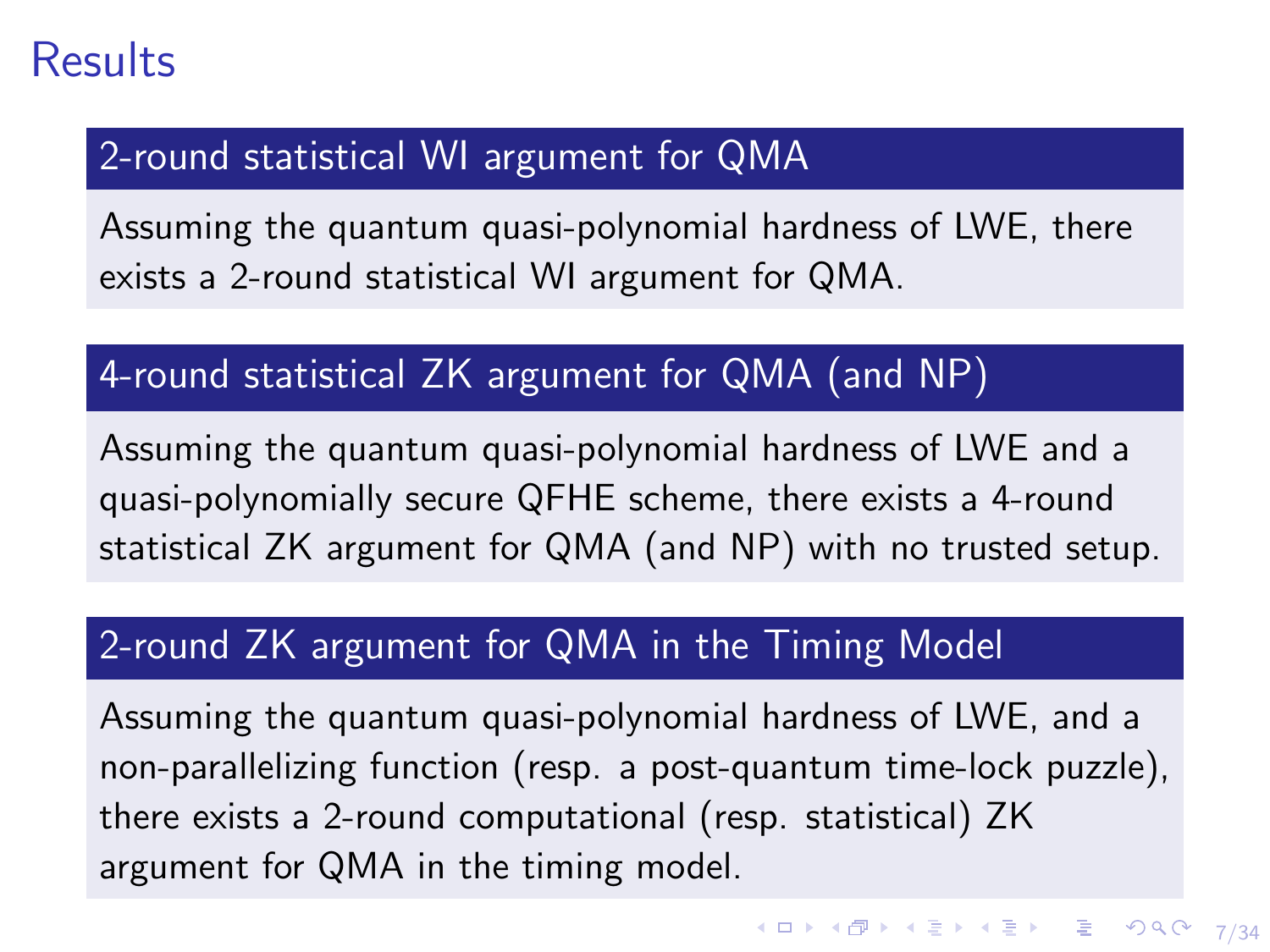# Results

### 2-round statistical WI argument for QMA

Assuming the quantum quasi-polynomial hardness of LWE, there exists a 2-round statistical WI argument for QMA.

### 4-round statistical ZK argument for QMA (and NP)

Assuming the quantum quasi-polynomial hardness of LWE and a quasi-polynomially secure QFHE scheme, there exists a 4-round statistical ZK argument for QMA (and NP) with no trusted setup.

### 2-round ZK argument for QMA in the Timing Model

Assuming the quantum quasi-polynomial hardness of LWE, and a non-parallelizing function (resp. a post-quantum time-lock puzzle), there exists a 2-round computational (resp. statistical) ZK argument for QMA in the timing model.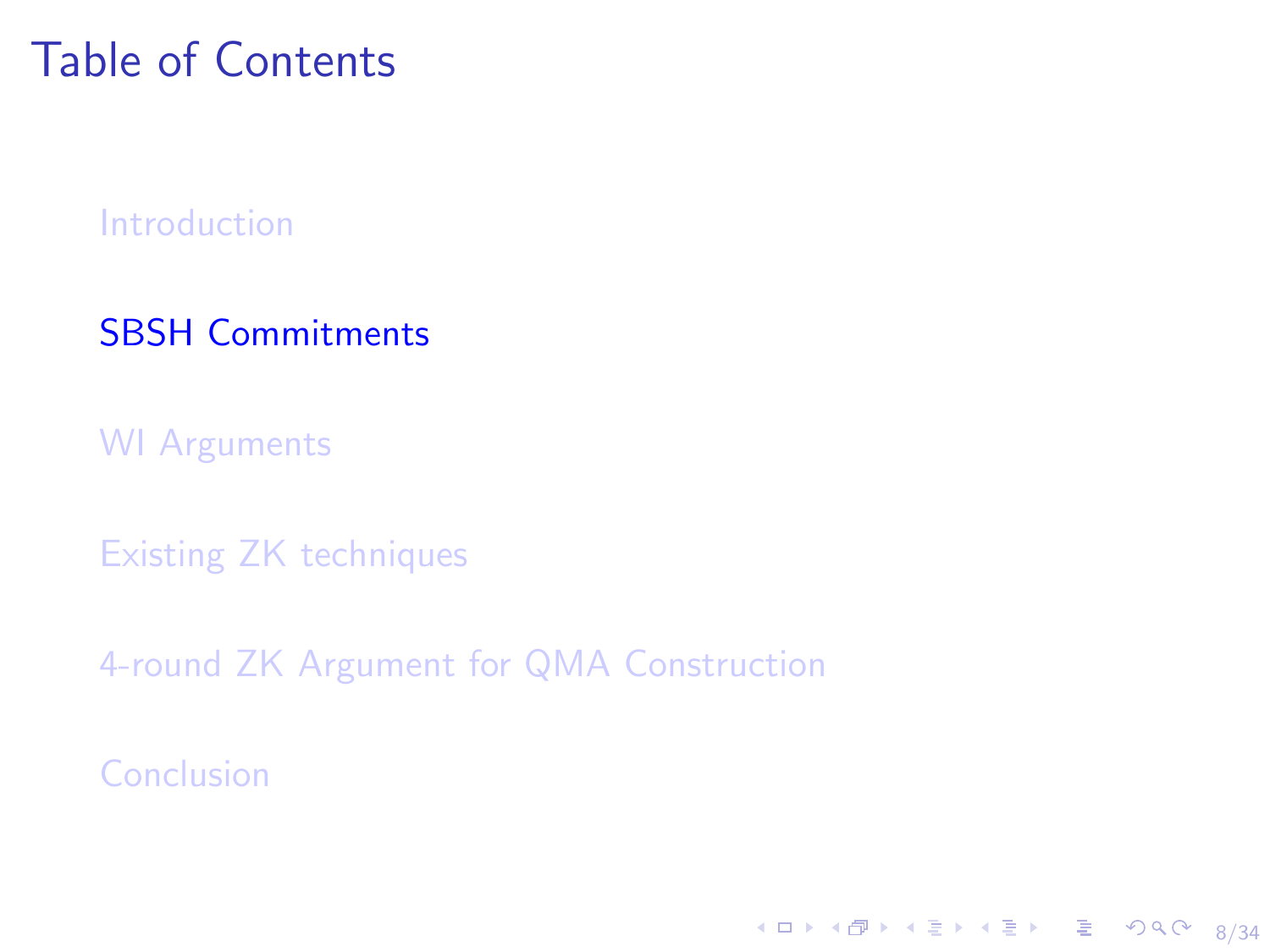# Table of Contents

- Introduction
- **SBSH Commitments**
- WI Arguments
- Existing ZK techniques
- 4-round ZK Argument for QMA Construction
- Conclusion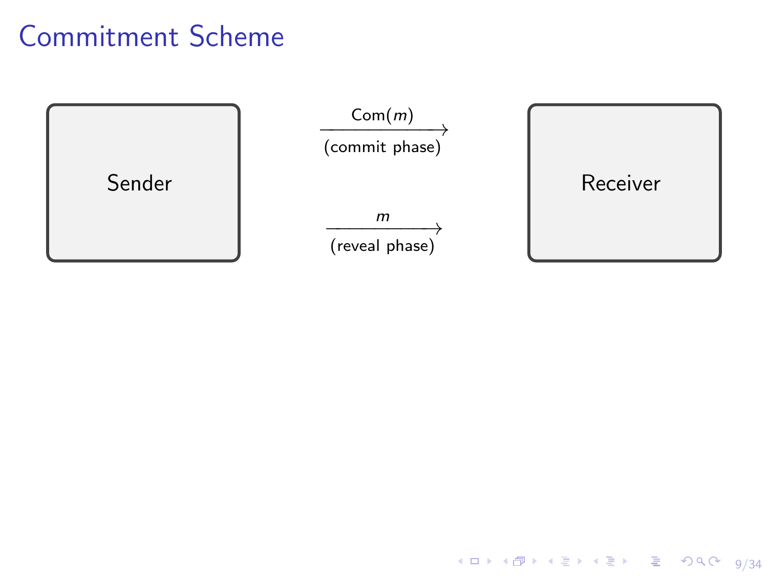# Commitment Scheme

Sender

$\xrightarrow[\text{(commit phase)}]{\text{Com}(m)}$

$\xrightarrow[\text{(reveal phase)}]{m}$

Receiver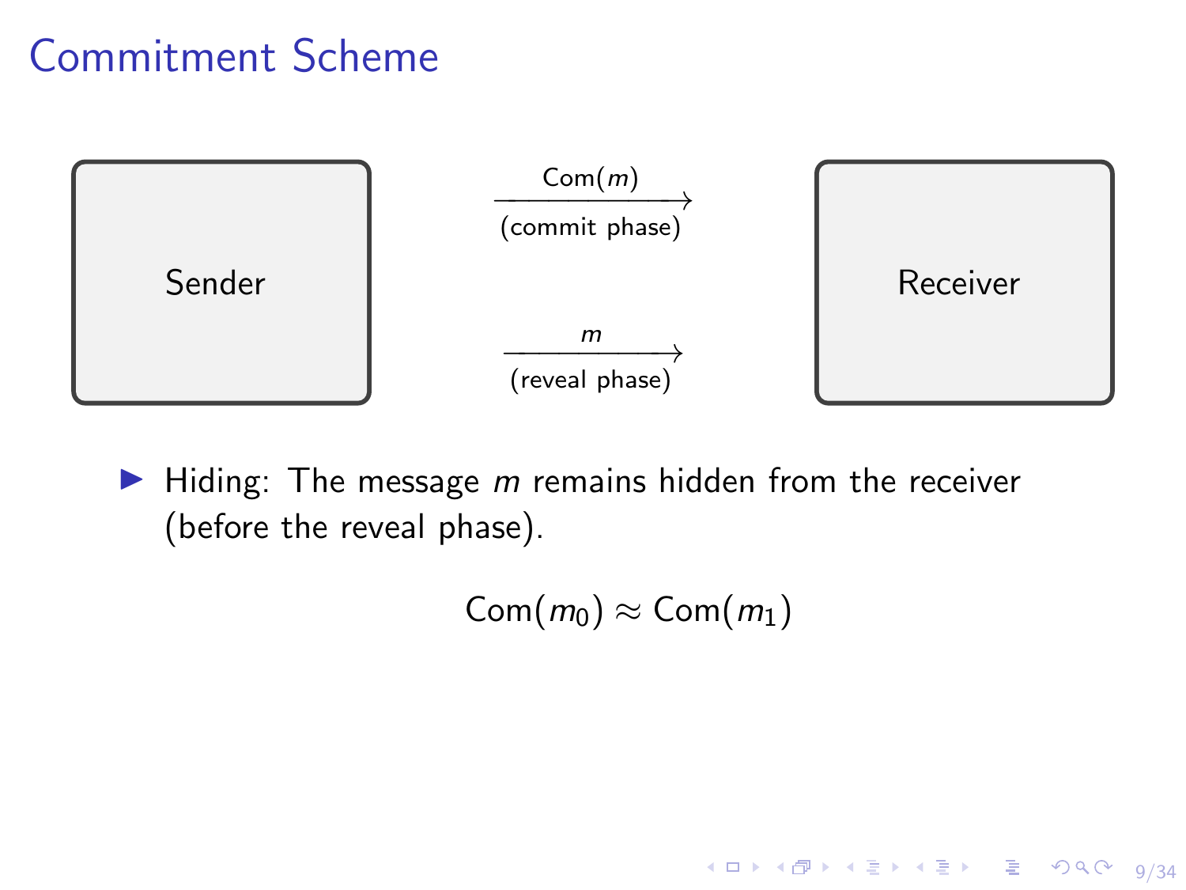# Commitment Scheme

Sender

$\xrightarrow[\text{(commit phase)}]{\text{Com}(m)}$

$\xrightarrow[\text{(reveal phase)}]{m}$

Receiver

- Hiding: The message $m$ remains hidden from the receiver (before the reveal phase).

$$\text{Com}(m_0) \approx \text{Com}(m_1)$$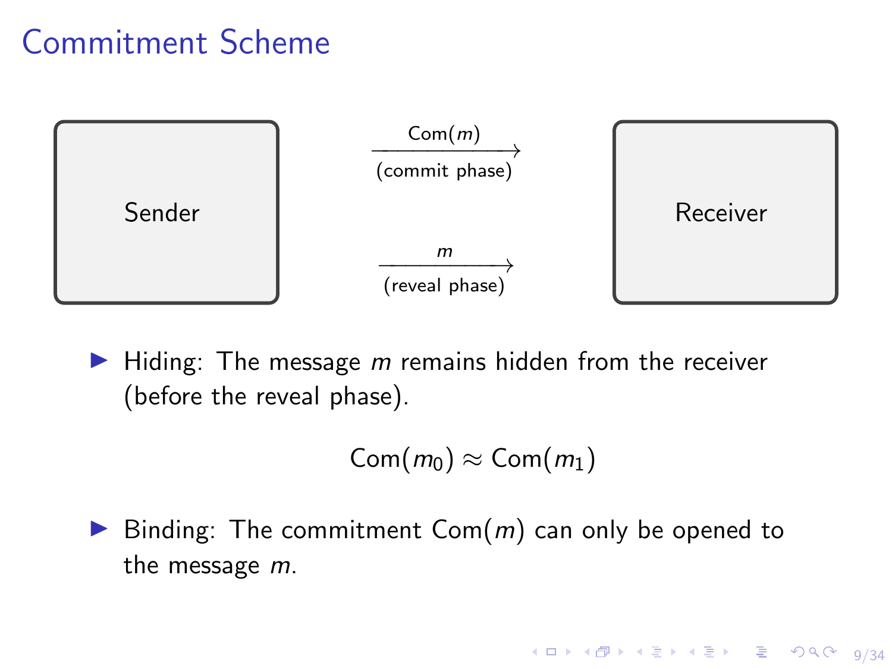# Commitment Scheme

Sender $\xrightarrow[\text{(commit phase)}]{\text{Com}(m)}$ Receiver

Sender $\xrightarrow[\text{(reveal phase)}]{m}$ Receiver

- Hiding: The message $m$ remains hidden from the receiver (before the reveal phase).

$$\text{Com}(m_0) \approx \text{Com}(m_1)$$

- Binding: The commitment $\text{Com}(m)$ can only be opened to the message $m$.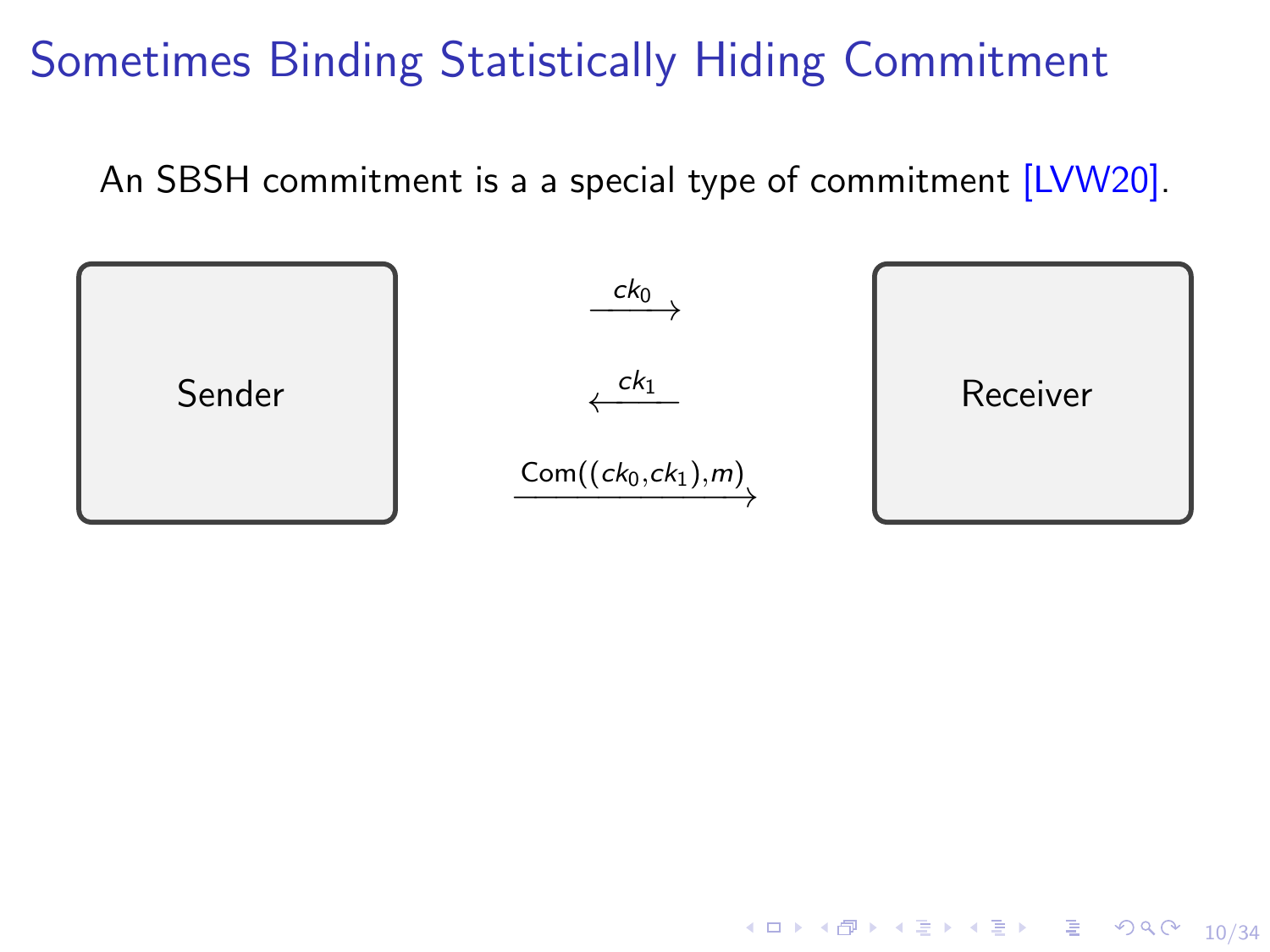# Sometimes Binding Statistically Hiding Commitment

An SBSH commitment is a a special type of commitment [LVW20].

Sender

$\xrightarrow{ck_0}$

$\xleftarrow{ck_1}$

$\xrightarrow{\text{Com}((ck_0, ck_1), m)}$

Receiver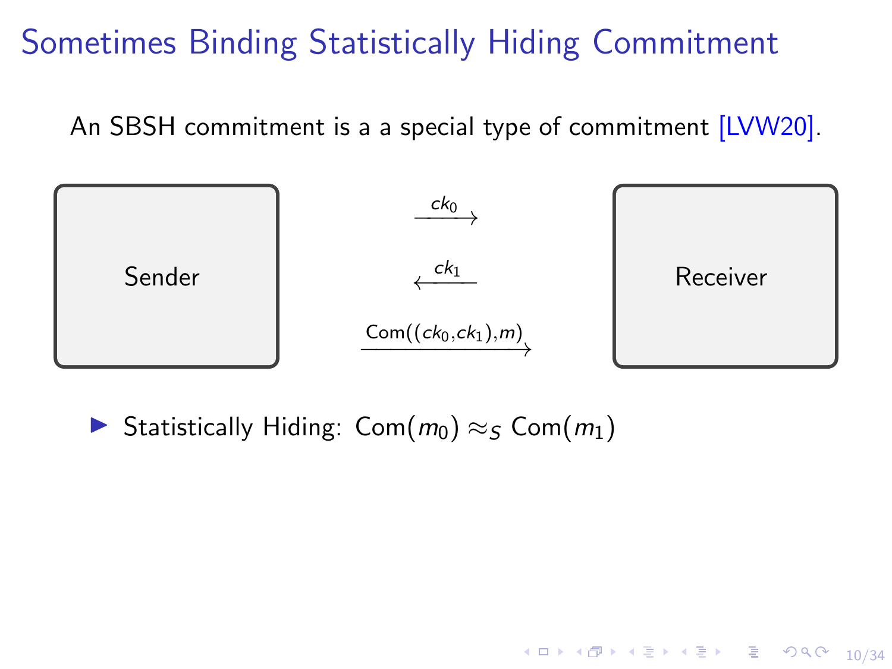# Sometimes Binding Statistically Hiding Commitment

An SBSH commitment is a a special type of commitment [LVW20].

Sender

$\xrightarrow{ck_0}$

$\xleftarrow{ck_1}$

$\xrightarrow{\mathsf{Com}((ck_0, ck_1), m)}$

Receiver

- Statistically Hiding: $\mathsf{Com}(m_0) \approx_S \mathsf{Com}(m_1)$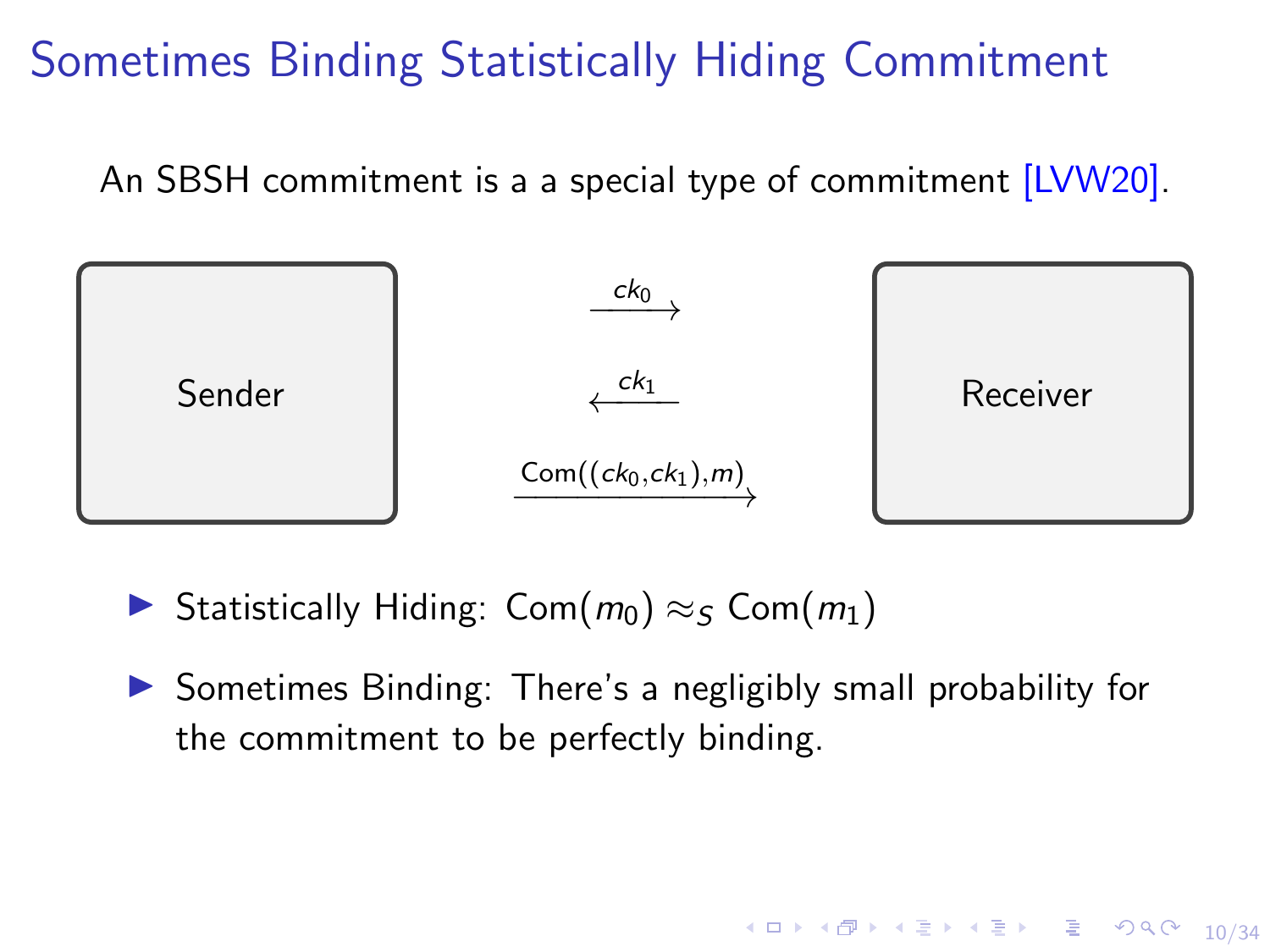# Sometimes Binding Statistically Hiding Commitment

An SBSH commitment is a a special type of commitment [LVW20].

Sender $\xrightarrow{ck_0}$ Receiver

Sender $\xleftarrow{ck_1}$ Receiver

Sender $\xrightarrow{\text{Com}((ck_0, ck_1), m)}$ Receiver

- Statistically Hiding: $\text{Com}(m_0) \approx_S \text{Com}(m_1)$
- Sometimes Binding: There's a negligibly small probability for the commitment to be perfectly binding.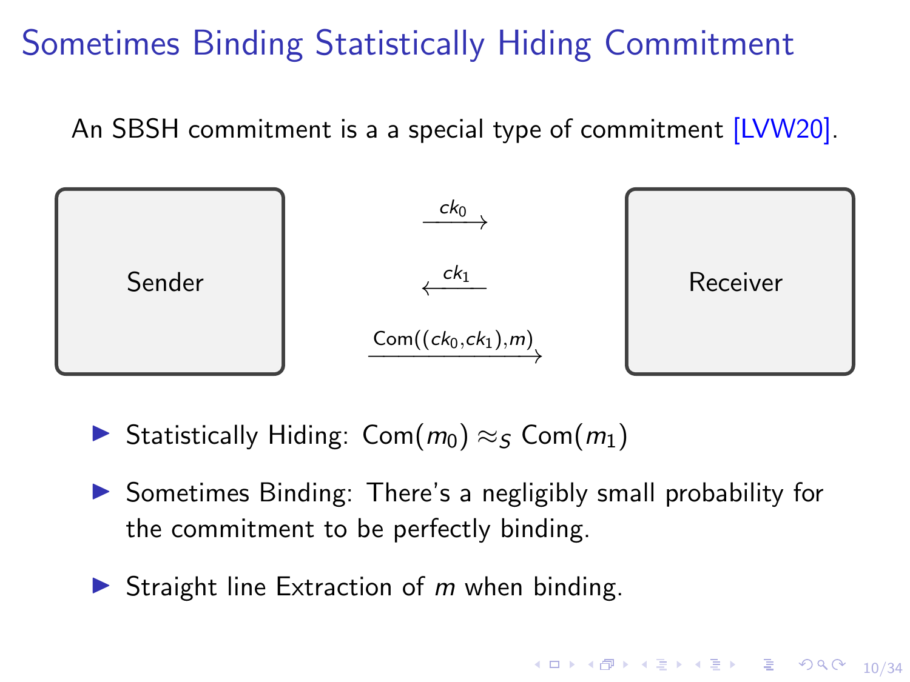# Sometimes Binding Statistically Hiding Commitment

An SBSH commitment is a a special type of commitment [LVW20].

Sender $\xrightarrow{ck_0}$ Receiver

Sender $\xleftarrow{ck_1}$ Receiver

Sender $\xrightarrow{\text{Com}((ck_0, ck_1), m)}$ Receiver

- Statistically Hiding: $\text{Com}(m_0) \approx_S \text{Com}(m_1)$
- Sometimes Binding: There's a negligibly small probability for the commitment to be perfectly binding.
- Straight line Extraction of $m$ when binding.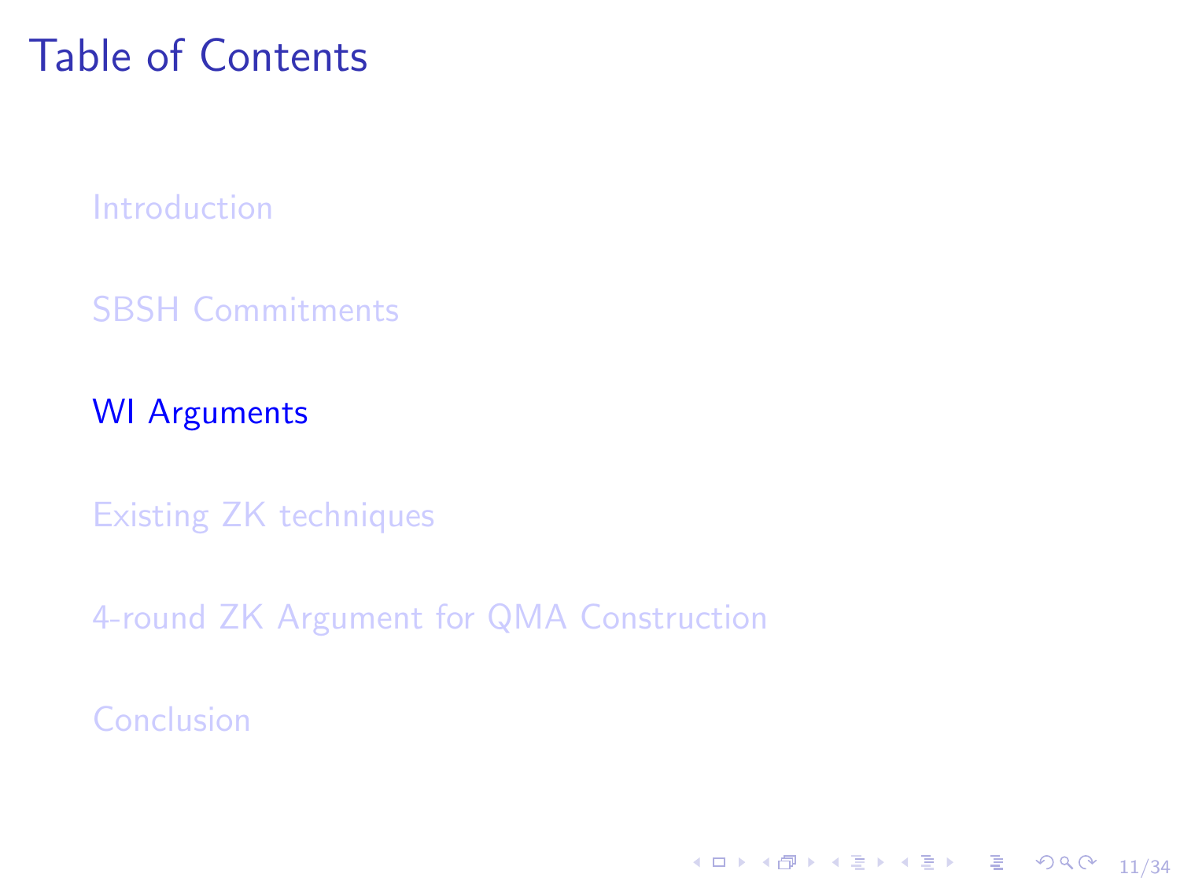# Table of Contents

- Introduction
- SBSH Commitments
- **WI Arguments**
- Existing ZK techniques
- 4-round ZK Argument for QMA Construction
- Conclusion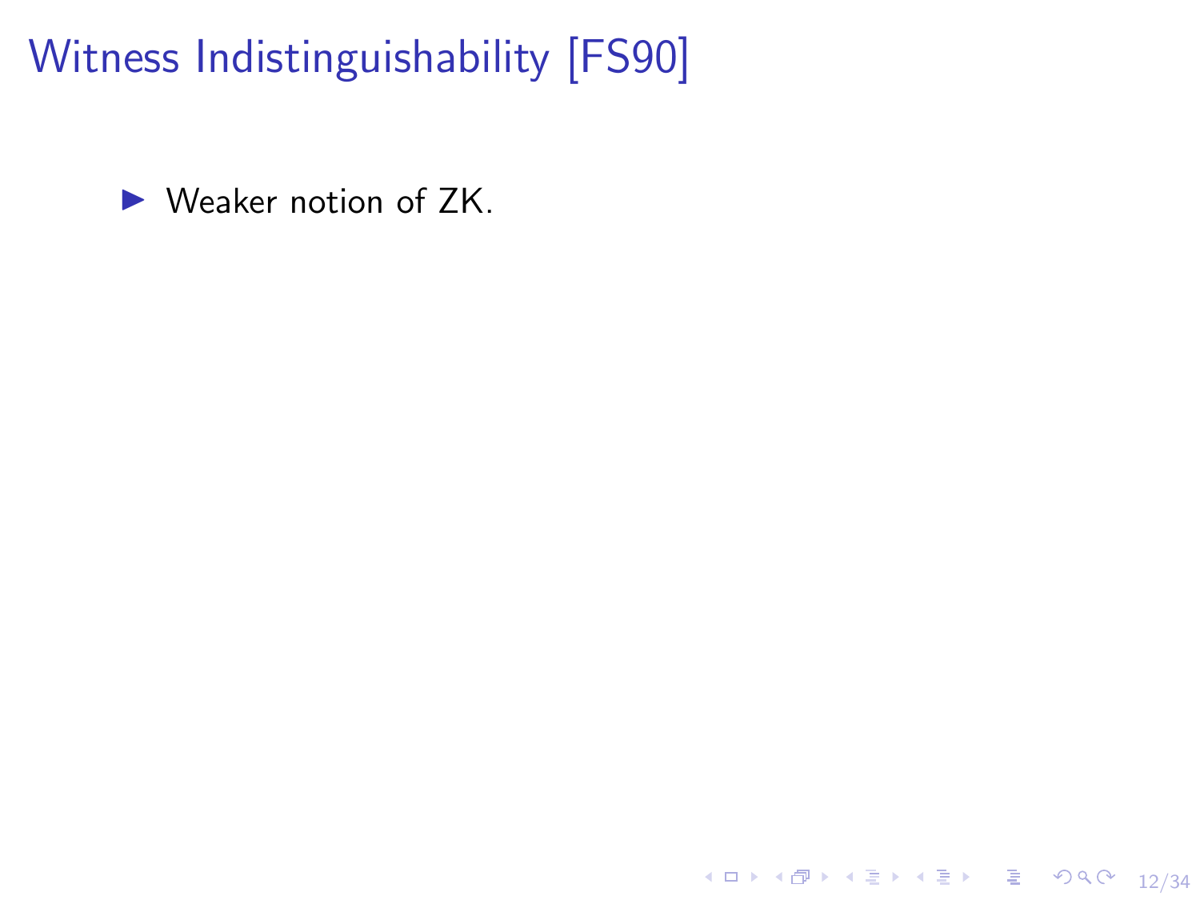# Witness Indistinguishability [FS90]

- Weaker notion of ZK.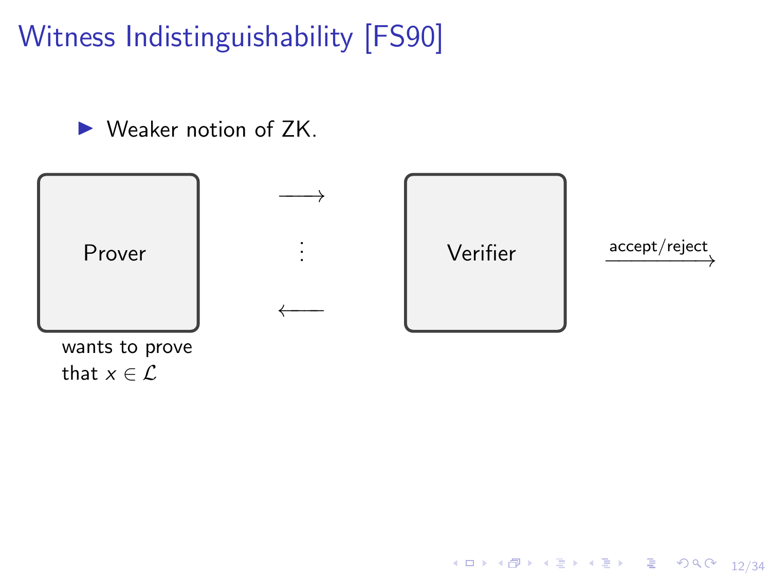# Witness Indistinguishability [FS90]

- Weaker notion of ZK.

Prover

$\longrightarrow$

$\vdots$

$\longleftarrow$

Verifier

$\xrightarrow{\text{accept/reject}}$

wants to prove that $x \in \mathcal{L}$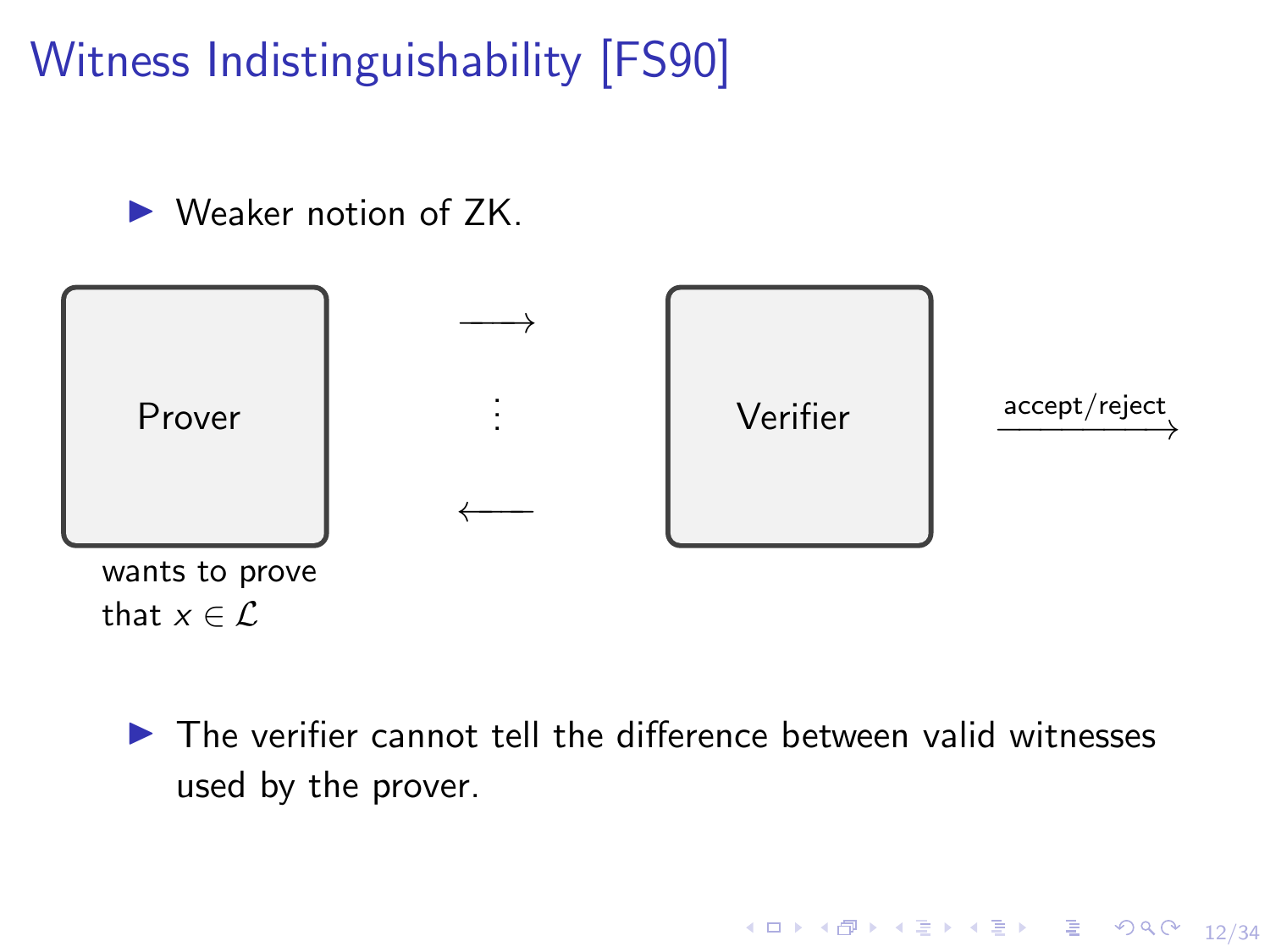# Witness Indistinguishability [FS90]

- Weaker notion of ZK.

Prover — wants to prove that $x \in \mathcal{L}$

Verifier — accept/reject

- The verifier cannot tell the difference between valid witnesses used by the prover.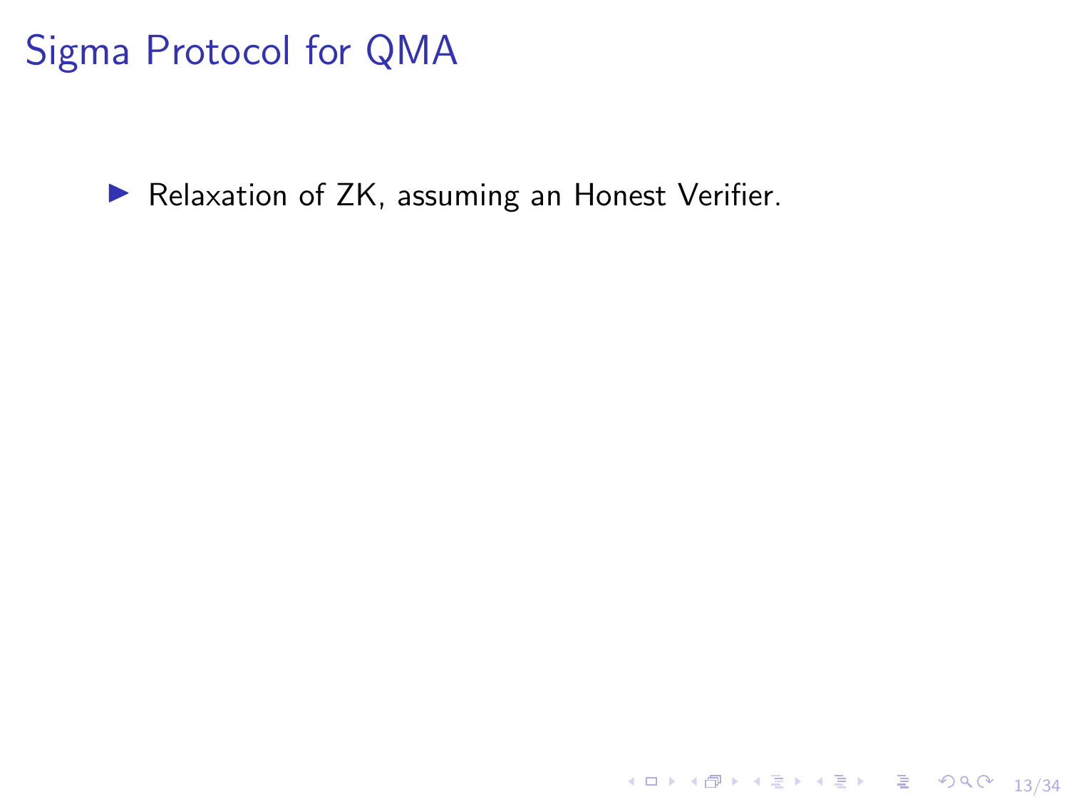# Sigma Protocol for QMA

- Relaxation of ZK, assuming an Honest Verifier.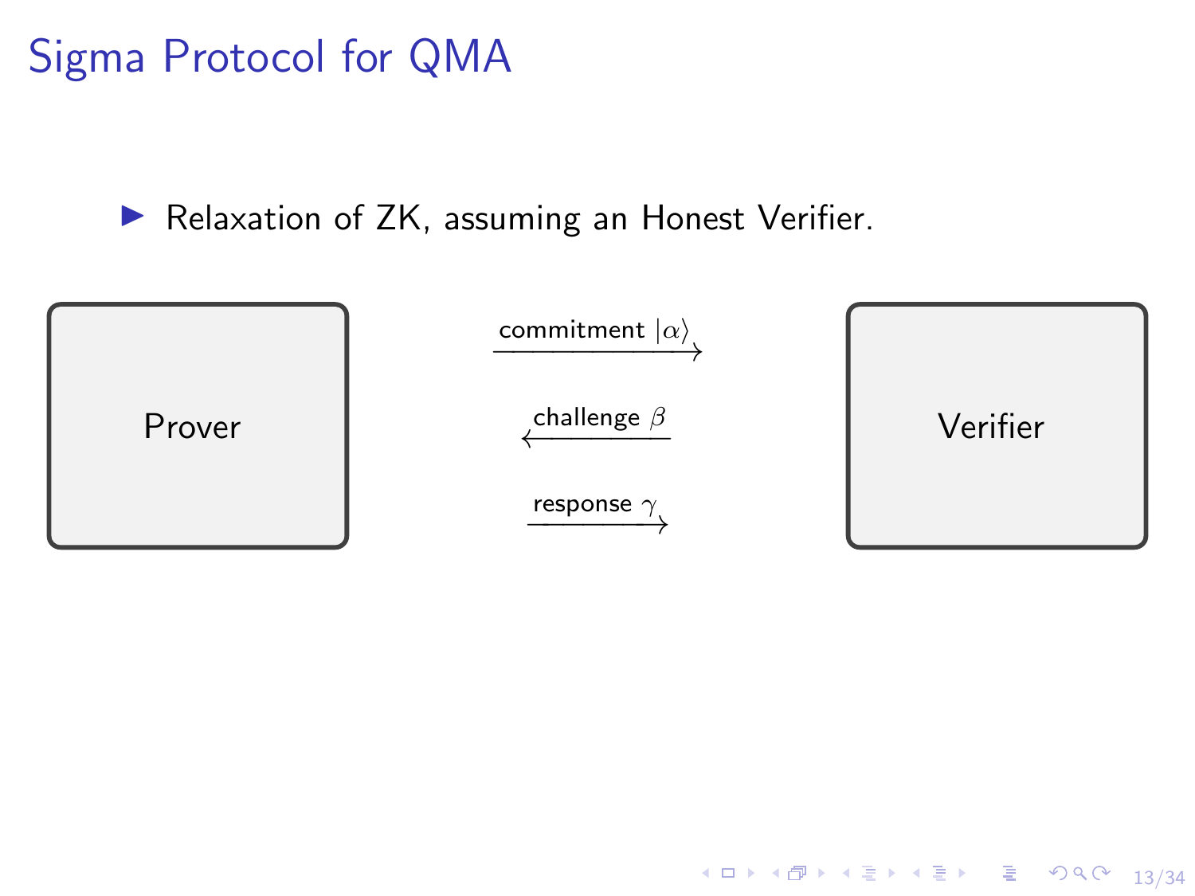# Sigma Protocol for QMA

- Relaxation of ZK, assuming an Honest Verifier.

Prover

commitment $|\alpha\rangle$ $\longrightarrow$

$\longleftarrow$ challenge $\beta$

response $\gamma$ $\longrightarrow$

Verifier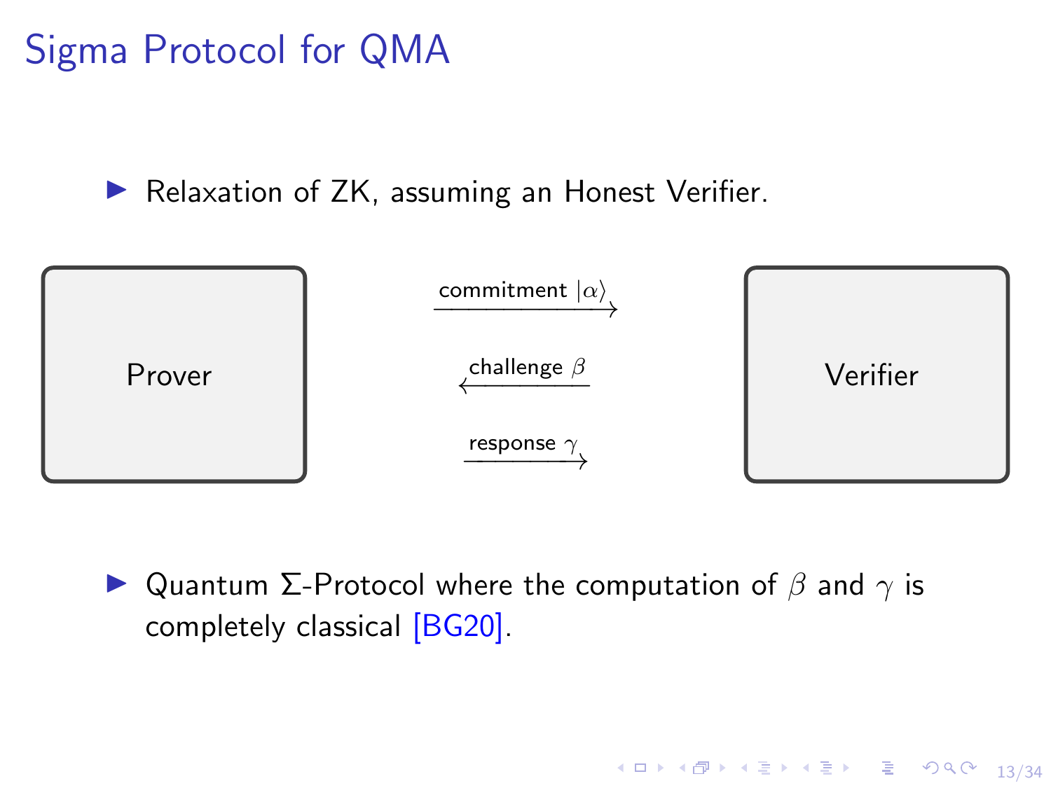# Sigma Protocol for QMA

- Relaxation of ZK, assuming an Honest Verifier.

Prover

commitment $|\alpha\rangle$ $\longrightarrow$

$\longleftarrow$ challenge $\beta$

response $\gamma$ $\longrightarrow$

Verifier

- Quantum $\Sigma$-Protocol where the computation of $\beta$ and $\gamma$ is completely classical [BG20].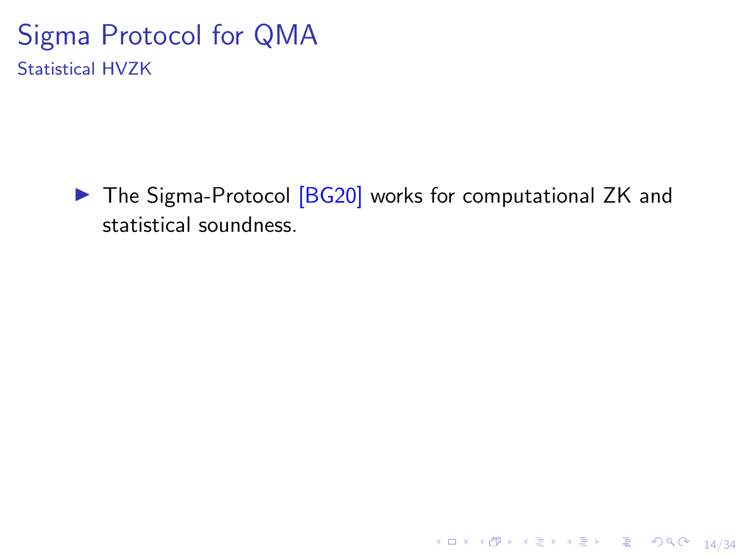# Sigma Protocol for QMA

## Statistical HVZK

- The Sigma-Protocol [BG20] works for computational ZK and statistical soundness.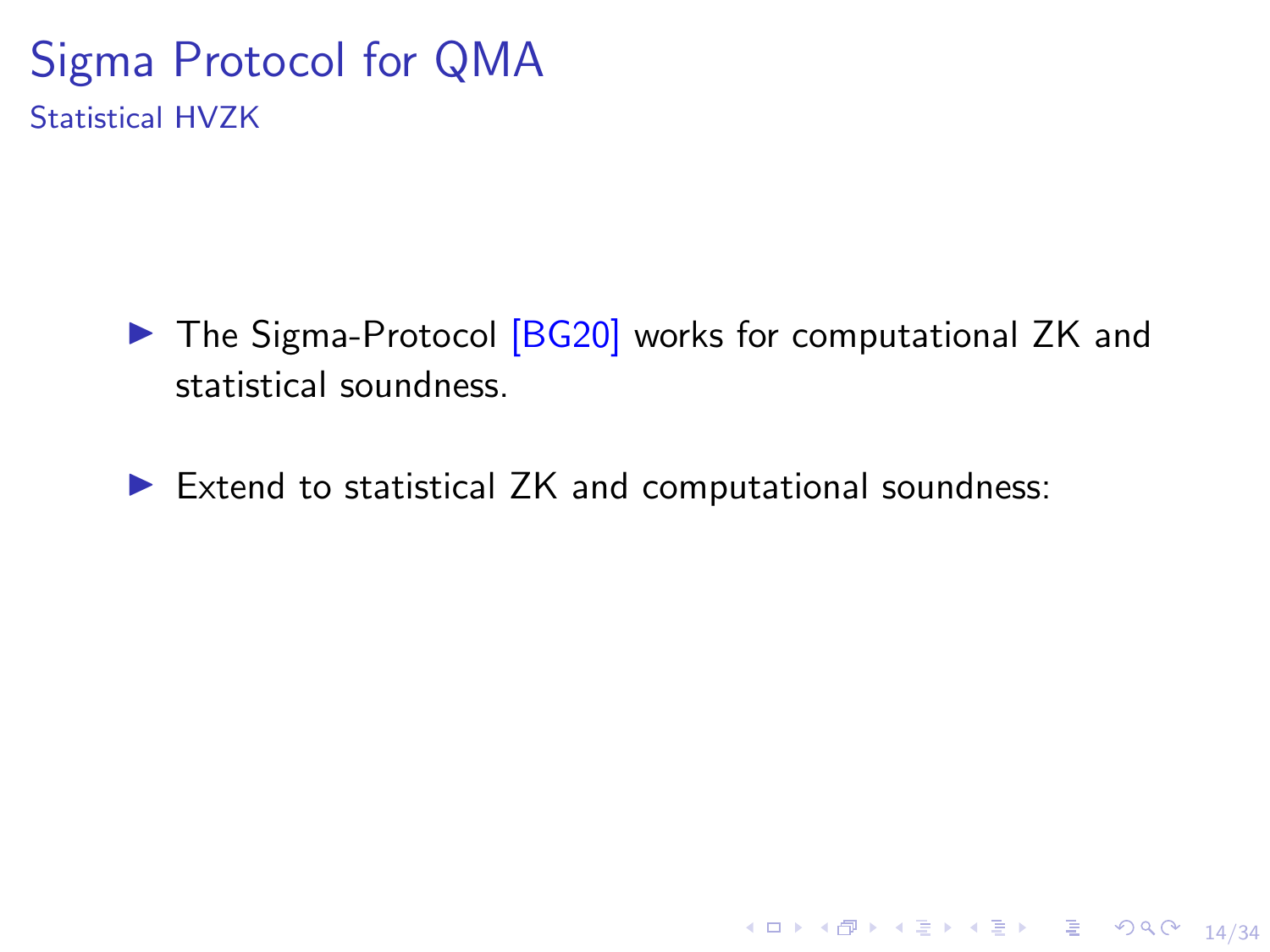# Sigma Protocol for QMA

## Statistical HVZK

- The Sigma-Protocol [BG20] works for computational ZK and statistical soundness.
- Extend to statistical ZK and computational soundness: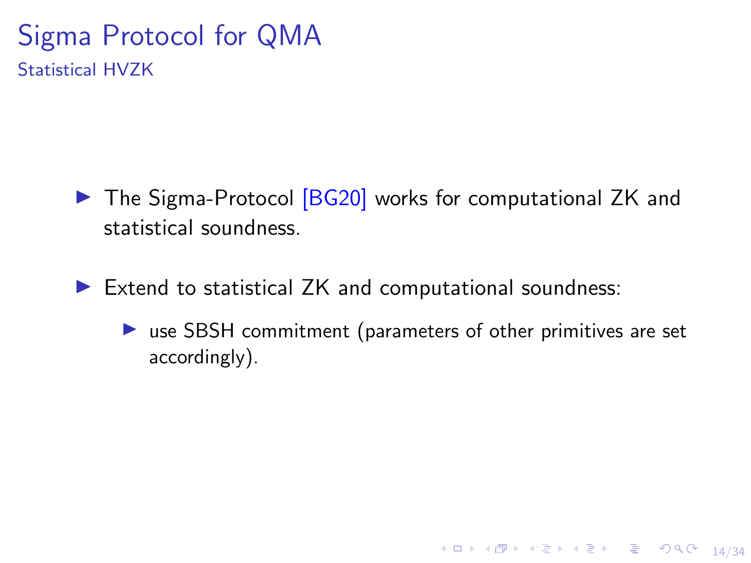# Sigma Protocol for QMA

## Statistical HVZK

- The Sigma-Protocol [BG20] works for computational ZK and statistical soundness.
- Extend to statistical ZK and computational soundness:
  - use SBSH commitment (parameters of other primitives are set accordingly).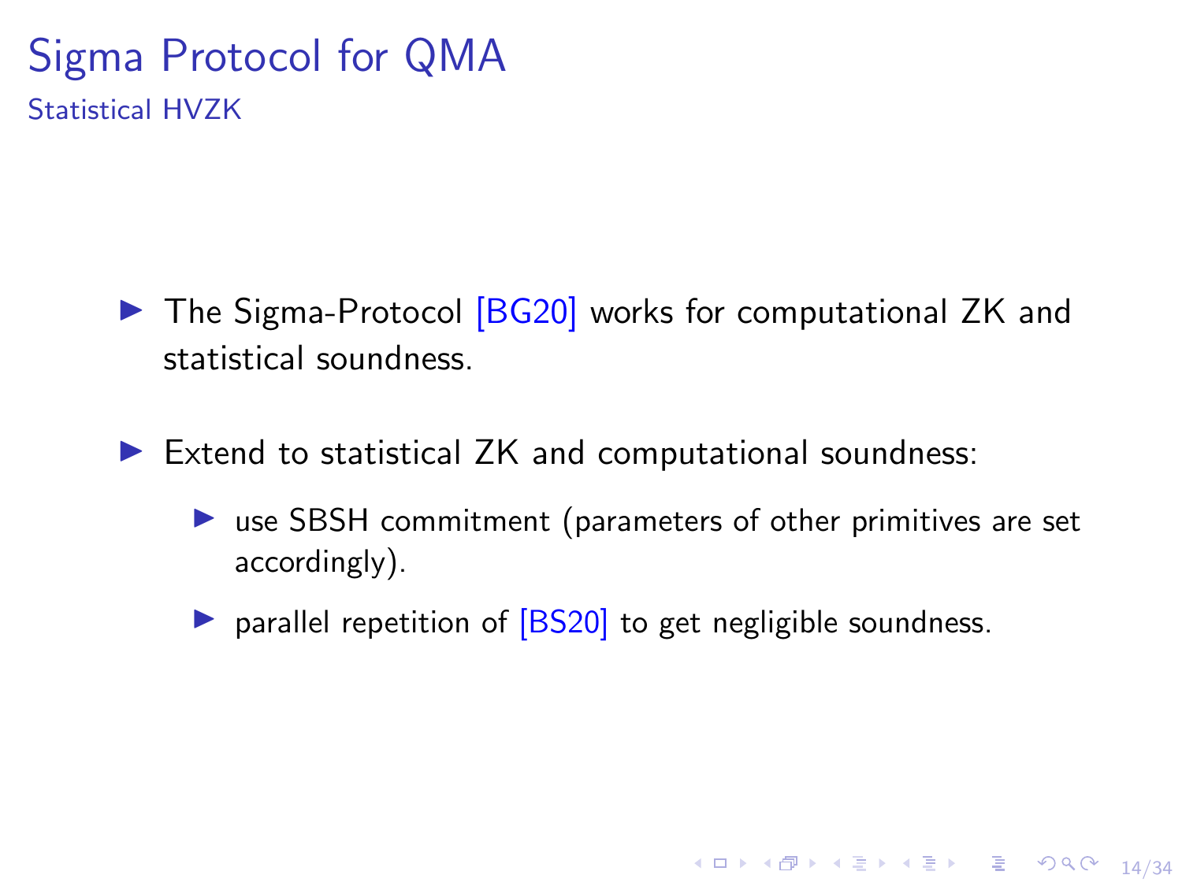# Sigma Protocol for QMA

## Statistical HVZK

- The Sigma-Protocol [BG20] works for computational ZK and statistical soundness.
- Extend to statistical ZK and computational soundness:
  - use SBSH commitment (parameters of other primitives are set accordingly).
  - parallel repetition of [BS20] to get negligible soundness.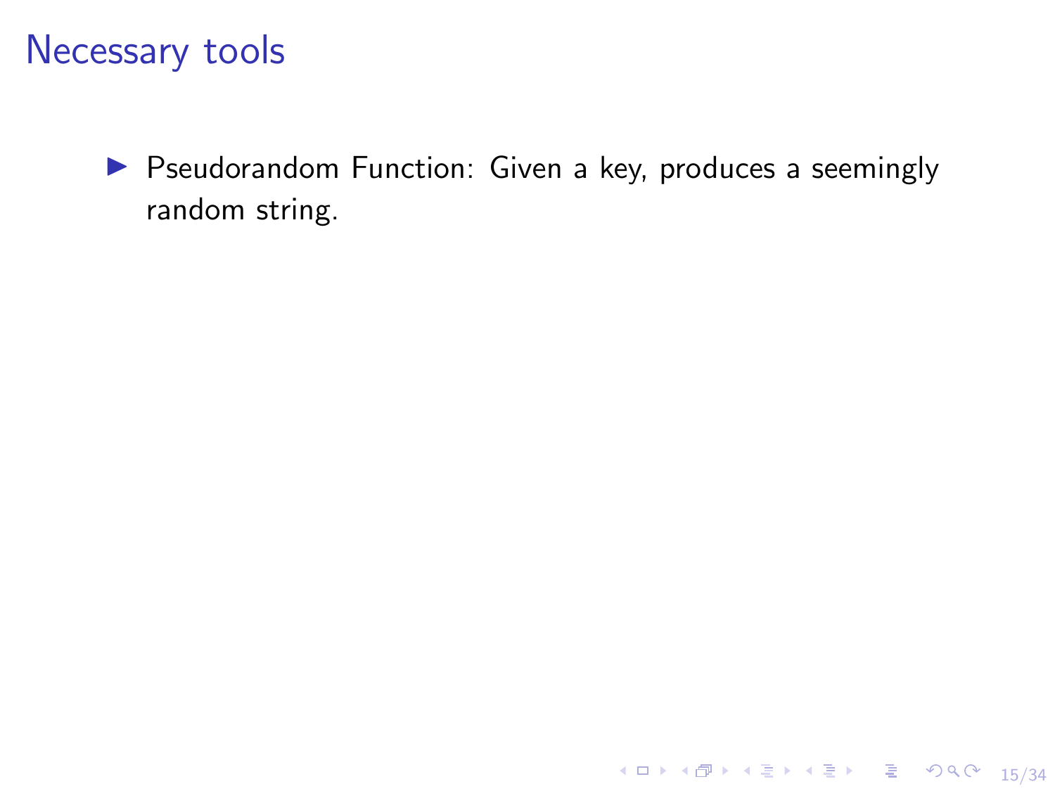# Necessary tools

- Pseudorandom Function: Given a key, produces a seemingly random string.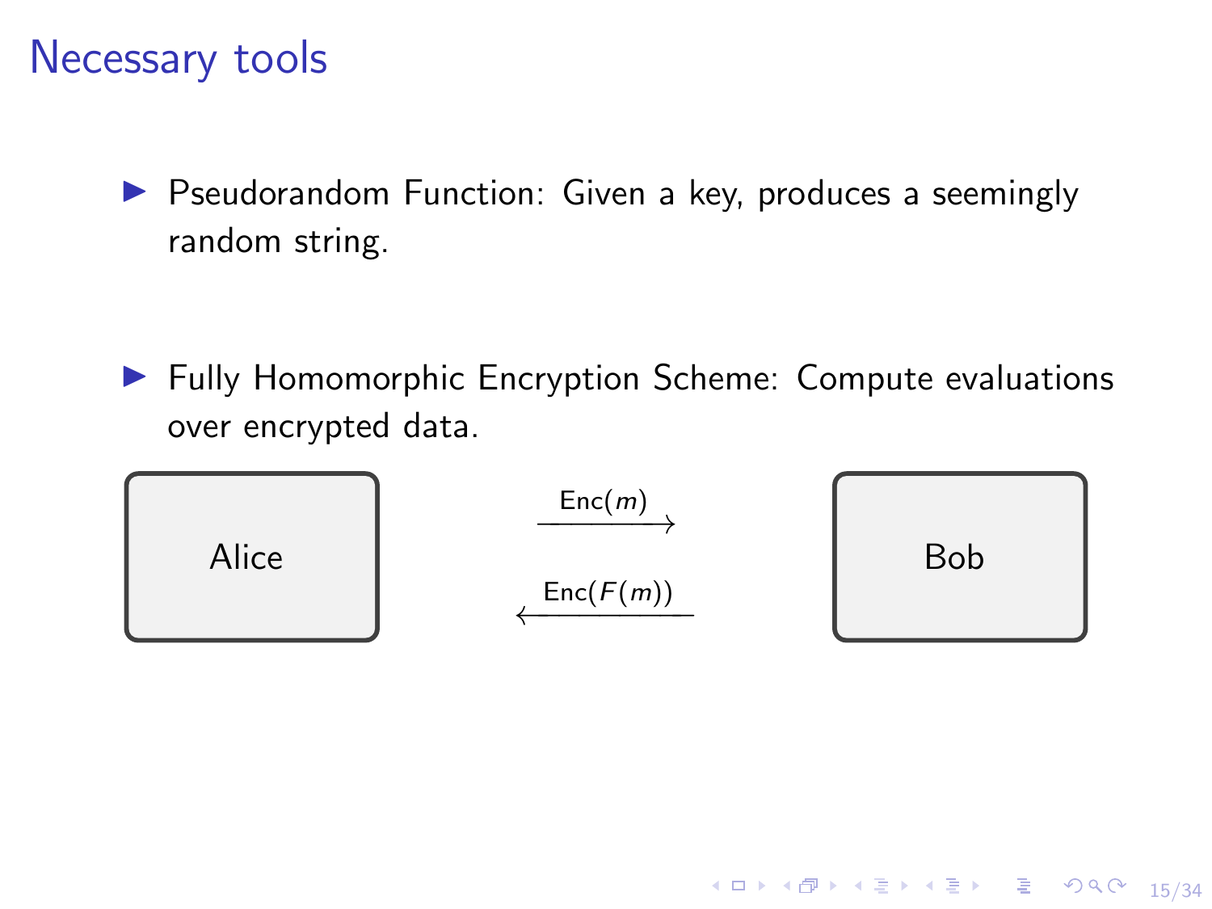# Necessary tools

- Pseudorandom Function: Given a key, produces a seemingly random string.

- Fully Homomorphic Encryption Scheme: Compute evaluations over encrypted data.

Alice $\xrightarrow{\text{Enc}(m)}$ Bob

Alice $\xleftarrow{\text{Enc}(F(m))}$ Bob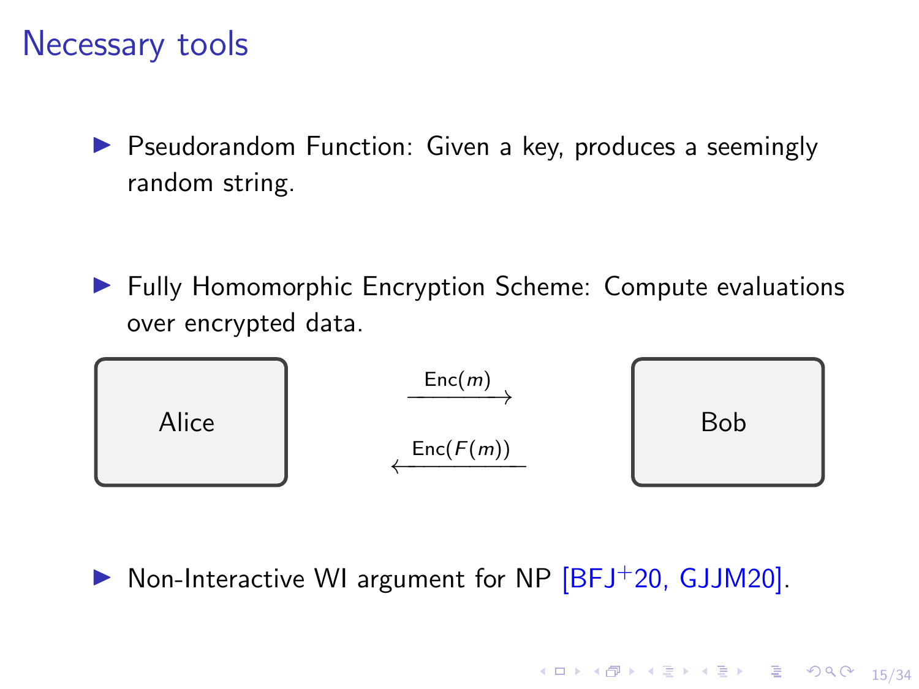# Necessary tools

- Pseudorandom Function: Given a key, produces a seemingly random string.

- Fully Homomorphic Encryption Scheme: Compute evaluations over encrypted data.

Alice $\xrightarrow{\mathsf{Enc}(m)}$ Bob

Alice $\xleftarrow{\mathsf{Enc}(F(m))}$ Bob

- Non-Interactive WI argument for NP [BFJ+20, GJJM20].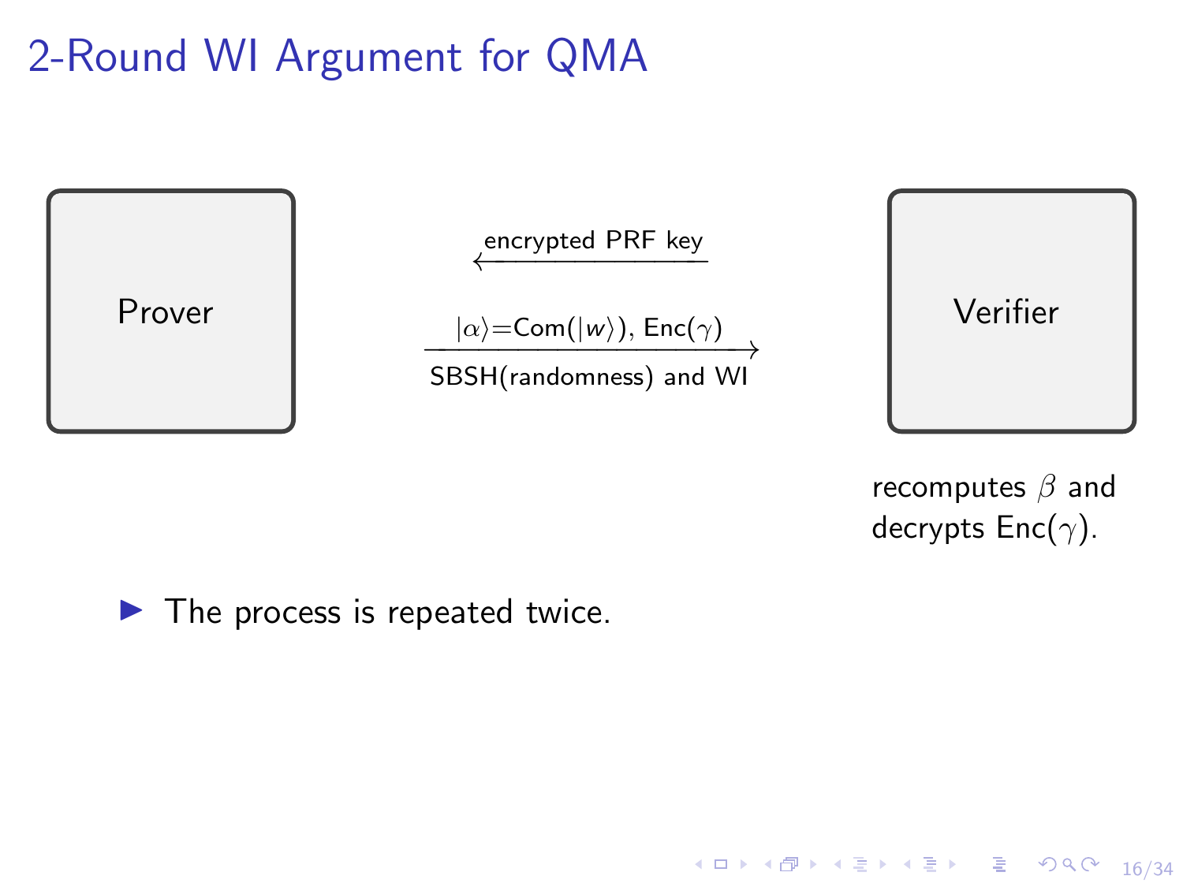# 2-Round WI Argument for QMA

Prover

Verifier

encrypted PRF key ←

$|\alpha\rangle$=Com($|w\rangle$), Enc($\gamma$) →

SBSH(randomness) and WI

recomputes $\beta$ and decrypts Enc($\gamma$).

- The process is repeated twice.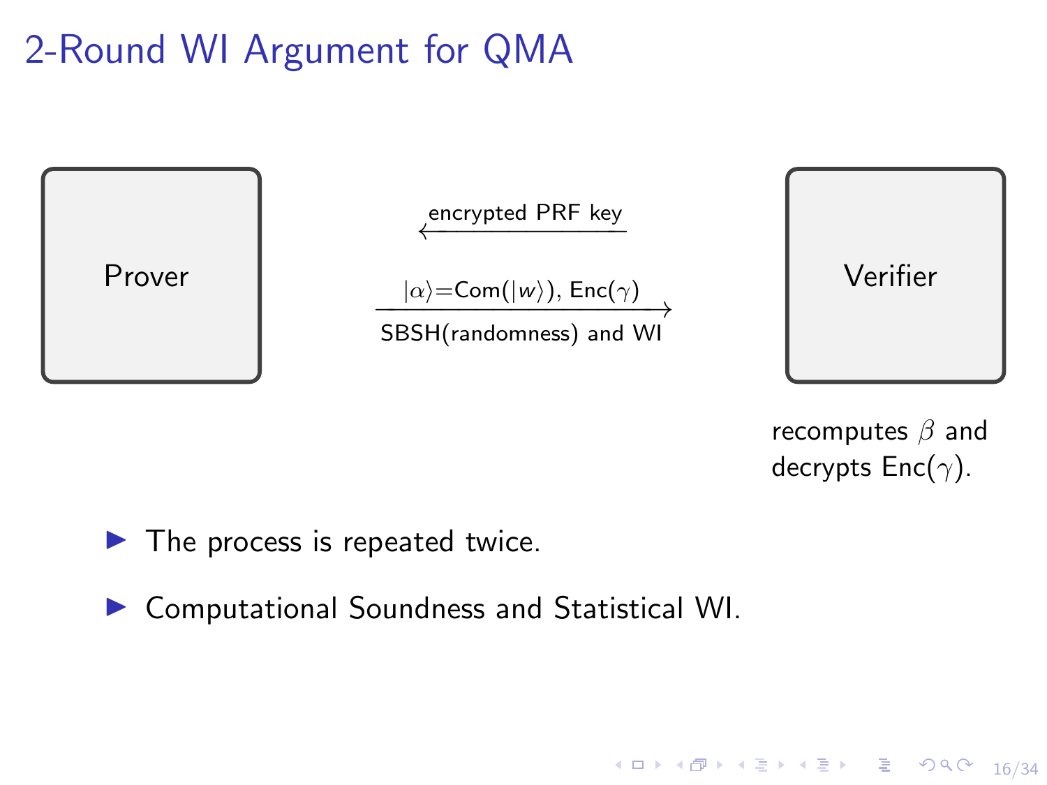# 2-Round WI Argument for QMA

Prover

encrypted PRF key (Verifier → Prover)

$|\alpha\rangle$=Com($|w\rangle$), Enc($\gamma$) (Prover → Verifier)

SBSH(randomness) and WI

Verifier

recomputes $\beta$ and decrypts Enc($\gamma$).

- The process is repeated twice.
- Computational Soundness and Statistical WI.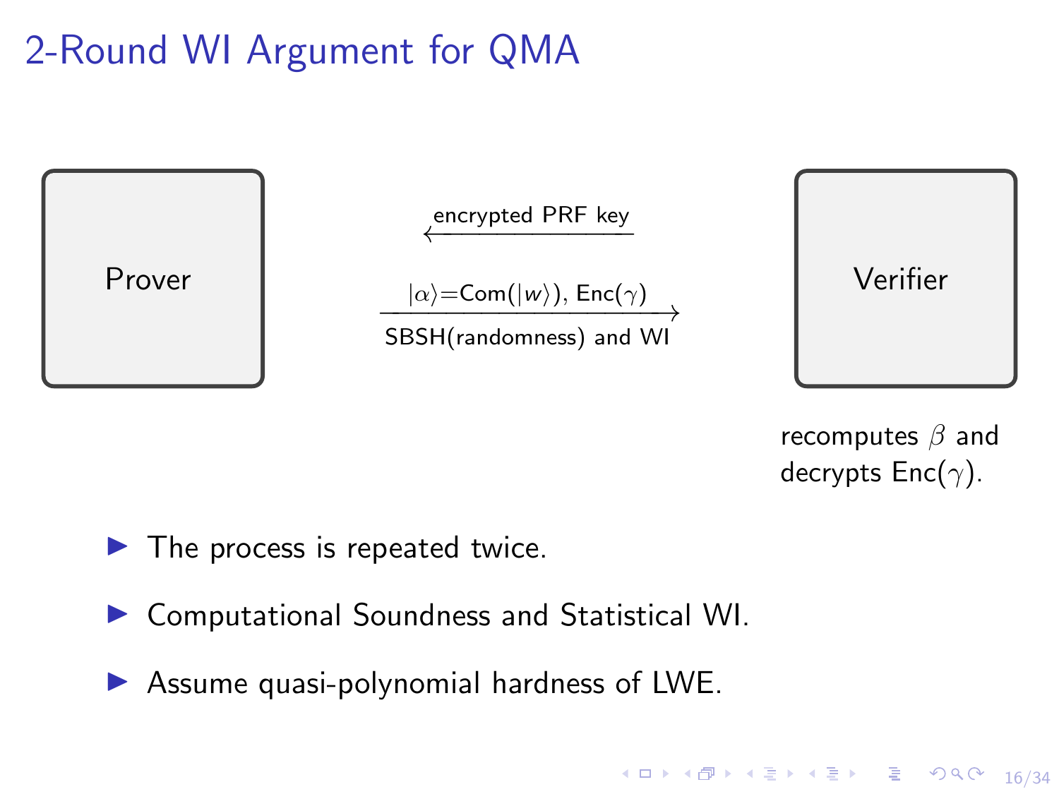# 2-Round WI Argument for QMA

Prover

Verifier

encrypted PRF key ←

$|\alpha\rangle$=Com($|w\rangle$), Enc($\gamma$) →

SBSH(randomness) and WI

recomputes $\beta$ and decrypts Enc($\gamma$).

- The process is repeated twice.
- Computational Soundness and Statistical WI.
- Assume quasi-polynomial hardness of LWE.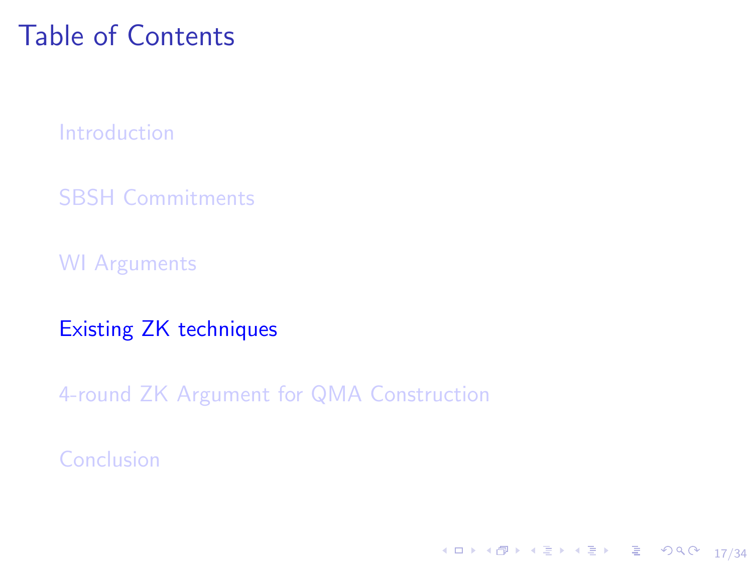# Table of Contents

- Introduction
- SBSH Commitments
- WI Arguments
- **Existing ZK techniques**
- 4-round ZK Argument for QMA Construction
- Conclusion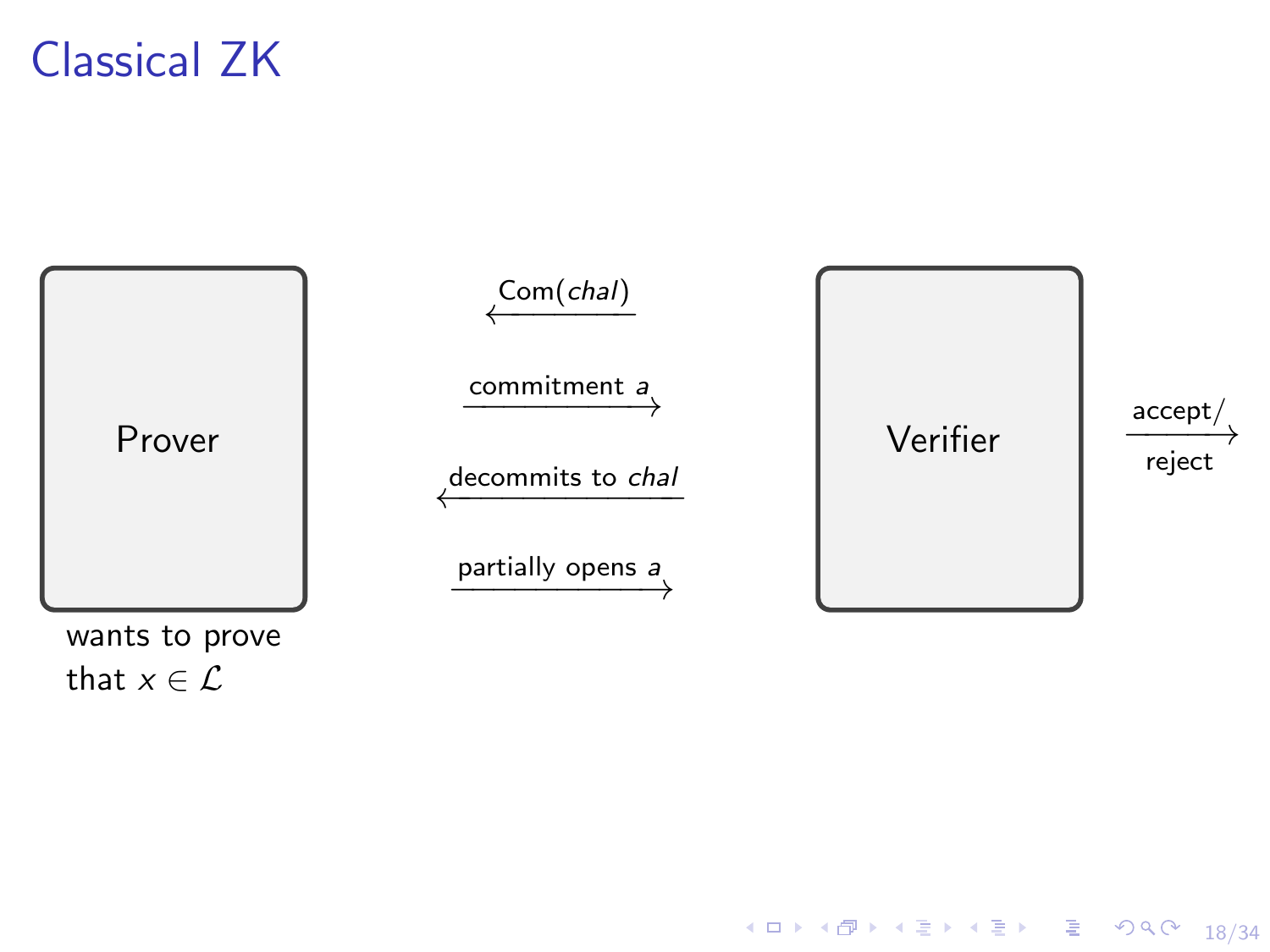# Classical ZK

Prover

wants to prove that $x \in \mathcal{L}$

Com($chal$) ←

commitment $a$ →

decommits to $chal$ ←

partially opens $a$ →

Verifier

accept/reject →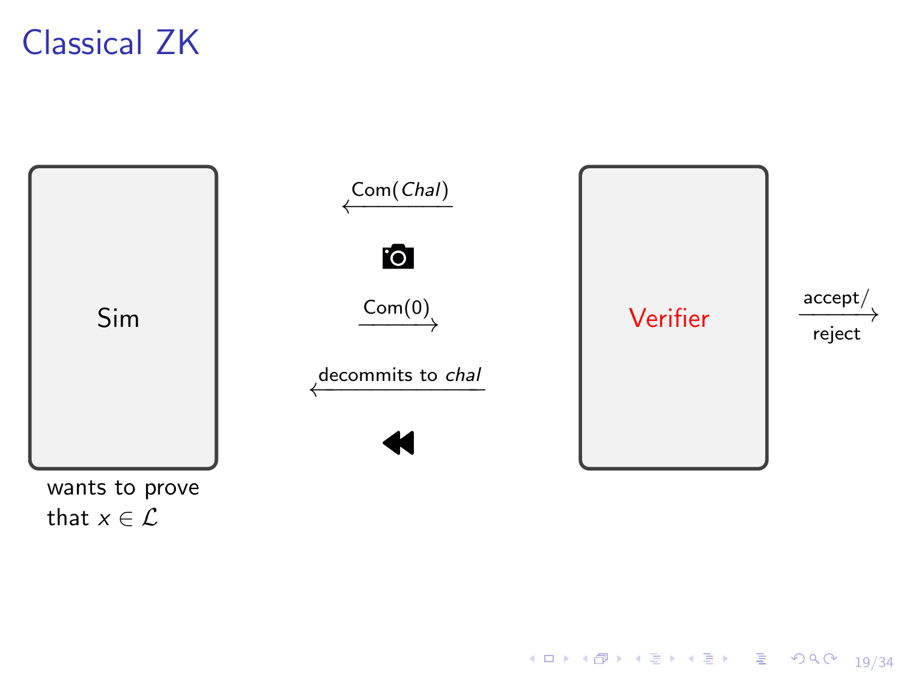# Classical ZK

Sim

wants to prove that $x \in \mathcal{L}$

$\xleftarrow{\text{Com}(\mathit{Chal})}$

📷

$\xrightarrow{\text{Com}(0)}$

$\xleftarrow{\text{decommits to } \mathit{chal}}$

⏪

Verifier

$\xrightarrow[\text{reject}]{\text{accept}/}$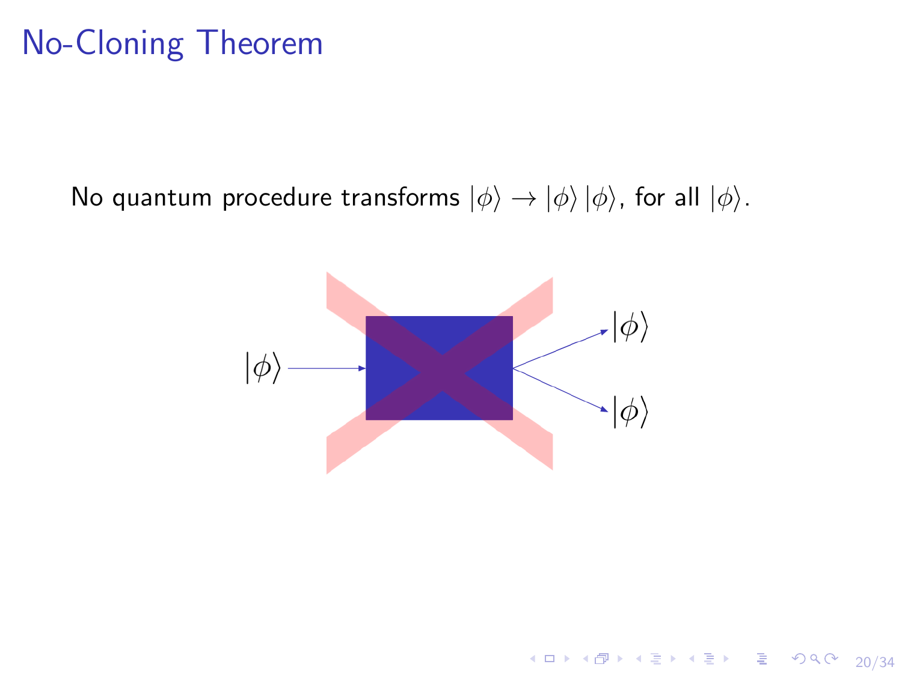# No-Cloning Theorem

No quantum procedure transforms $|\phi\rangle \rightarrow |\phi\rangle\,|\phi\rangle$, for all $|\phi\rangle$.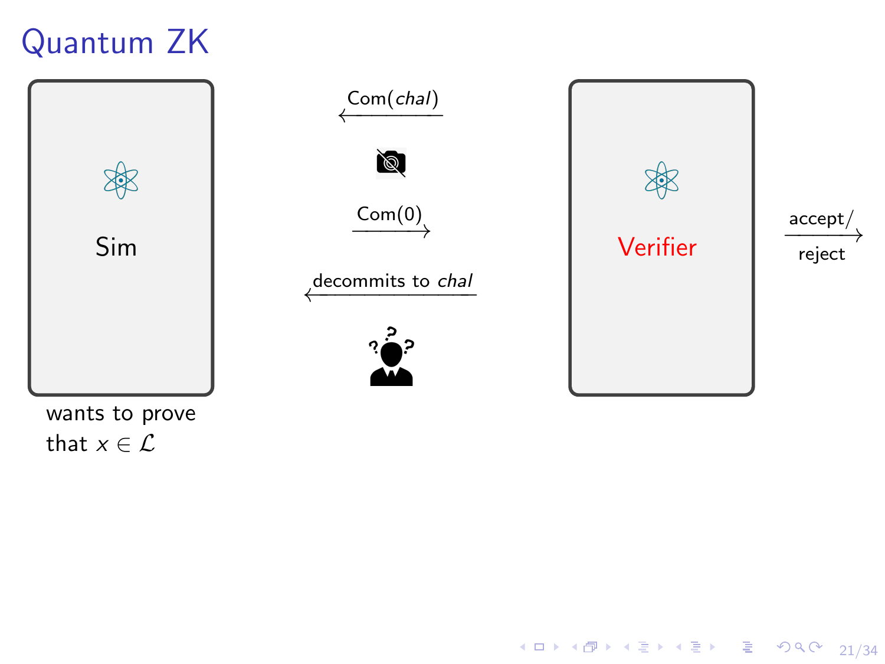# Quantum ZK

Sim

wants to prove that $x \in \mathcal{L}$

$\text{Com}(chal)$

$\text{Com}(0)$

decommits to $chal$

Verifier

accept/reject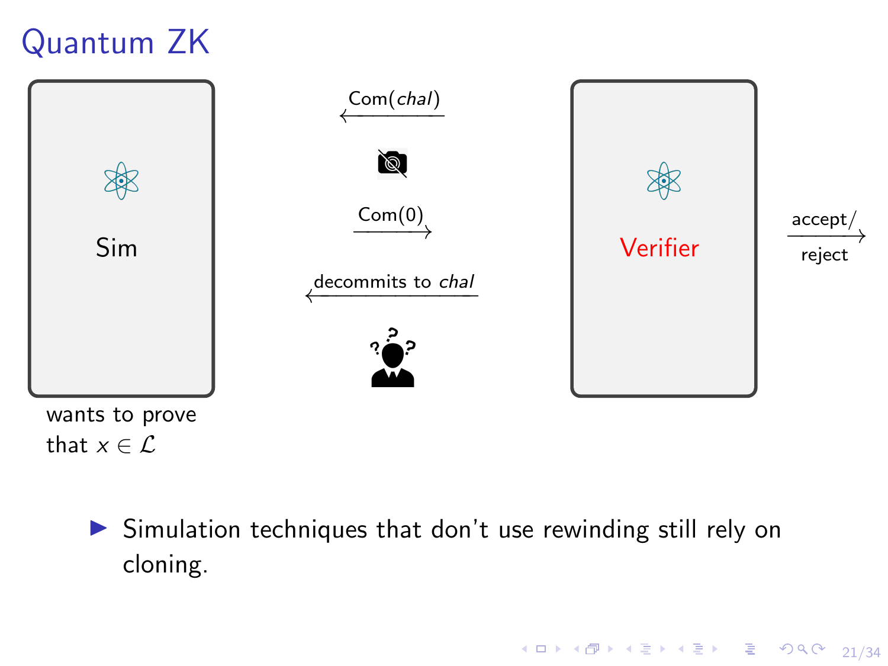# Quantum ZK

Sim

wants to prove that $x \in \mathcal{L}$

$\text{Com}(chal)$ ←

$\text{Com}(0)$ →

decommits to $chal$ ←

Verifier

accept/reject →

- Simulation techniques that don't use rewinding still rely on cloning.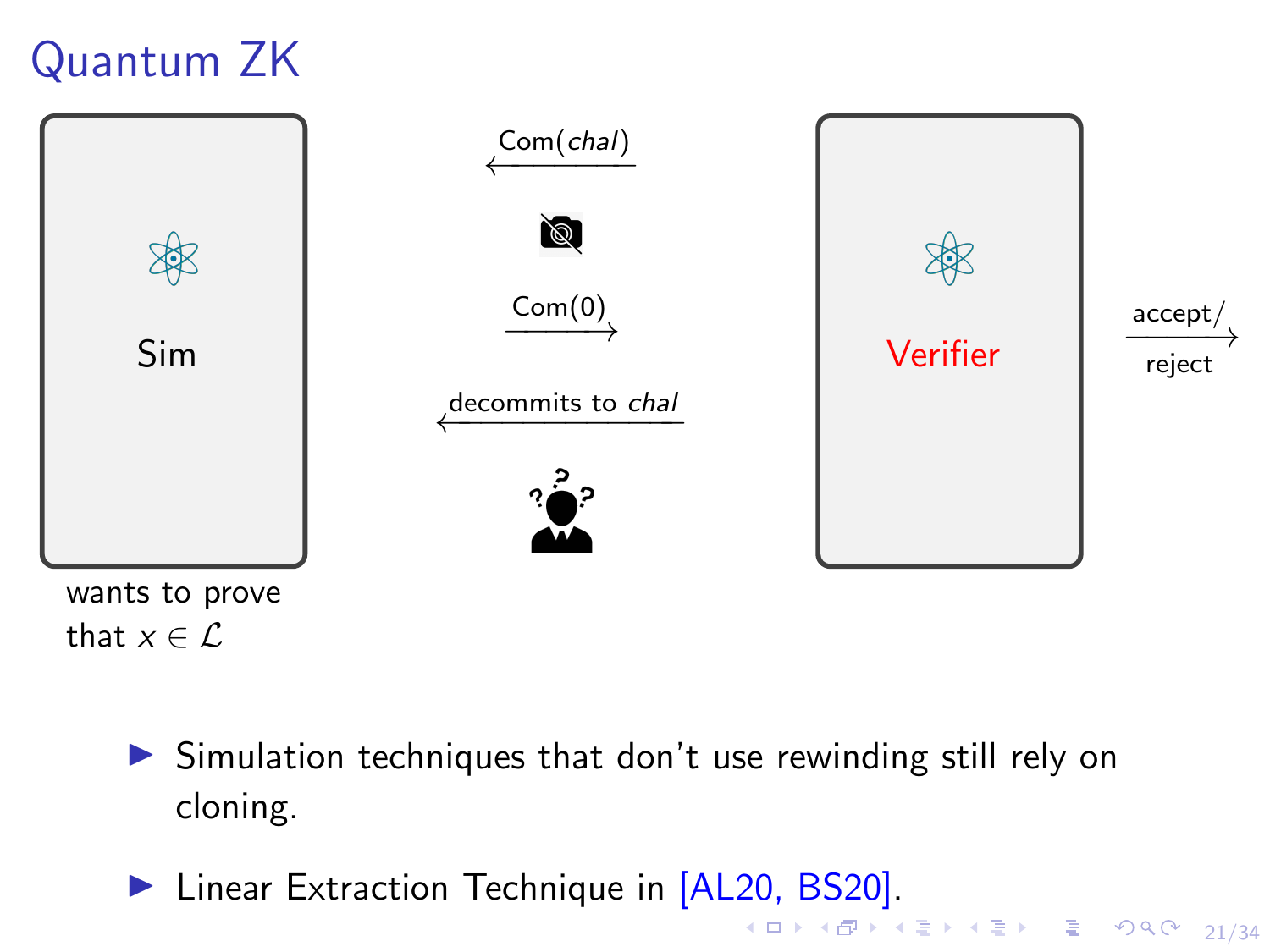# Quantum ZK

Sim

wants to prove that $x \in \mathcal{L}$

Com(*chal*)

Com(0)

decommits to *chal*

Verifier

accept/reject

- Simulation techniques that don't use rewinding still rely on cloning.
- Linear Extraction Technique in [AL20, BS20].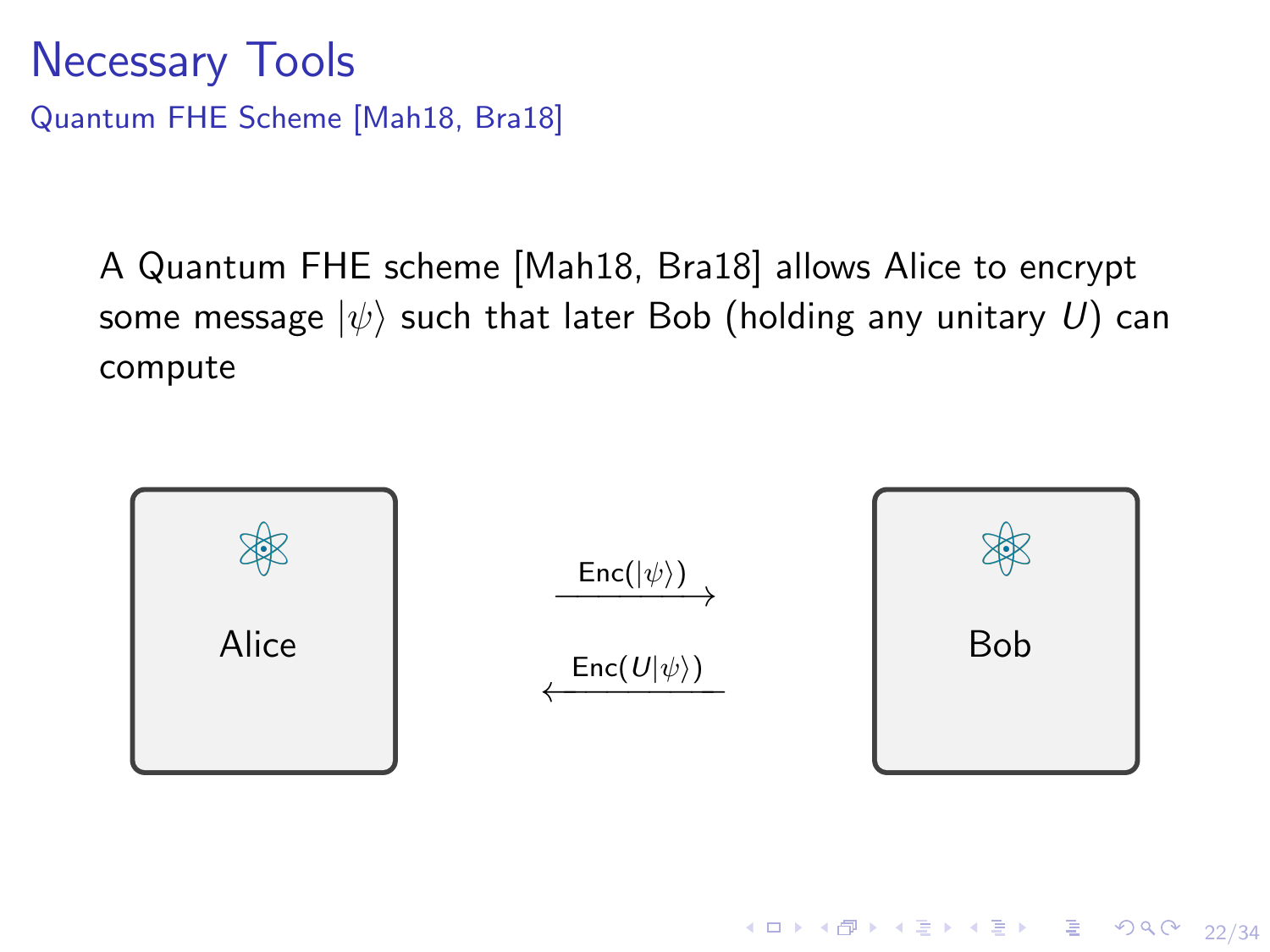# Necessary Tools

## Quantum FHE Scheme [Mah18, Bra18]

A Quantum FHE scheme [Mah18, Bra18] allows Alice to encrypt some message $|\psi\rangle$ such that later Bob (holding any unitary $U$) can compute

Alice

$\xrightarrow{\mathsf{Enc}(|\psi\rangle)}$

$\xleftarrow{\mathsf{Enc}(U|\psi\rangle)}$

Bob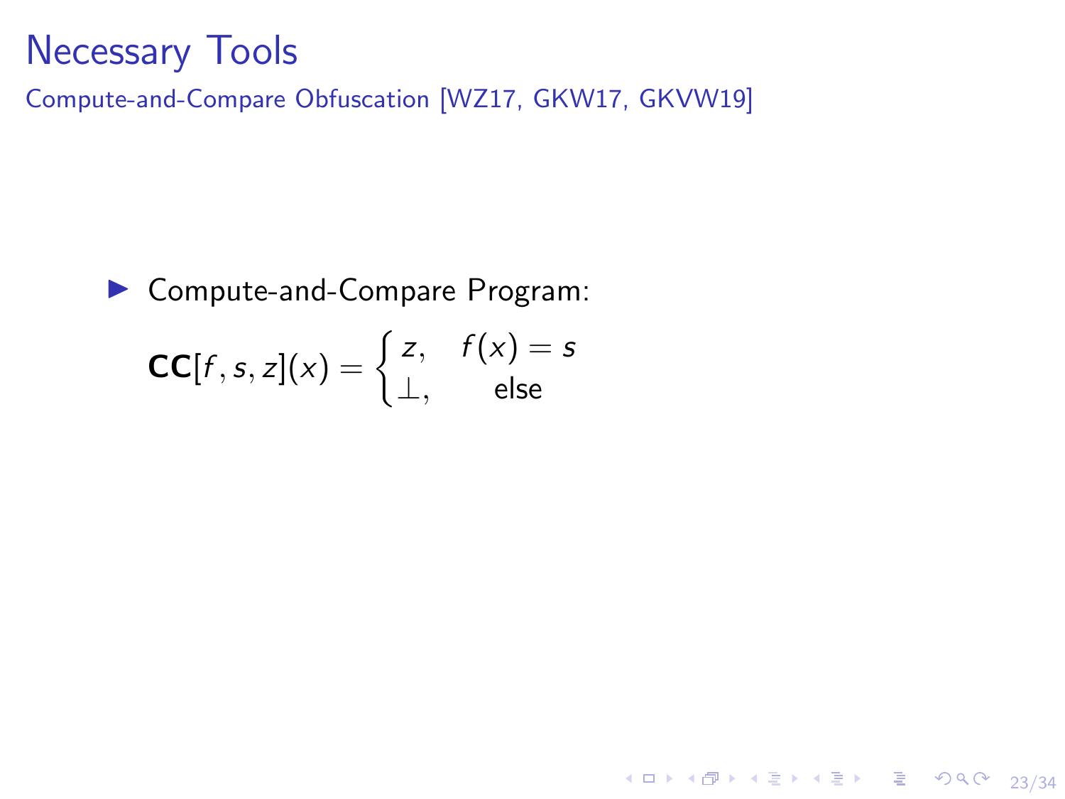# Necessary Tools

Compute-and-Compare Obfuscation [WZ17, GKW17, GKVW19]

- Compute-and-Compare Program:

$$\mathbf{CC}[f, s, z](x) = \begin{cases} z, & f(x) = s \\ \perp, & \text{else} \end{cases}$$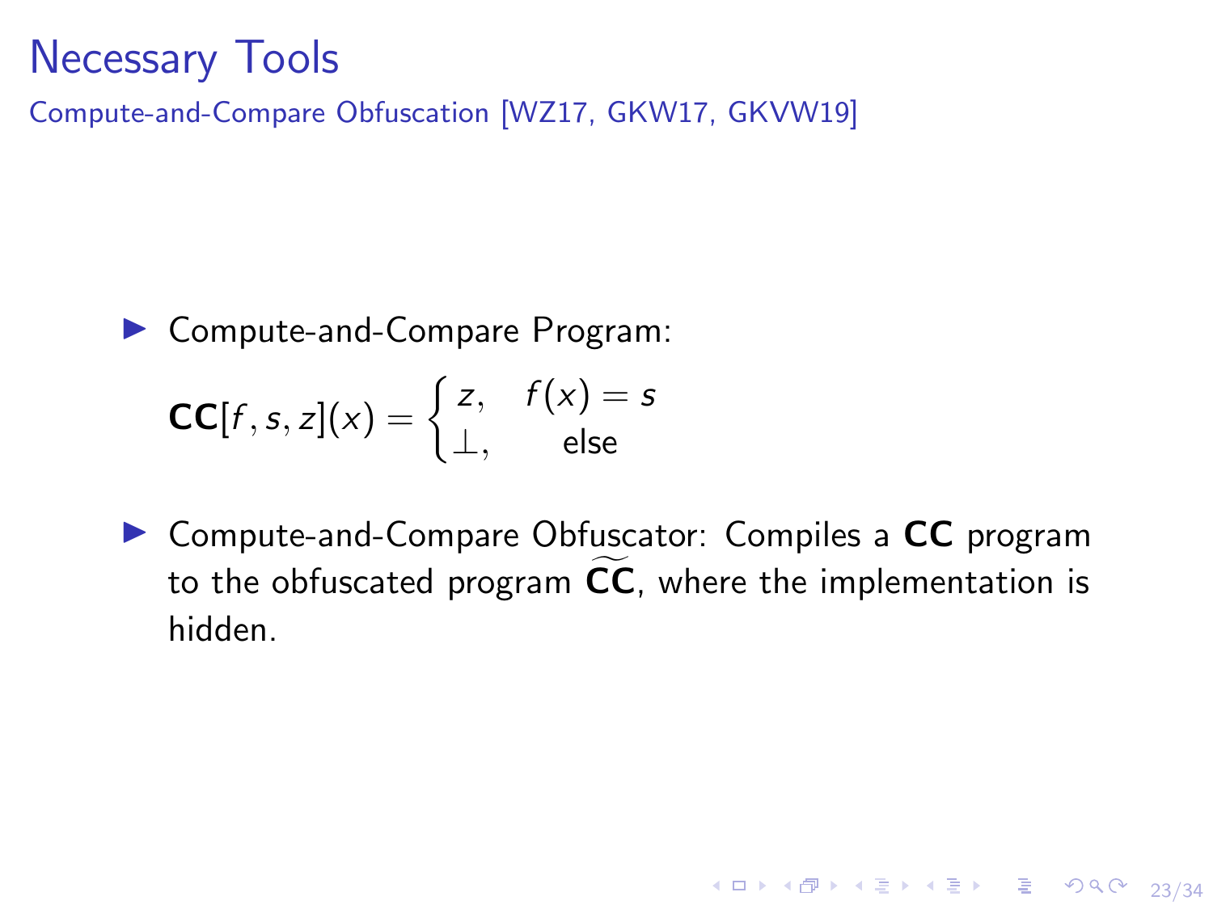# Necessary Tools

## Compute-and-Compare Obfuscation [WZ17, GKW17, GKVW19]

- Compute-and-Compare Program:

$$\mathbf{CC}[f, s, z](x) = \begin{cases} z, & f(x) = s \\ \perp, & \text{else} \end{cases}$$

- Compute-and-Compare Obfuscator: Compiles a **CC** program to the obfuscated program $\widetilde{\mathbf{CC}}$, where the implementation is hidden.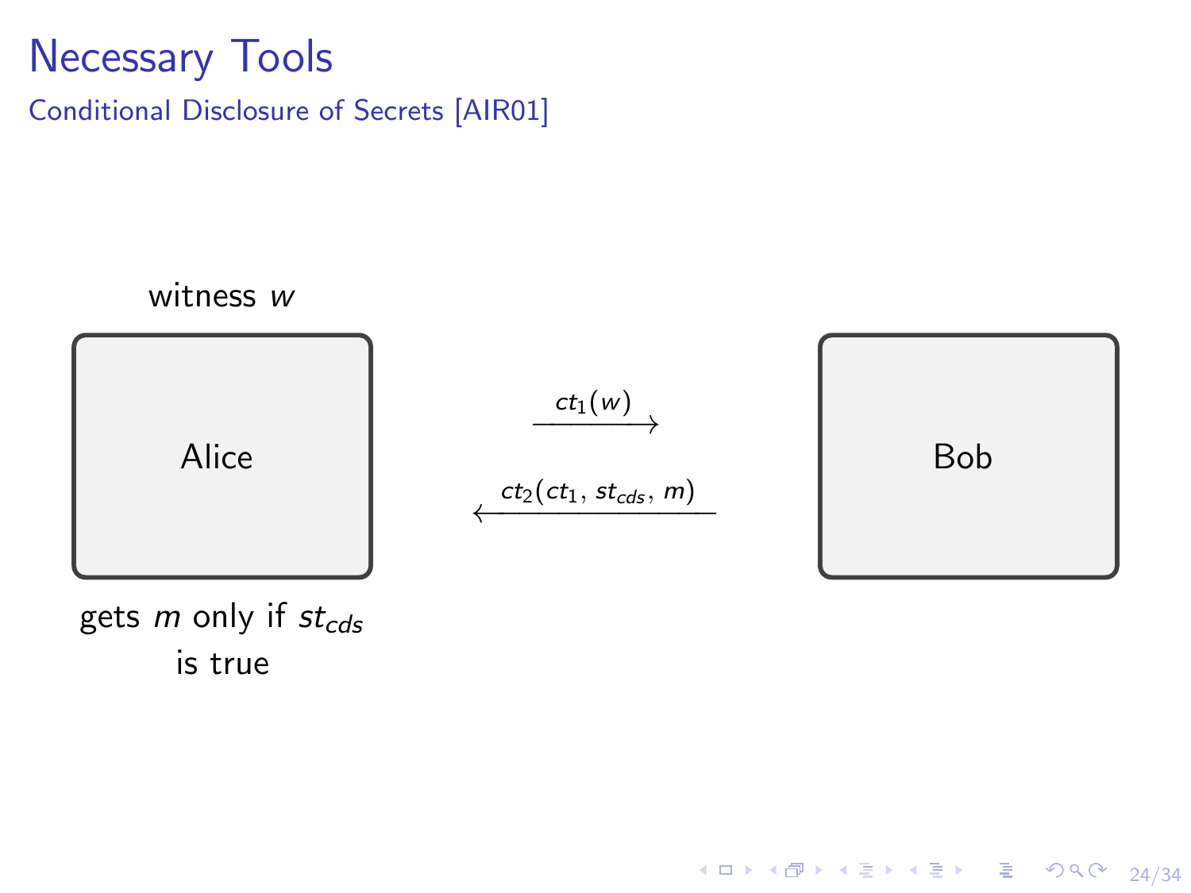# Necessary Tools

## Conditional Disclosure of Secrets [AIR01]

witness $w$

Alice

$\xrightarrow{ct_1(w)}$

$\xleftarrow{ct_2(ct_1,\, st_{cds},\, m)}$

Bob

gets $m$ only if $st_{cds}$ is true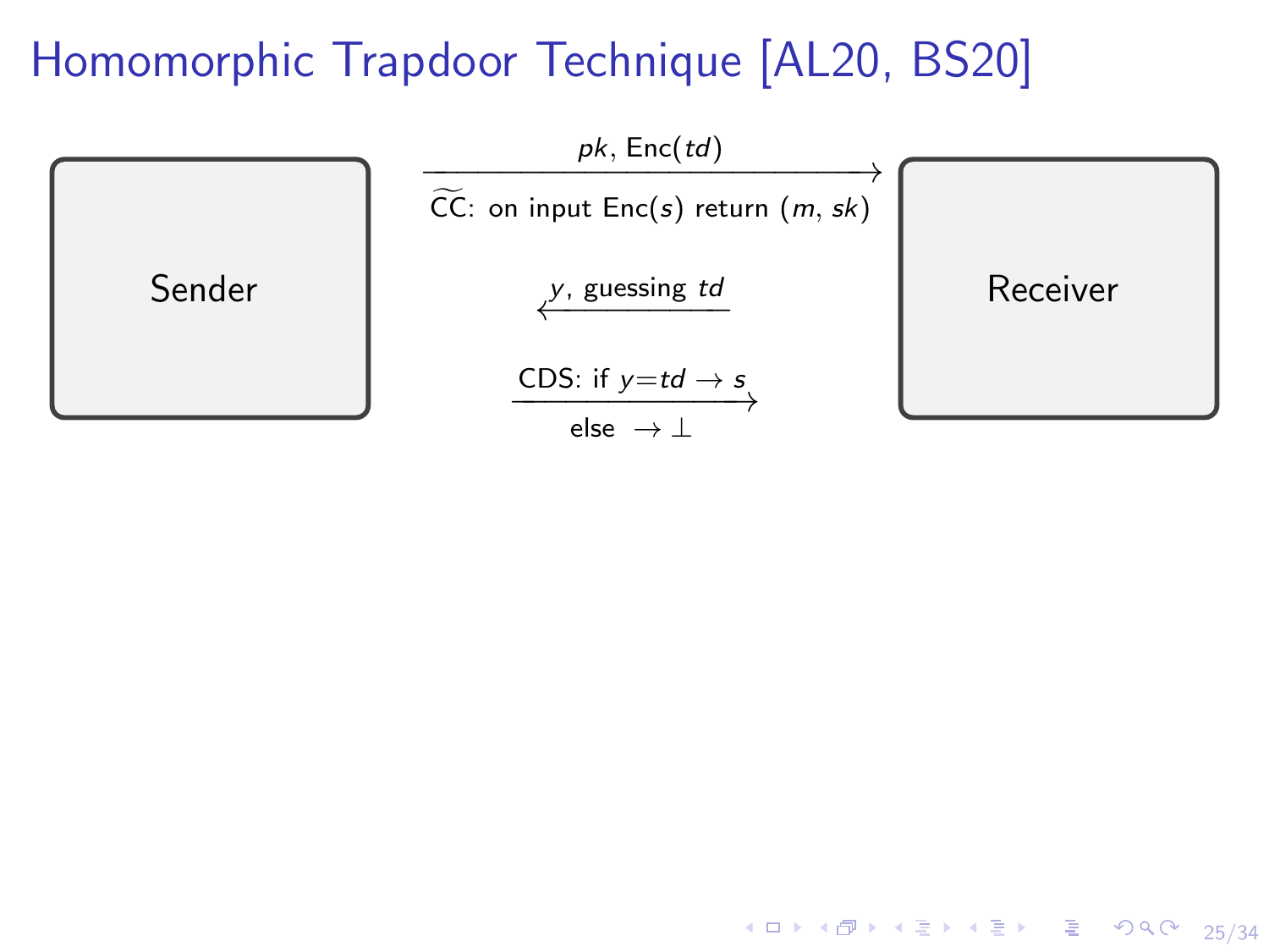# Homomorphic Trapdoor Technique [AL20, BS20]

Sender

Receiver

Sender → Receiver: $pk$, Enc($td$)

$\widetilde{\text{CC}}$: on input Enc($s$) return ($m$, $sk$)

Receiver → Sender: $y$, guessing $td$

Sender → Receiver: CDS: if $y = td \rightarrow s$

else $\rightarrow \perp$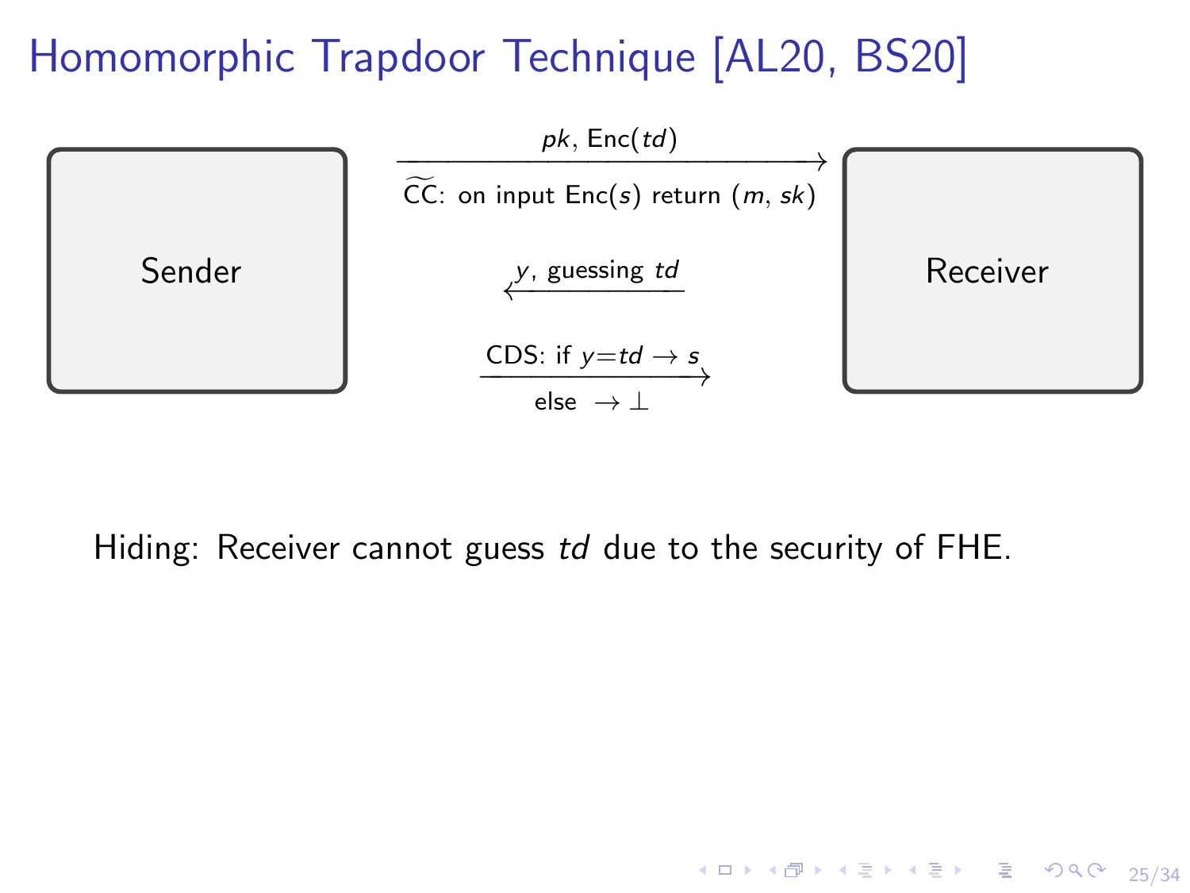# Homomorphic Trapdoor Technique [AL20, BS20]

Sender

Receiver

Sender → Receiver: $pk$, Enc($td$)

$\widetilde{\mathsf{CC}}$: on input Enc($s$) return ($m$, $sk$)

Receiver → Sender: $y$, guessing $td$

Sender → Receiver: CDS: if $y = td \to s$, else $\to \bot$

Hiding: Receiver cannot guess $td$ due to the security of FHE.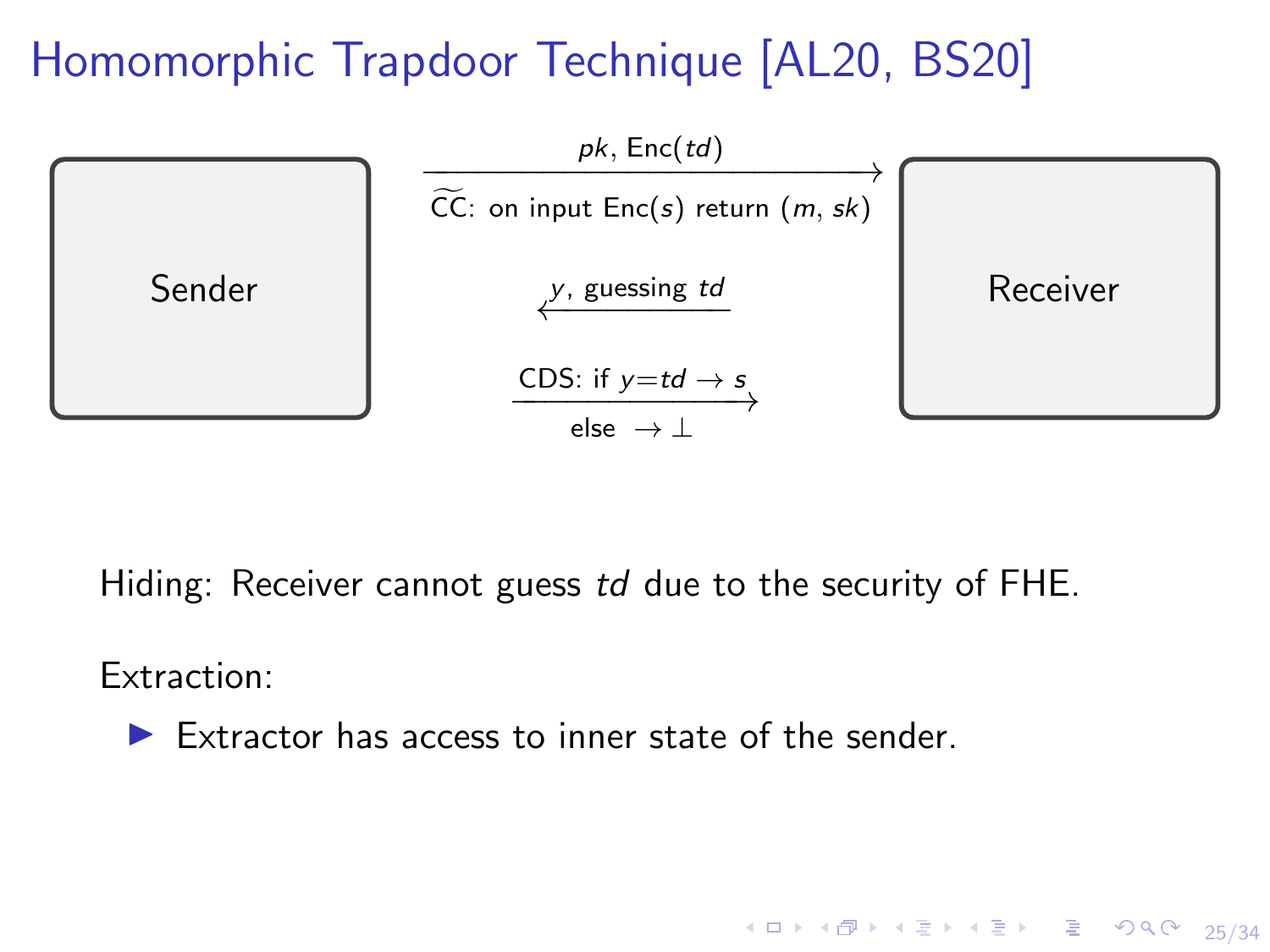# Homomorphic Trapdoor Technique [AL20, BS20]

Sender → Receiver: $pk$, $\mathsf{Enc}(td)$

$\widetilde{\mathsf{CC}}$: on input $\mathsf{Enc}(s)$ return $(m, sk)$

Receiver → Sender: $y$, guessing $td$

Sender → Receiver: CDS: if $y = td \rightarrow s$

else $\rightarrow \bot$

Hiding: Receiver cannot guess $td$ due to the security of FHE.

Extraction:

- Extractor has access to inner state of the sender.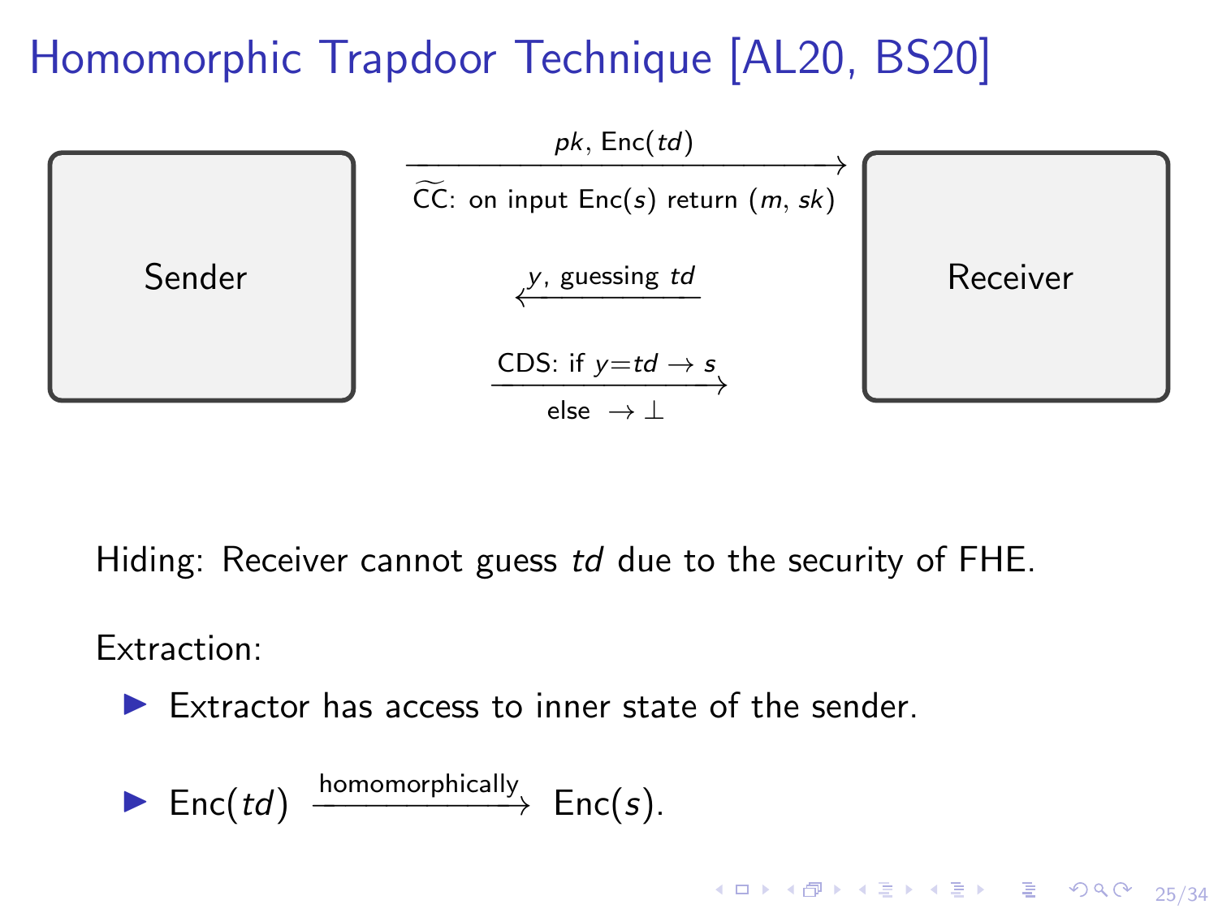# Homomorphic Trapdoor Technique [AL20, BS20]

Sender → Receiver: $pk$, Enc($td$)

$\widetilde{\mathsf{CC}}$: on input Enc($s$) return ($m$, $sk$)

Receiver → Sender: $y$, guessing $td$

Sender → Receiver: CDS: if $y$=$td$ → $s$, else → $\perp$

Hiding: Receiver cannot guess $td$ due to the security of FHE.

Extraction:

- Extractor has access to inner state of the sender.
- Enc($td$) $\xrightarrow{\text{homomorphically}}$ Enc($s$).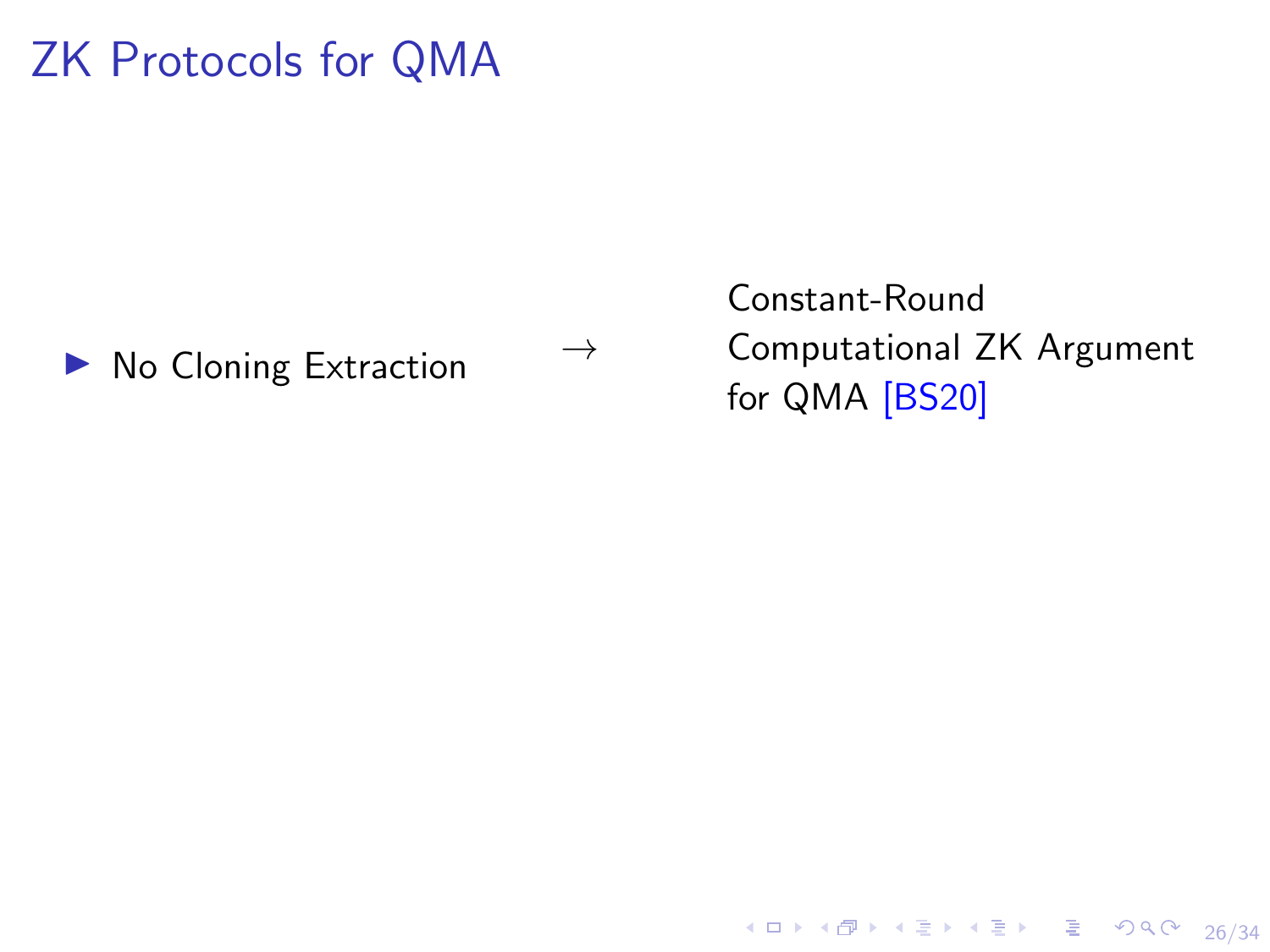# ZK Protocols for QMA

- No Cloning Extraction $\rightarrow$ Constant-Round Computational ZK Argument for QMA [BS20]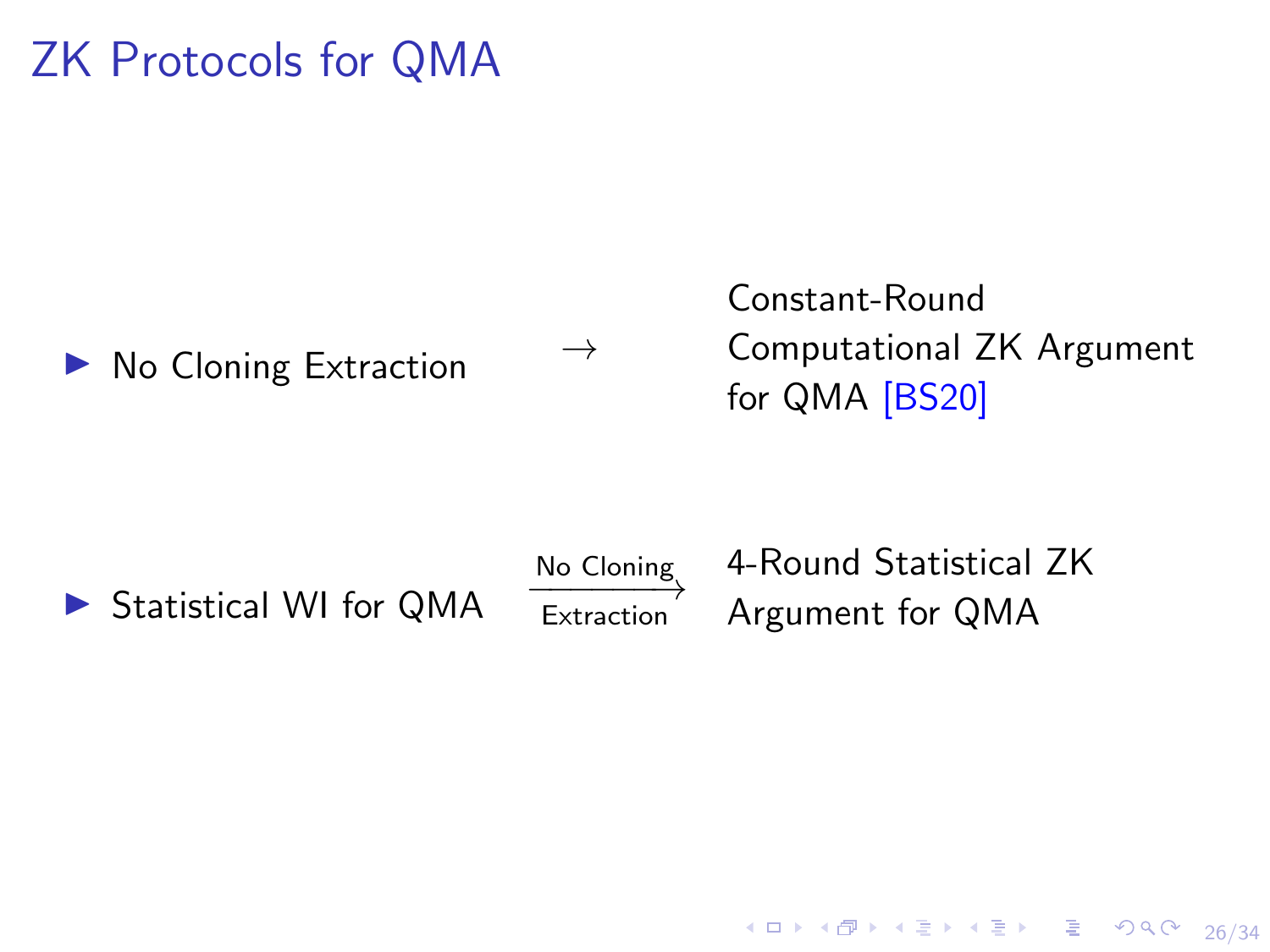# ZK Protocols for QMA

- No Cloning Extraction $\rightarrow$ Constant-Round Computational ZK Argument for QMA [BS20]

- Statistical WI for QMA $\xrightarrow[\text{Extraction}]{\text{No Cloning}}$ 4-Round Statistical ZK Argument for QMA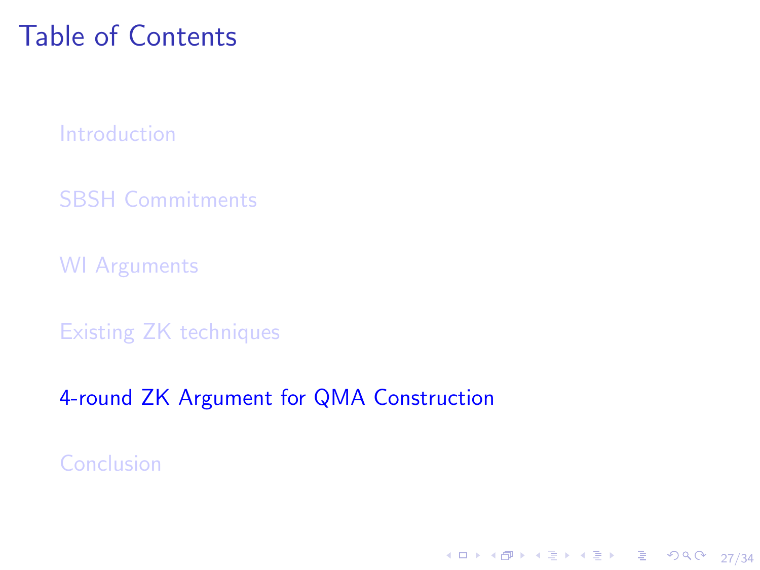# Table of Contents

- Introduction
- SBSH Commitments
- WI Arguments
- Existing ZK techniques
- **4-round ZK Argument for QMA Construction**
- Conclusion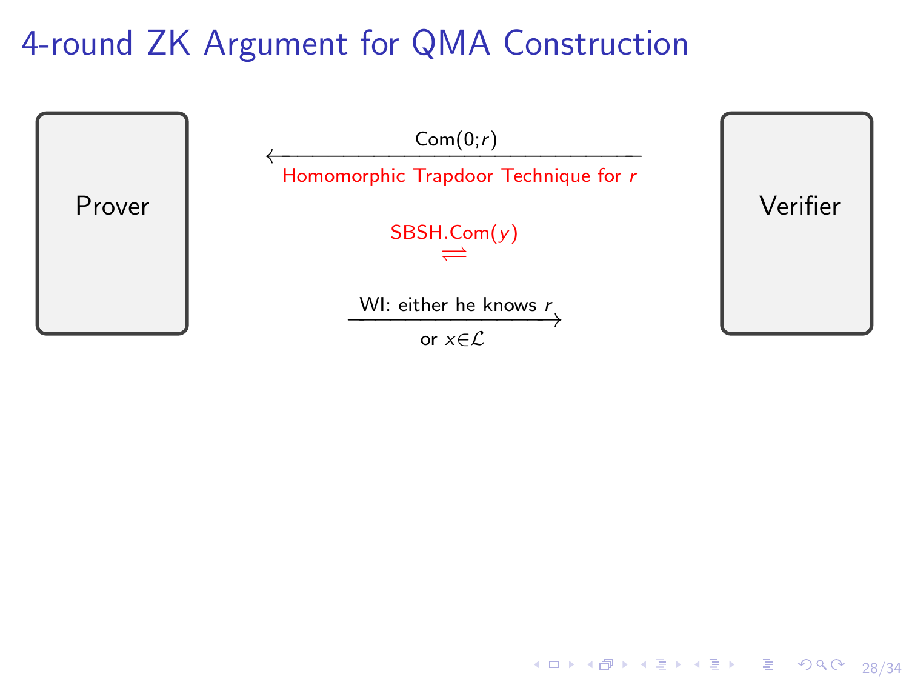# 4-round ZK Argument for QMA Construction

Prover

Verifier

Com(0;$r$)

Homomorphic Trapdoor Technique for $r$

SBSH.Com($y$)

WI: either he knows $r$ or $x \in \mathcal{L}$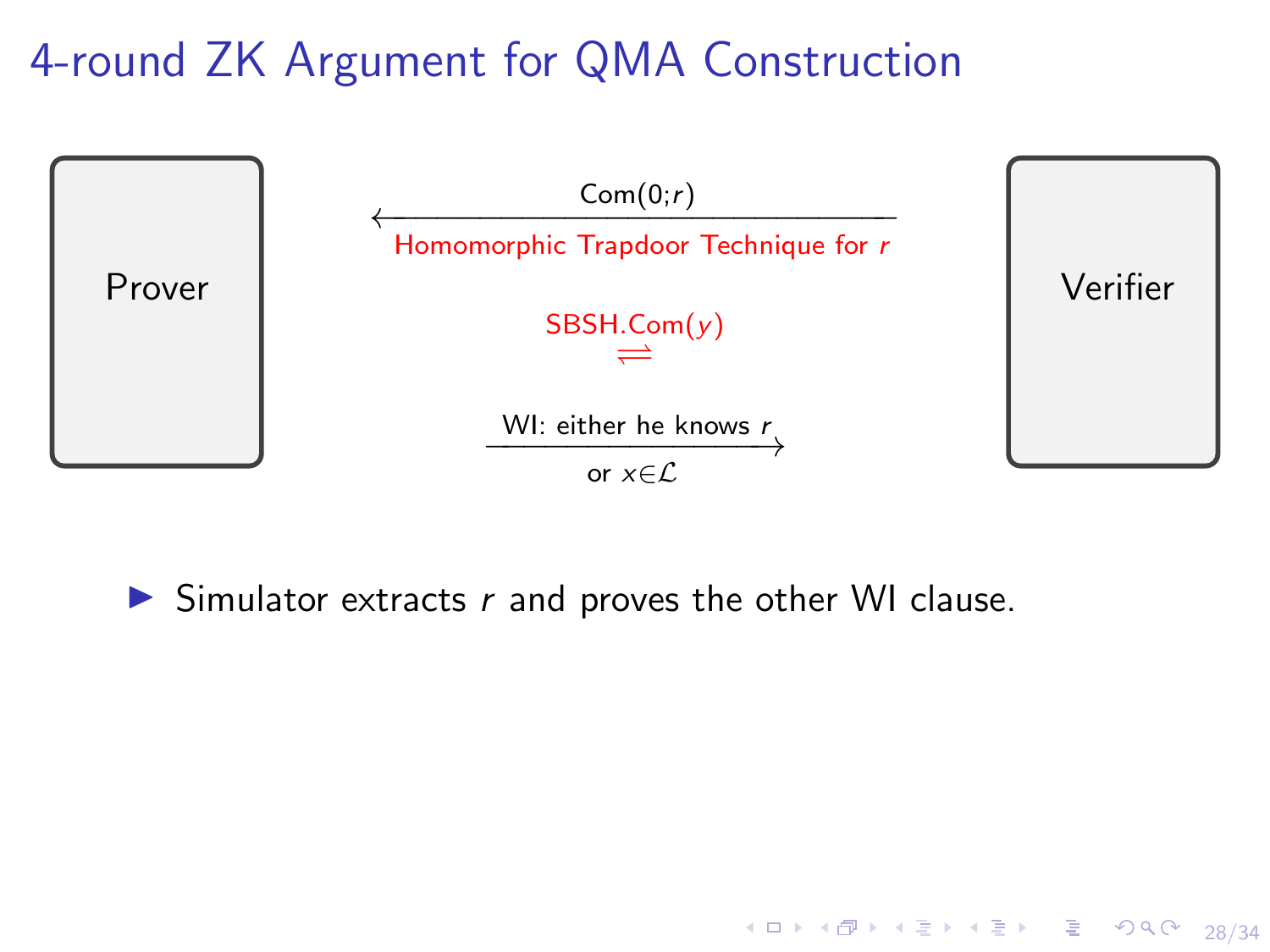# 4-round ZK Argument for QMA Construction

Prover

Verifier

$\xleftarrow{\text{Com}(0;r)}$

Homomorphic Trapdoor Technique for $r$

SBSH.Com($y$)
$\rightleftharpoons$

WI: either he knows $r$
$\longrightarrow$
or $x \in \mathcal{L}$

- Simulator extracts $r$ and proves the other WI clause.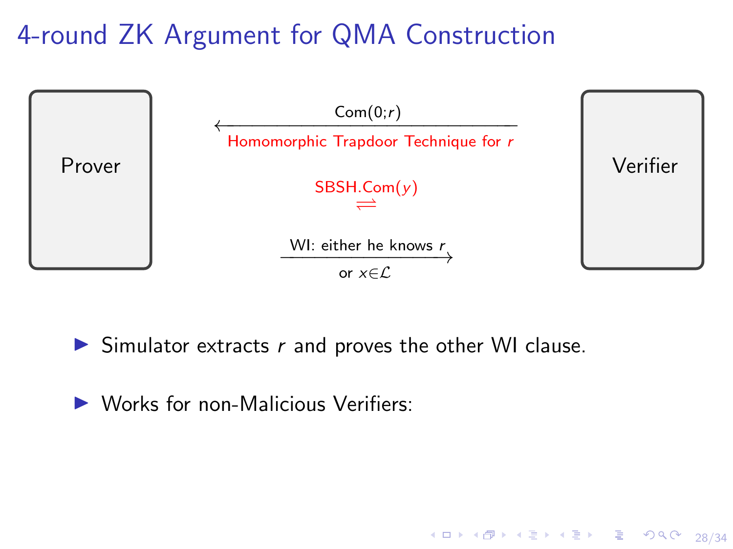# 4-round ZK Argument for QMA Construction

Prover

Verifier

Verifier → Prover: $\mathsf{Com}(0;r)$

Homomorphic Trapdoor Technique for $r$

$\mathsf{SBSH.Com}(y)$ ⇌

Prover → Verifier: WI: either he knows $r$ or $x \in \mathcal{L}$

- Simulator extracts $r$ and proves the other WI clause.
- Works for non-Malicious Verifiers: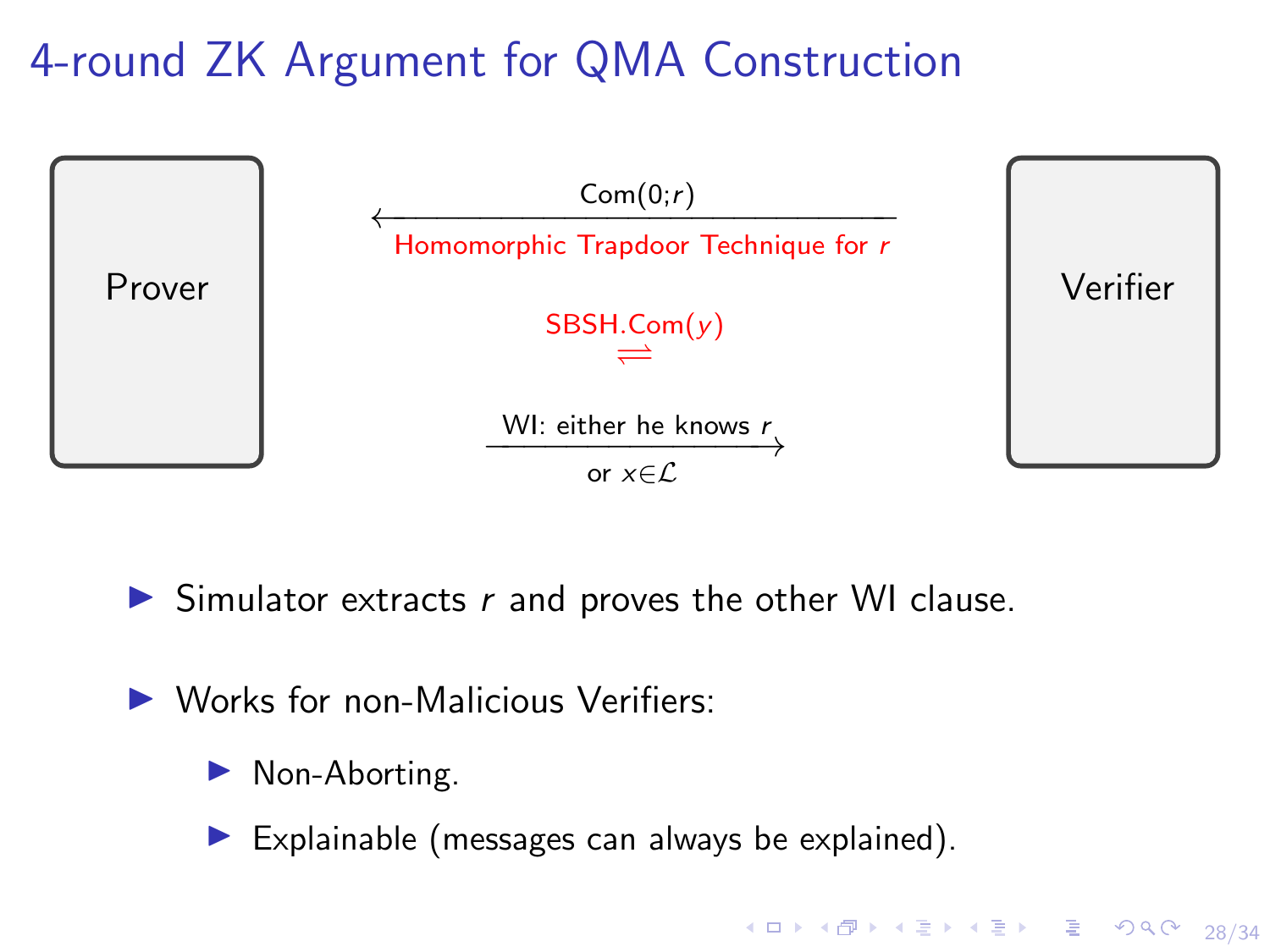# 4-round ZK Argument for QMA Construction

Prover

Verifier

$\leftarrow$ Com(0;$r$)

Homomorphic Trapdoor Technique for $r$

SBSH.Com($y$) $\rightleftharpoons$

WI: either he knows $r$ or $x \in \mathcal{L}$ $\rightarrow$

- Simulator extracts $r$ and proves the other WI clause.
- Works for non-Malicious Verifiers:
  - Non-Aborting.
  - Explainable (messages can always be explained).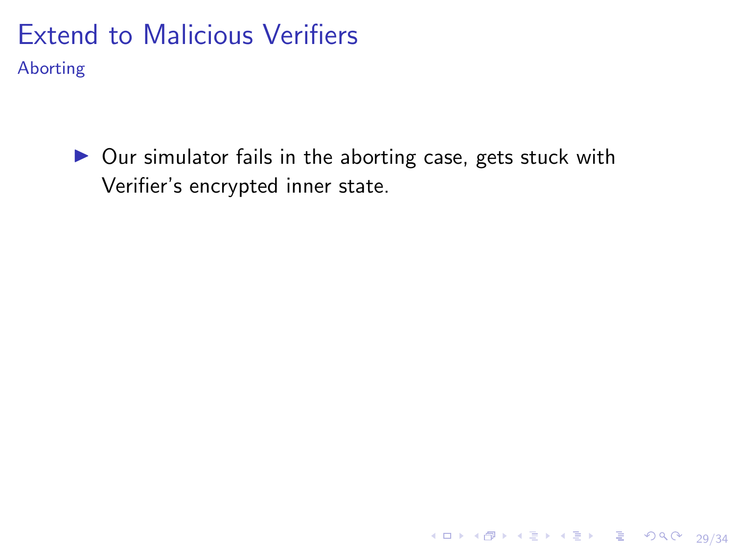# Extend to Malicious Verifiers

## Aborting

- Our simulator fails in the aborting case, gets stuck with Verifier's encrypted inner state.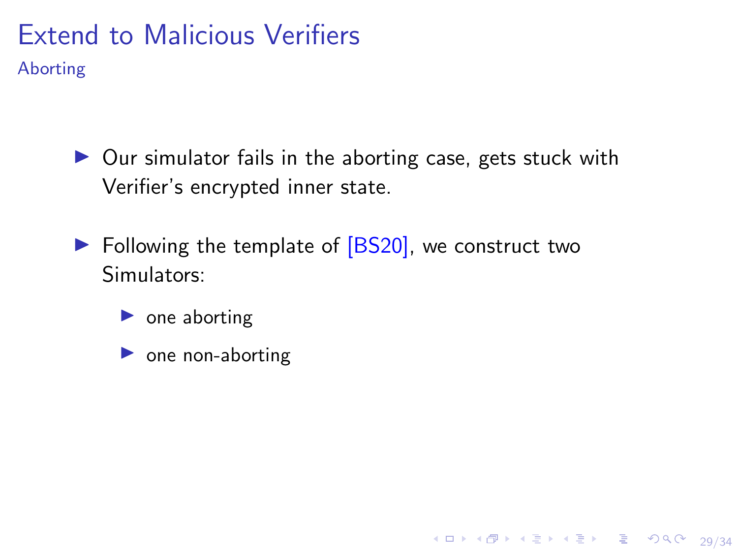# Extend to Malicious Verifiers

## Aborting

- Our simulator fails in the aborting case, gets stuck with Verifier's encrypted inner state.
- Following the template of [BS20], we construct two Simulators:
  - one aborting
  - one non-aborting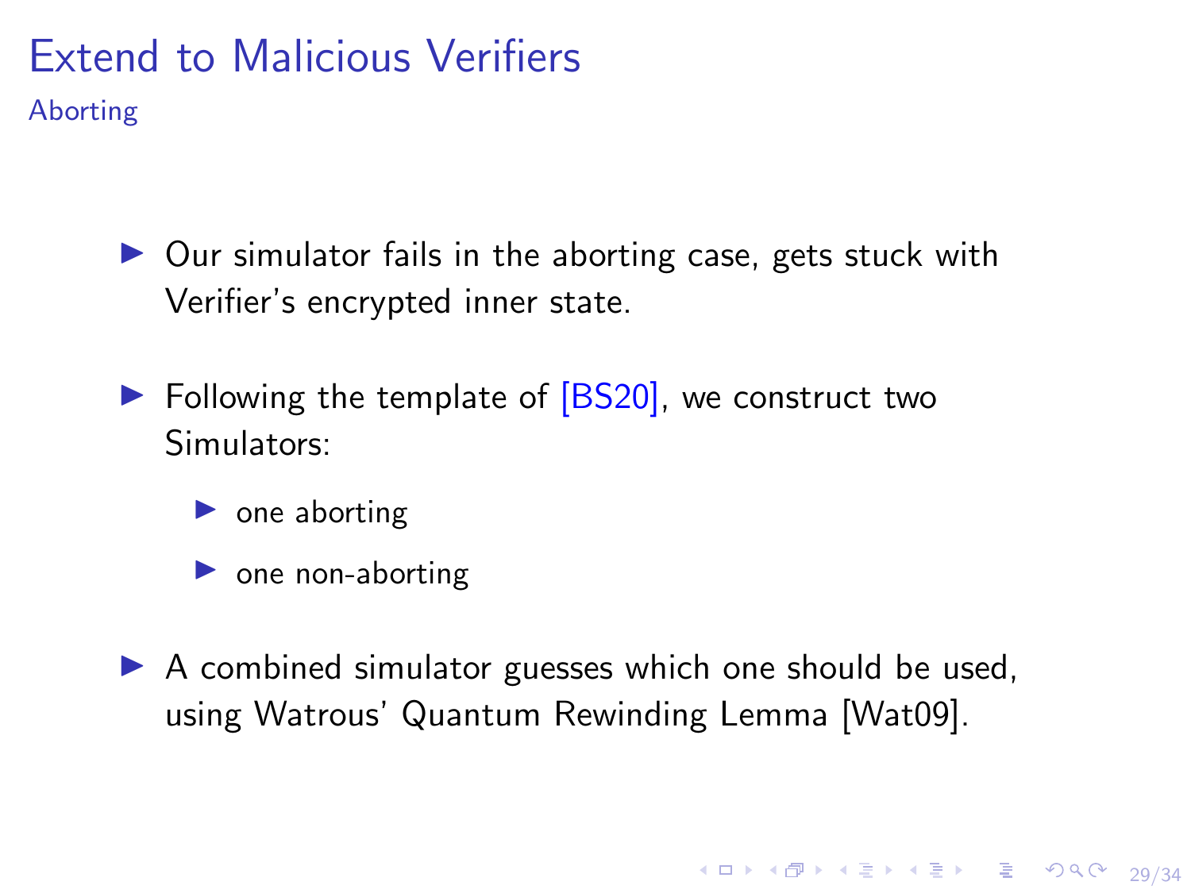# Extend to Malicious Verifiers

## Aborting

- Our simulator fails in the aborting case, gets stuck with Verifier's encrypted inner state.
- Following the template of [BS20], we construct two Simulators:
  - one aborting
  - one non-aborting
- A combined simulator guesses which one should be used, using Watrous' Quantum Rewinding Lemma [Wat09].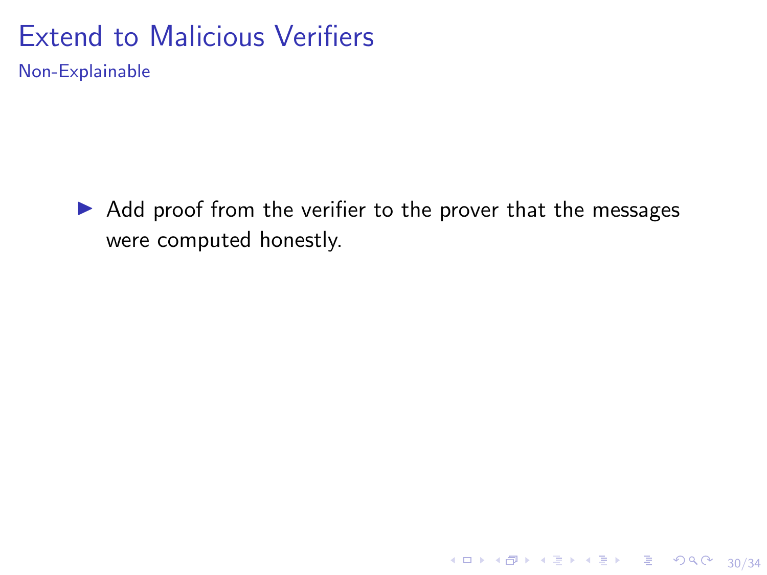# Extend to Malicious Verifiers

## Non-Explainable

- Add proof from the verifier to the prover that the messages were computed honestly.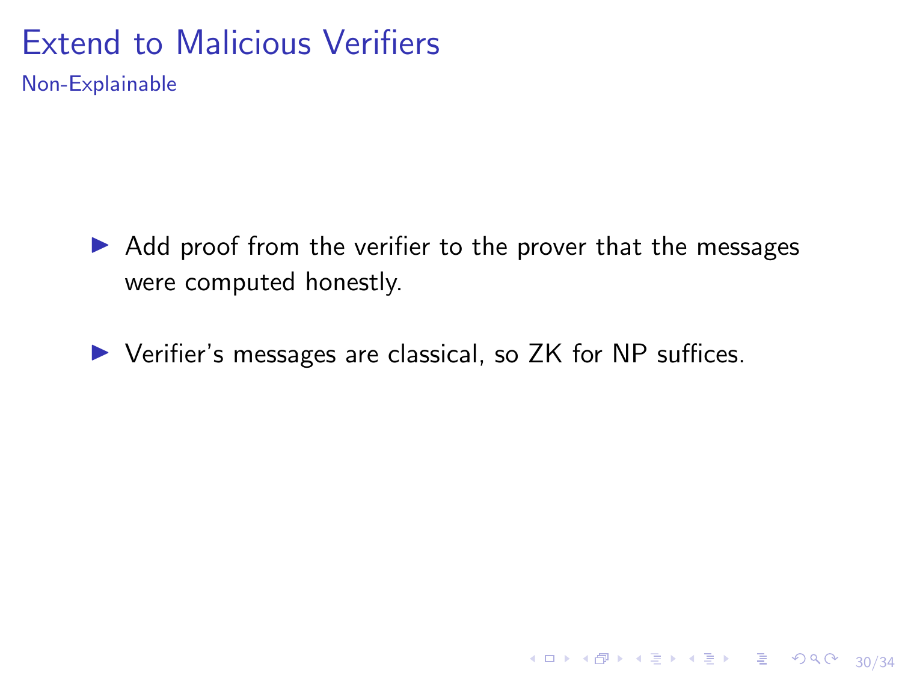# Extend to Malicious Verifiers

## Non-Explainable

- Add proof from the verifier to the prover that the messages were computed honestly.
- Verifier's messages are classical, so ZK for NP suffices.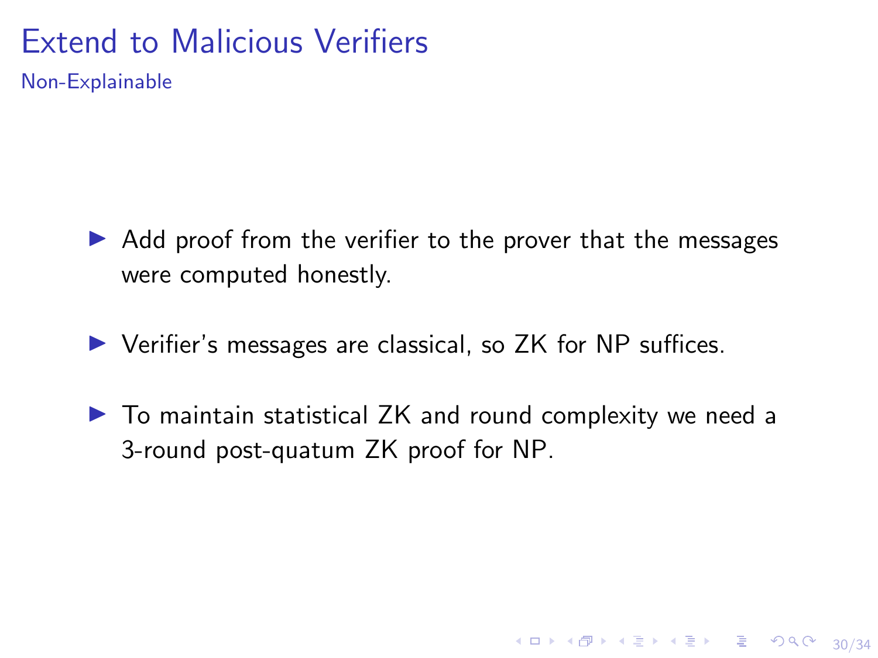# Extend to Malicious Verifiers

## Non-Explainable

- Add proof from the verifier to the prover that the messages were computed honestly.
- Verifier's messages are classical, so ZK for NP suffices.
- To maintain statistical ZK and round complexity we need a 3-round post-quatum ZK proof for NP.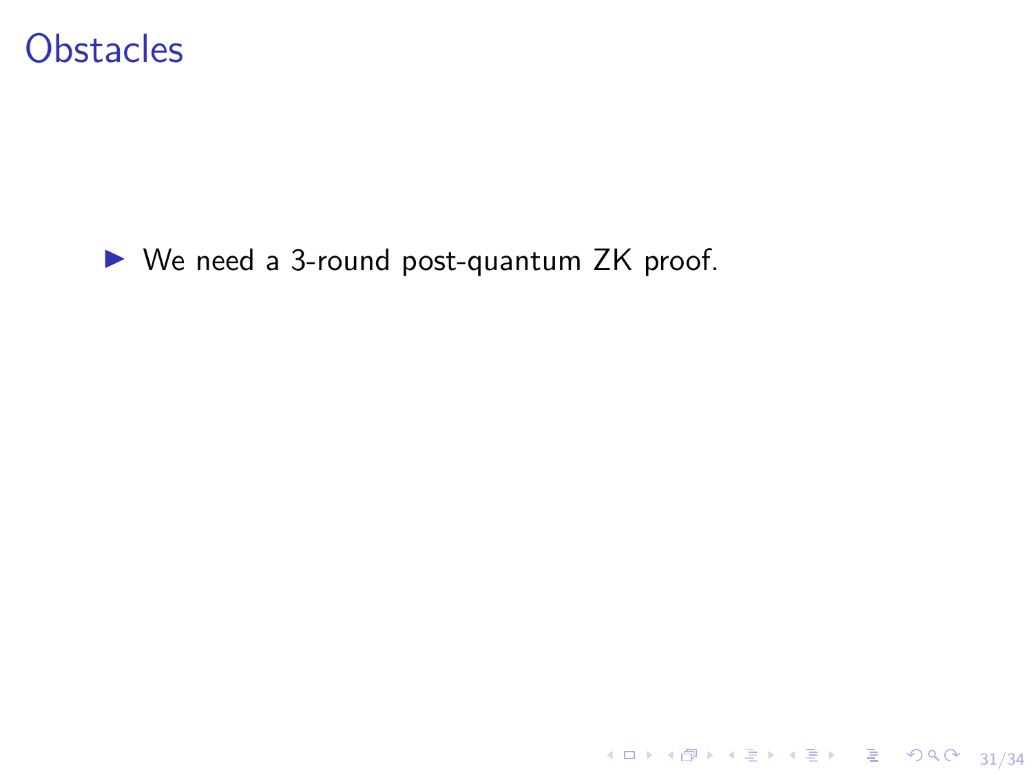# Obstacles

- We need a 3-round post-quantum ZK proof.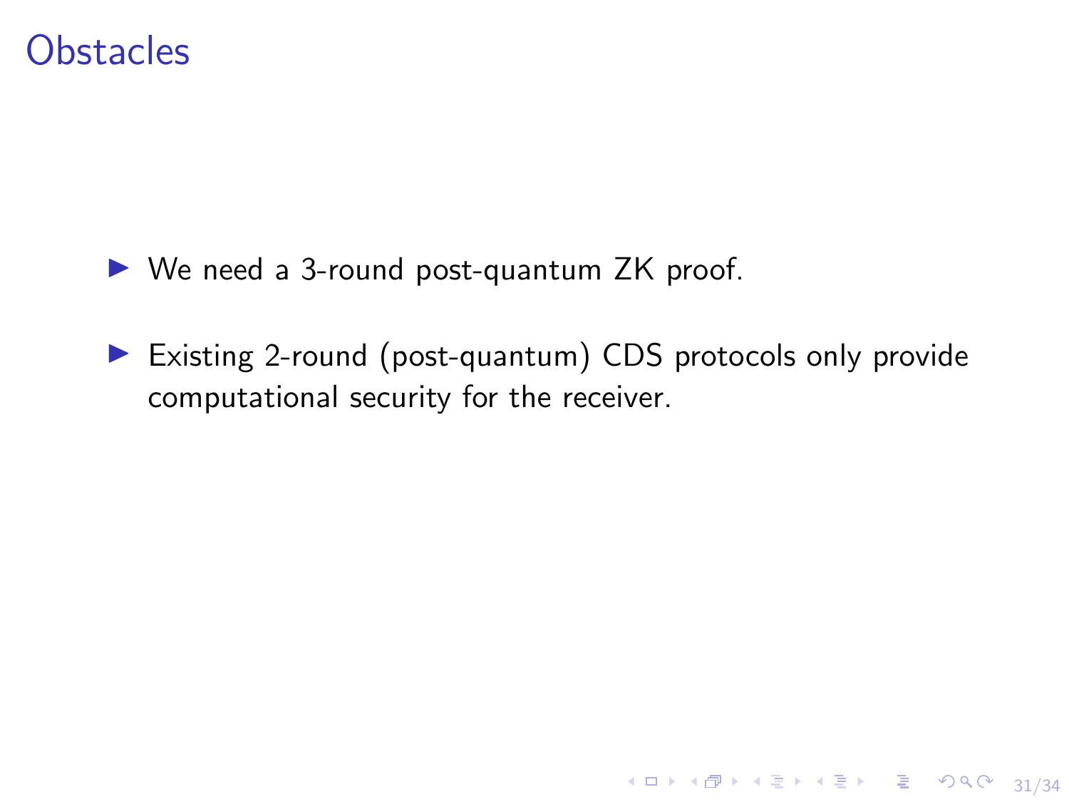# Obstacles

- We need a 3-round post-quantum ZK proof.
- Existing 2-round (post-quantum) CDS protocols only provide computational security for the receiver.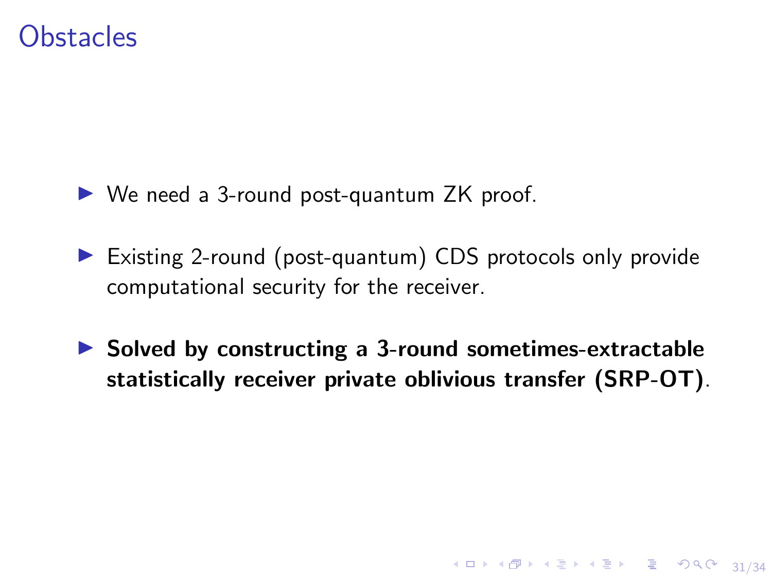# Obstacles

- We need a 3-round post-quantum ZK proof.
- Existing 2-round (post-quantum) CDS protocols only provide computational security for the receiver.
- **Solved by constructing a 3-round sometimes-extractable statistically receiver private oblivious transfer (SRP-OT)**.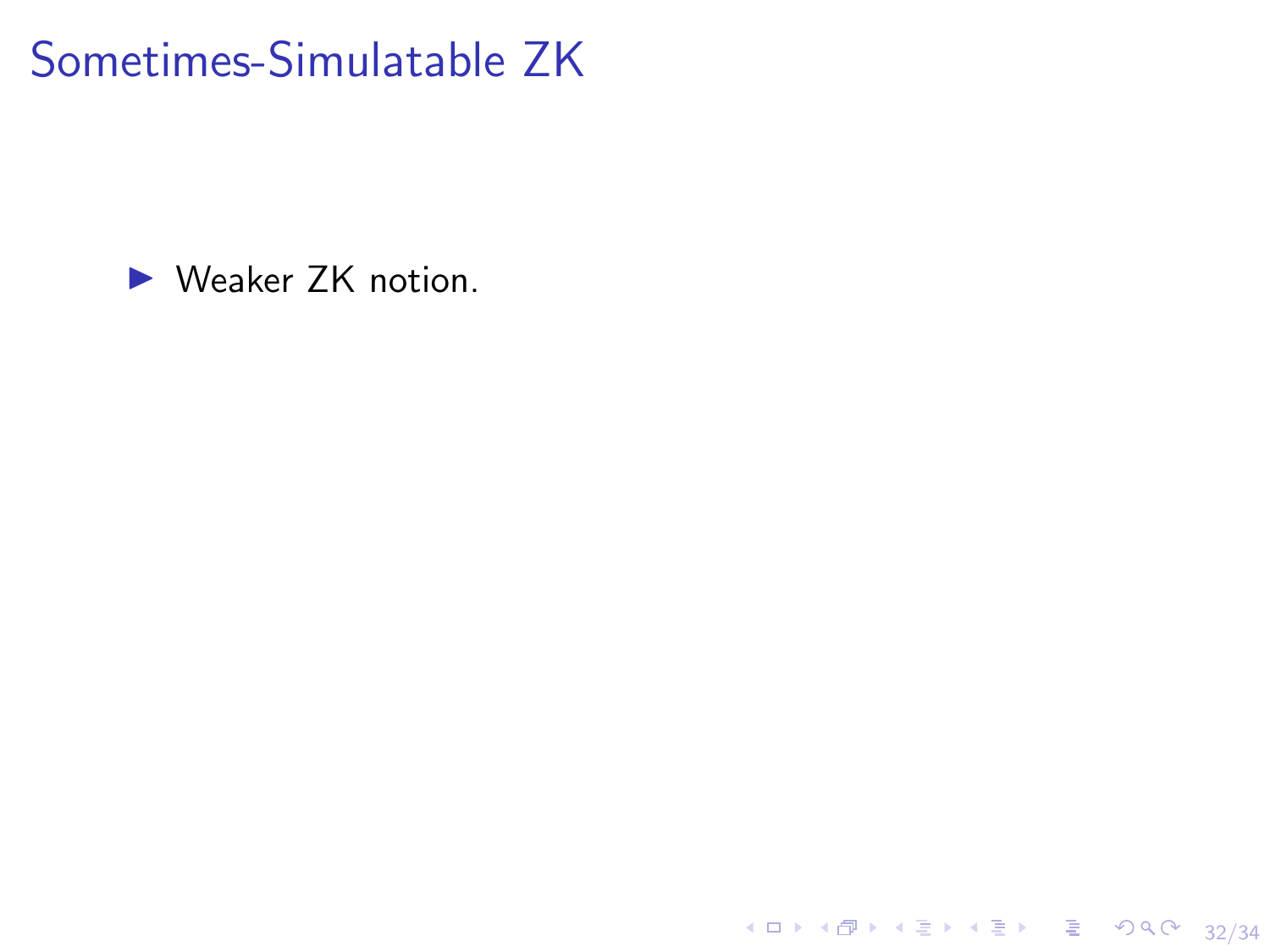# Sometimes-Simulatable ZK

- Weaker ZK notion.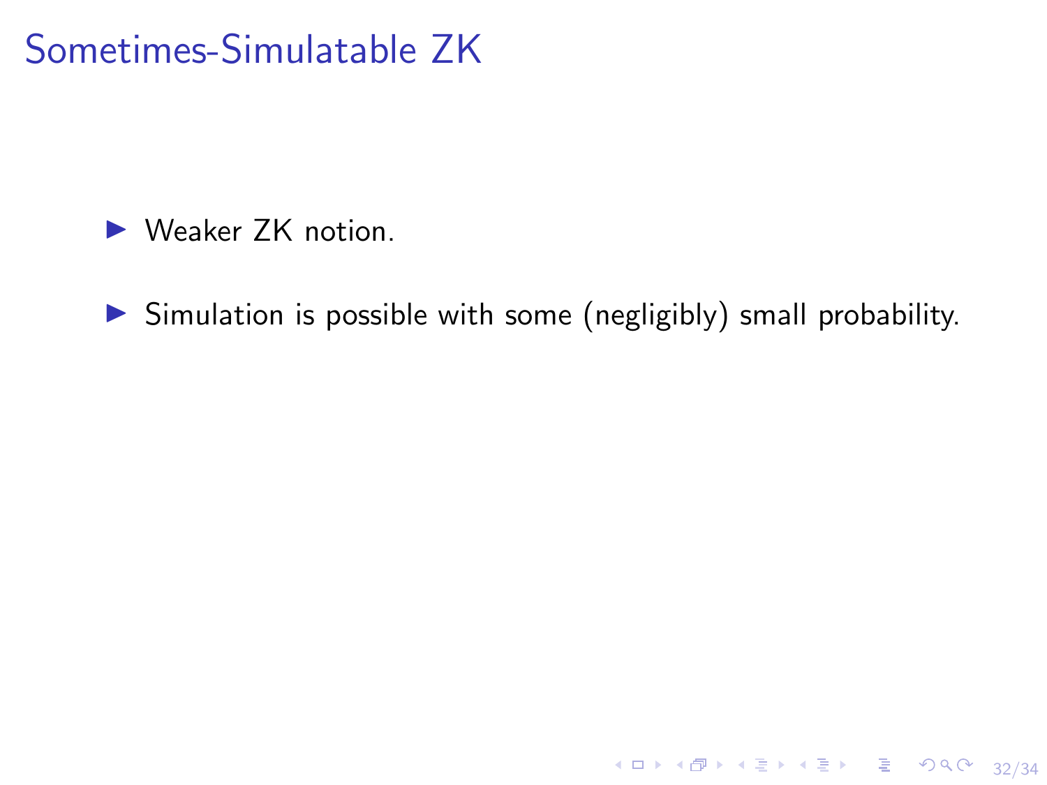# Sometimes-Simulatable ZK

- Weaker ZK notion.
- Simulation is possible with some (negligibly) small probability.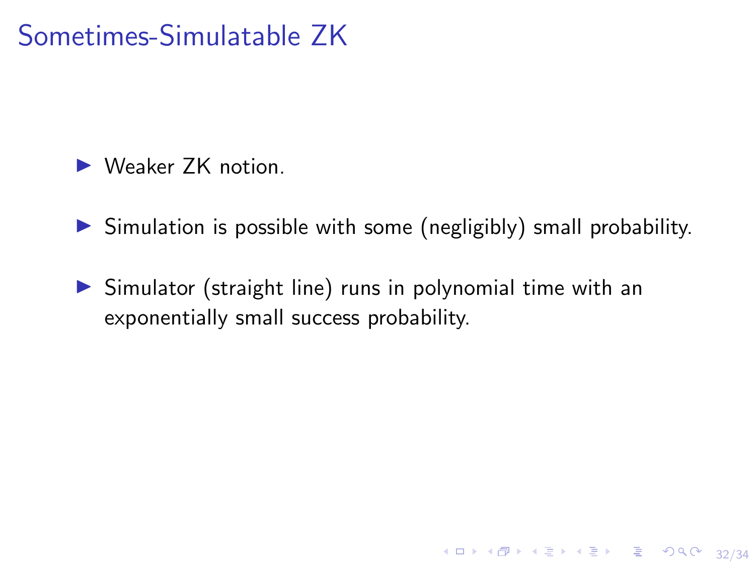# Sometimes-Simulatable ZK

- Weaker ZK notion.
- Simulation is possible with some (negligibly) small probability.
- Simulator (straight line) runs in polynomial time with an exponentially small success probability.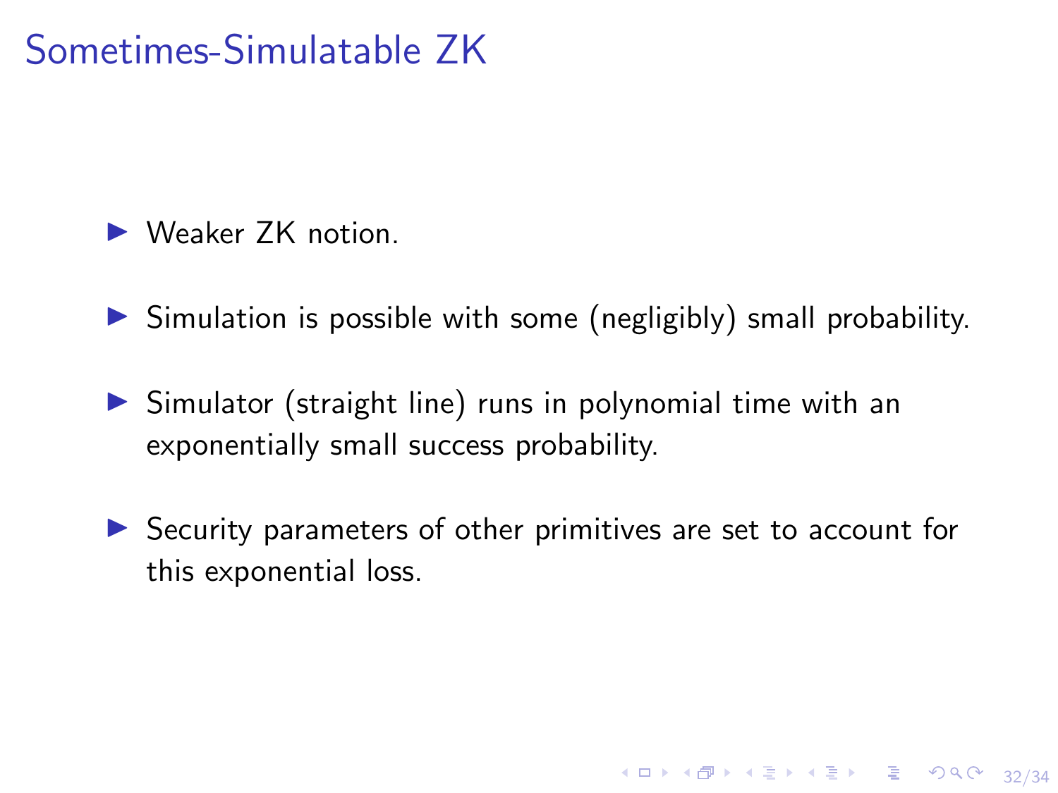# Sometimes-Simulatable ZK

- Weaker ZK notion.
- Simulation is possible with some (negligibly) small probability.
- Simulator (straight line) runs in polynomial time with an exponentially small success probability.
- Security parameters of other primitives are set to account for this exponential loss.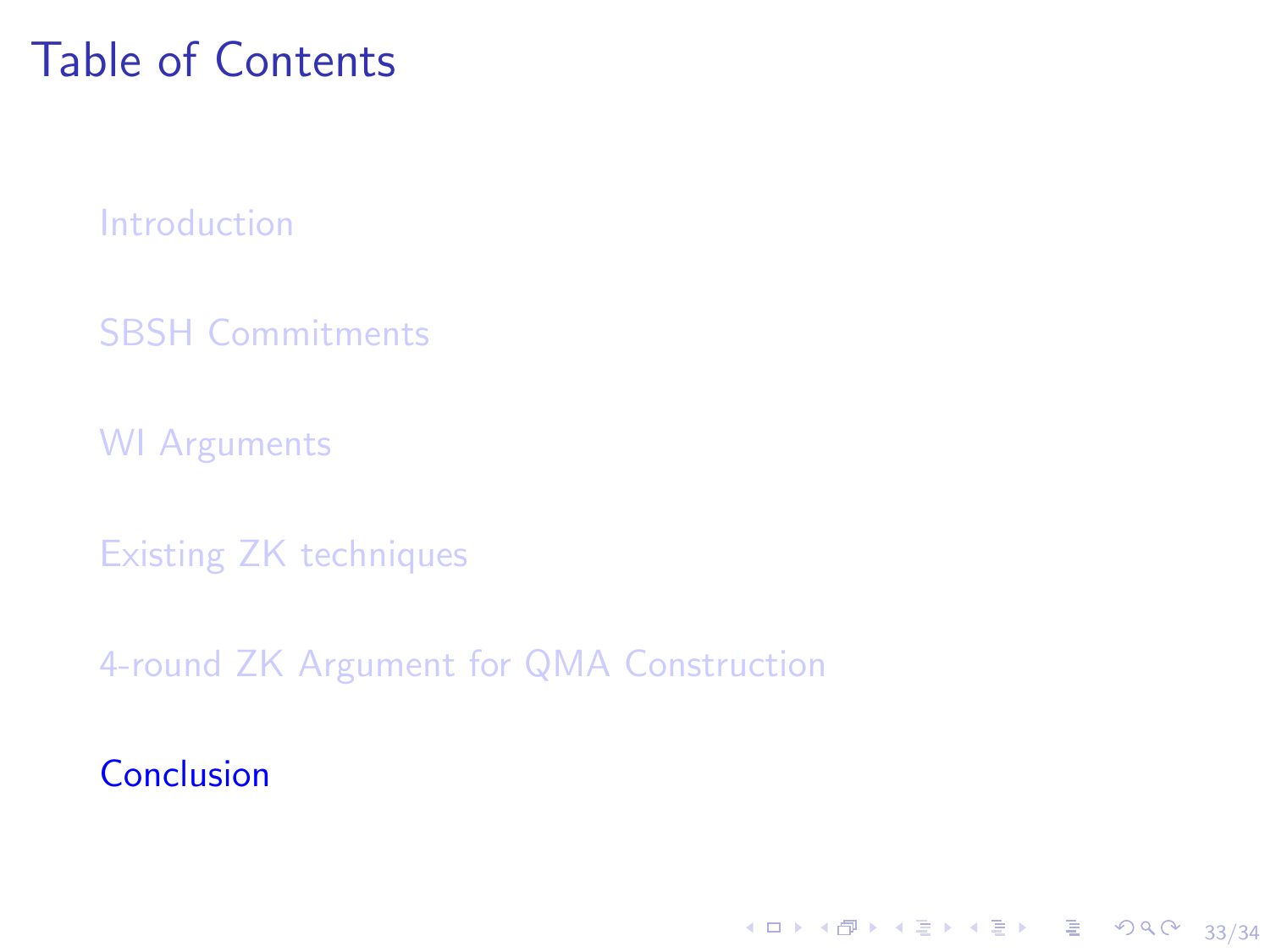# Table of Contents

- Introduction
- SBSH Commitments
- WI Arguments
- Existing ZK techniques
- 4-round ZK Argument for QMA Construction
- Conclusion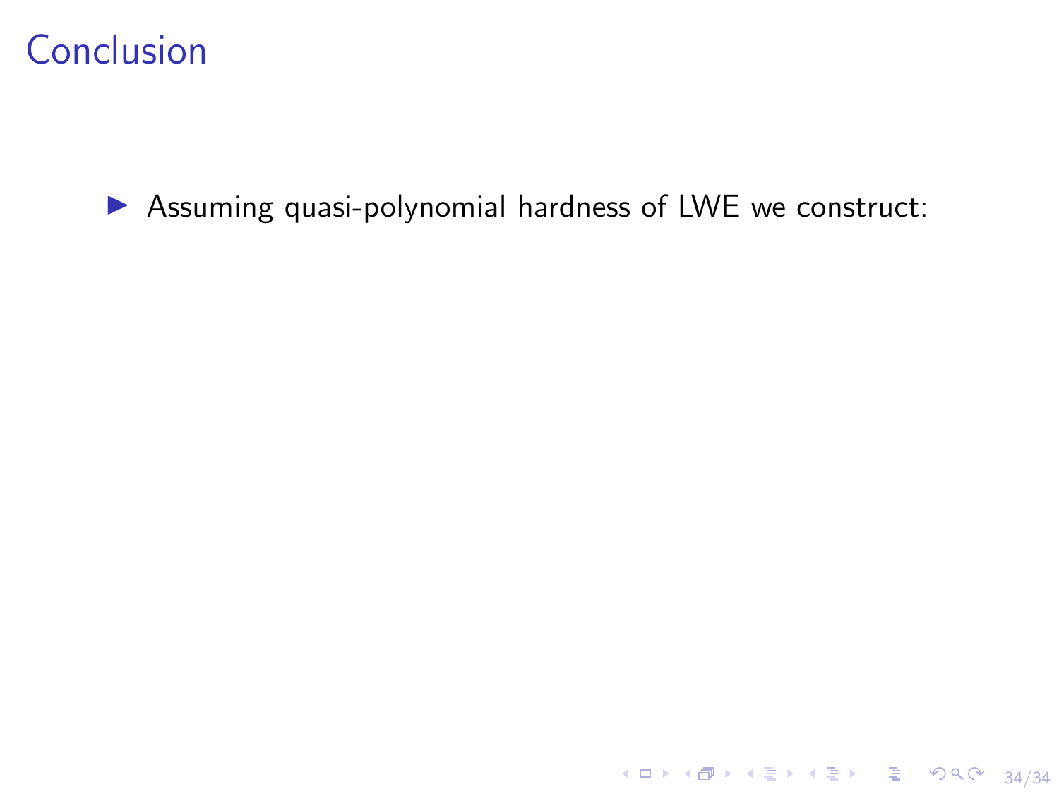# Conclusion

- Assuming quasi-polynomial hardness of LWE we construct: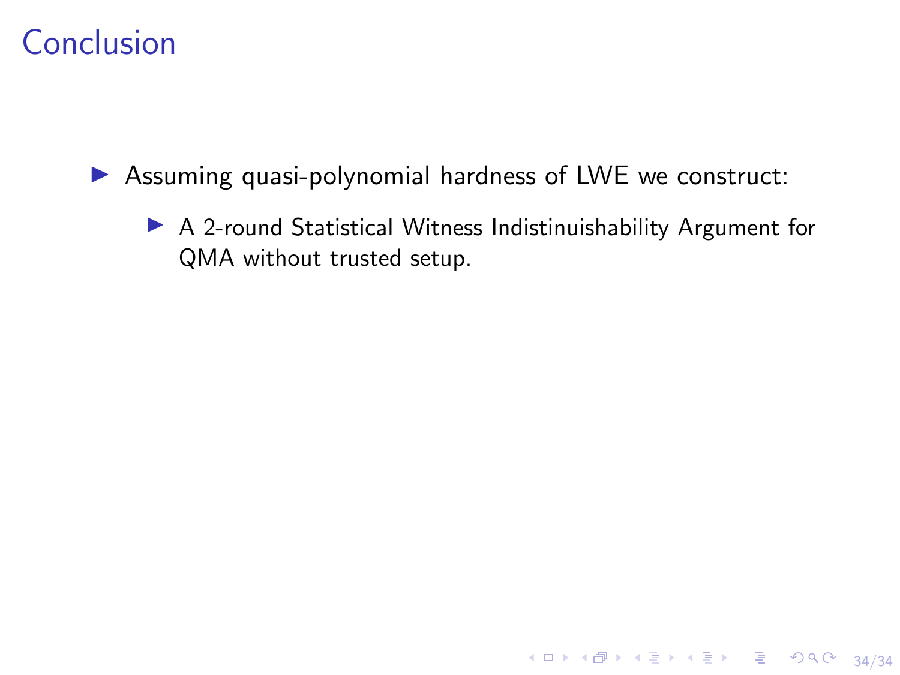# Conclusion

- Assuming quasi-polynomial hardness of LWE we construct:
  - A 2-round Statistical Witness Indistinuishability Argument for QMA without trusted setup.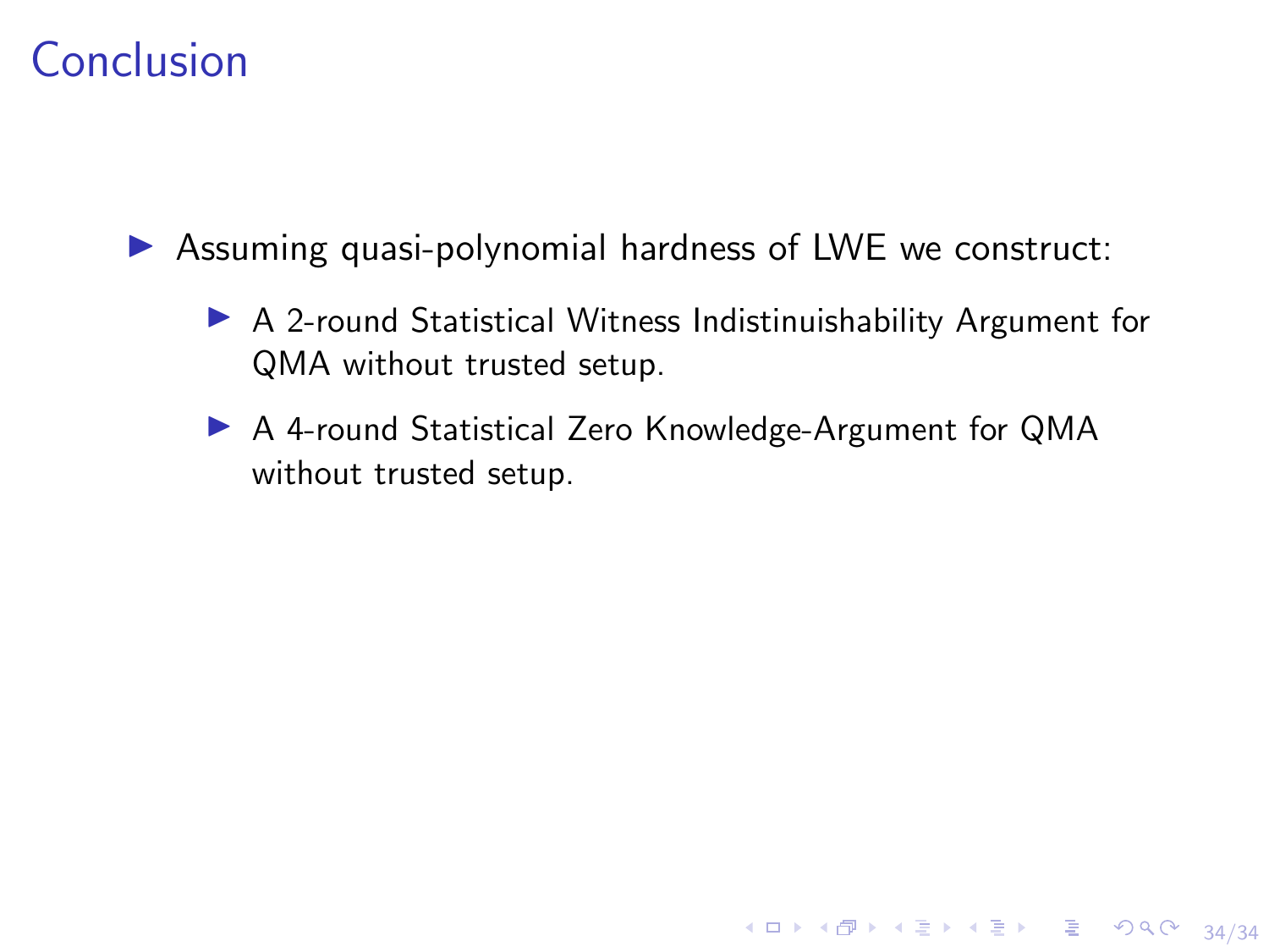# Conclusion

- Assuming quasi-polynomial hardness of LWE we construct:
  - A 2-round Statistical Witness Indistinuishability Argument for QMA without trusted setup.
  - A 4-round Statistical Zero Knowledge-Argument for QMA without trusted setup.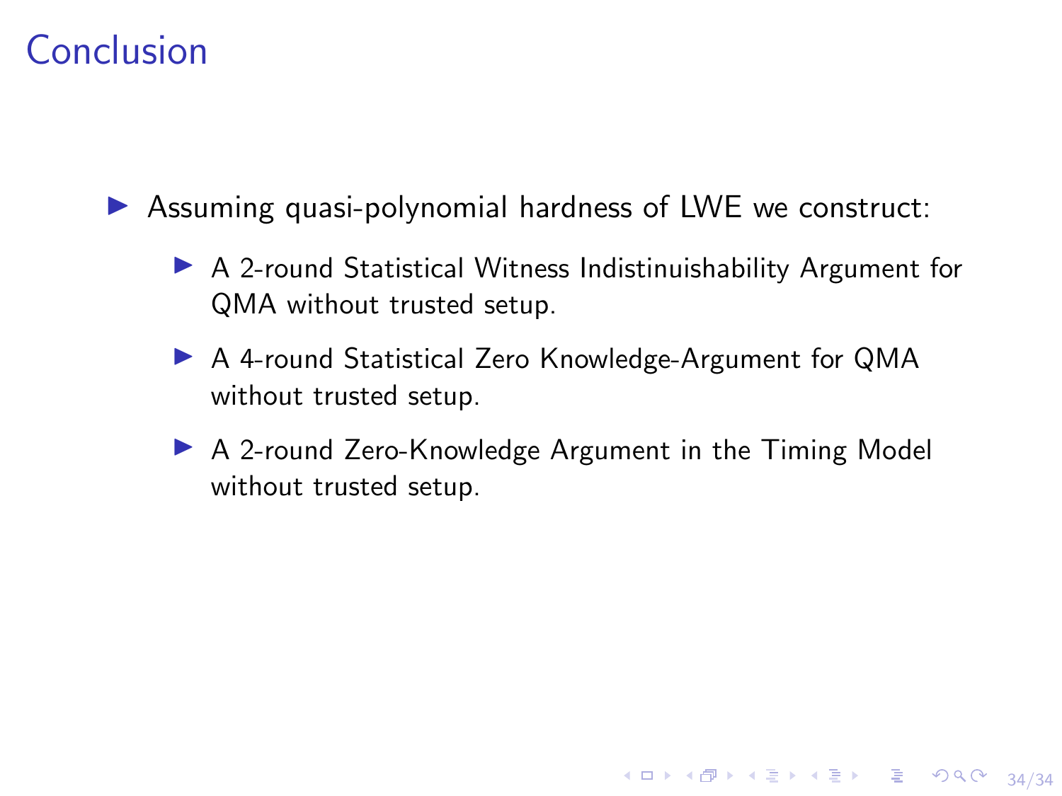# Conclusion

- Assuming quasi-polynomial hardness of LWE we construct:
  - A 2-round Statistical Witness Indistinuishability Argument for QMA without trusted setup.
  - A 4-round Statistical Zero Knowledge-Argument for QMA without trusted setup.
  - A 2-round Zero-Knowledge Argument in the Timing Model without trusted setup.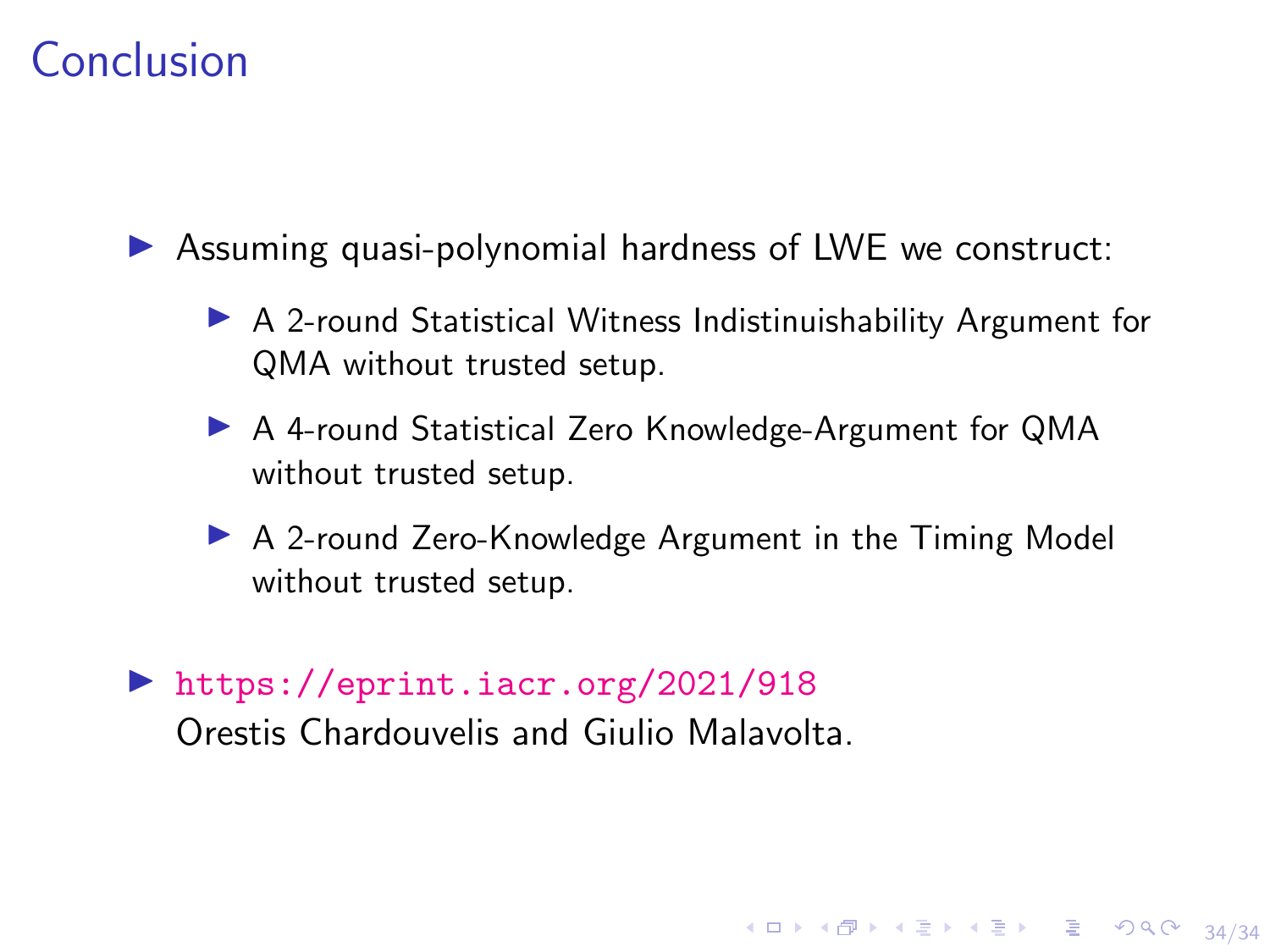# Conclusion

- Assuming quasi-polynomial hardness of LWE we construct:
  - A 2-round Statistical Witness Indistinuishability Argument for QMA without trusted setup.
  - A 4-round Statistical Zero Knowledge-Argument for QMA without trusted setup.
  - A 2-round Zero-Knowledge Argument in the Timing Model without trusted setup.
- https://eprint.iacr.org/2021/918
  Orestis Chardouvelis and Giulio Malavolta.